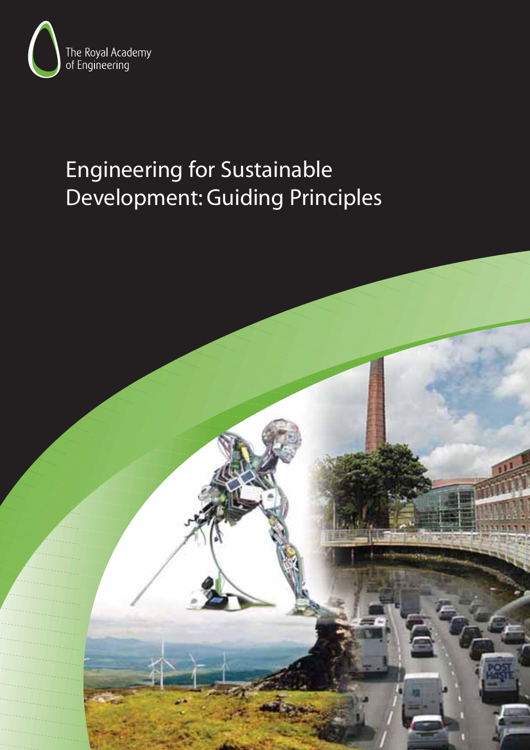The Royal Academy of Engineering

# Engineering for Sustainable Development: Guiding Principles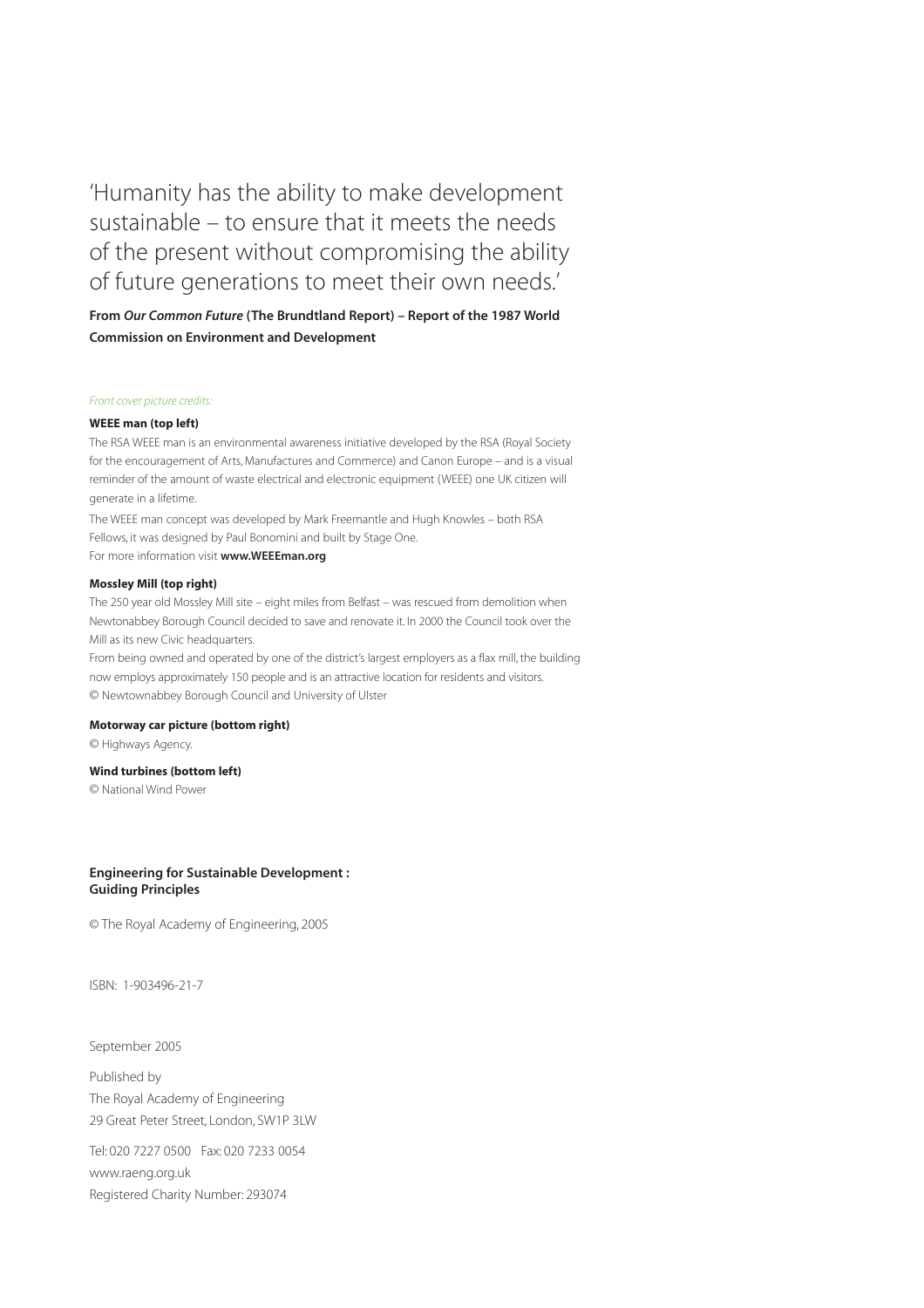'Humanity has the ability to make development sustainable – to ensure that it meets the needs of the present without compromising the ability of future generations to meet their own needs.'

**From *Our Common Future* (The Brundtland Report) – Report of the 1987 World Commission on Environment and Development**

*Front cover picture credits:*

**WEEE man (top left)**

The RSA WEEE man is an environmental awareness initiative developed by the RSA (Royal Society for the encouragement of Arts, Manufactures and Commerce) and Canon Europe – and is a visual reminder of the amount of waste electrical and electronic equipment (WEEE) one UK citizen will generate in a lifetime.

The WEEE man concept was developed by Mark Freemantle and Hugh Knowles – both RSA Fellows, it was designed by Paul Bonomini and built by Stage One.
For more information visit **www.WEEEman.org**

**Mossley Mill (top right)**

The 250 year old Mossley Mill site – eight miles from Belfast – was rescued from demolition when Newtonabbey Borough Council decided to save and renovate it. In 2000 the Council took over the Mill as its new Civic headquarters.

From being owned and operated by one of the district's largest employers as a flax mill, the building now employs approximately 150 people and is an attractive location for residents and visitors.
© Newtownabbey Borough Council and University of Ulster

**Motorway car picture (bottom right)**

© Highways Agency.

**Wind turbines (bottom left)**

© National Wind Power

**Engineering for Sustainable Development : Guiding Principles**

© The Royal Academy of Engineering, 2005

ISBN: 1-903496-21-7

September 2005

Published by
The Royal Academy of Engineering
29 Great Peter Street, London, SW1P 3LW

Tel: 020 7227 0500 Fax: 020 7233 0054
www.raeng.org.uk
Registered Charity Number: 293074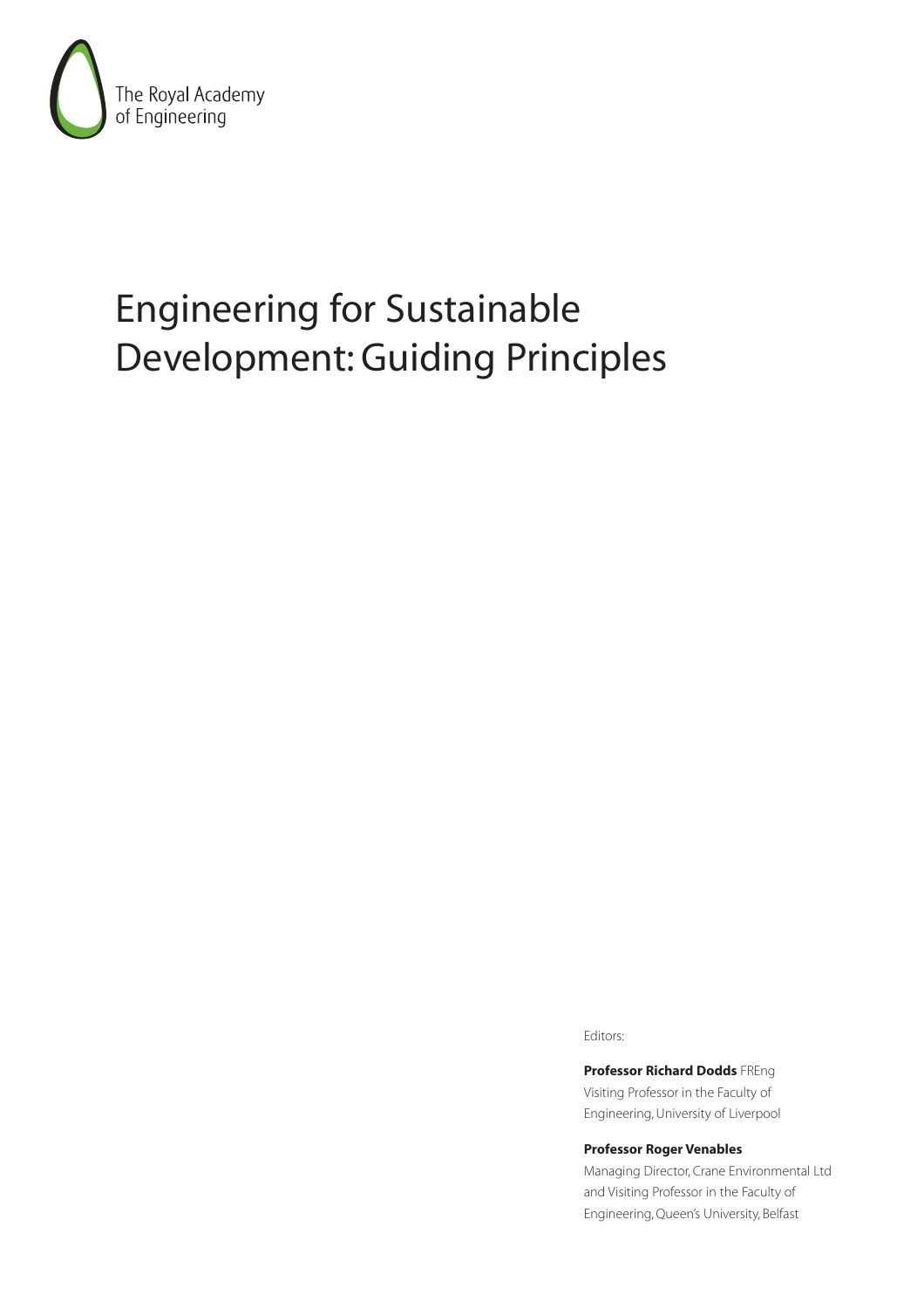The Royal Academy of Engineering

# Engineering for Sustainable Development: Guiding Principles

Editors:

**Professor Richard Dodds** FREng
Visiting Professor in the Faculty of Engineering, University of Liverpool

**Professor Roger Venables**
Managing Director, Crane Environmental Ltd and Visiting Professor in the Faculty of Engineering, Queen's University, Belfast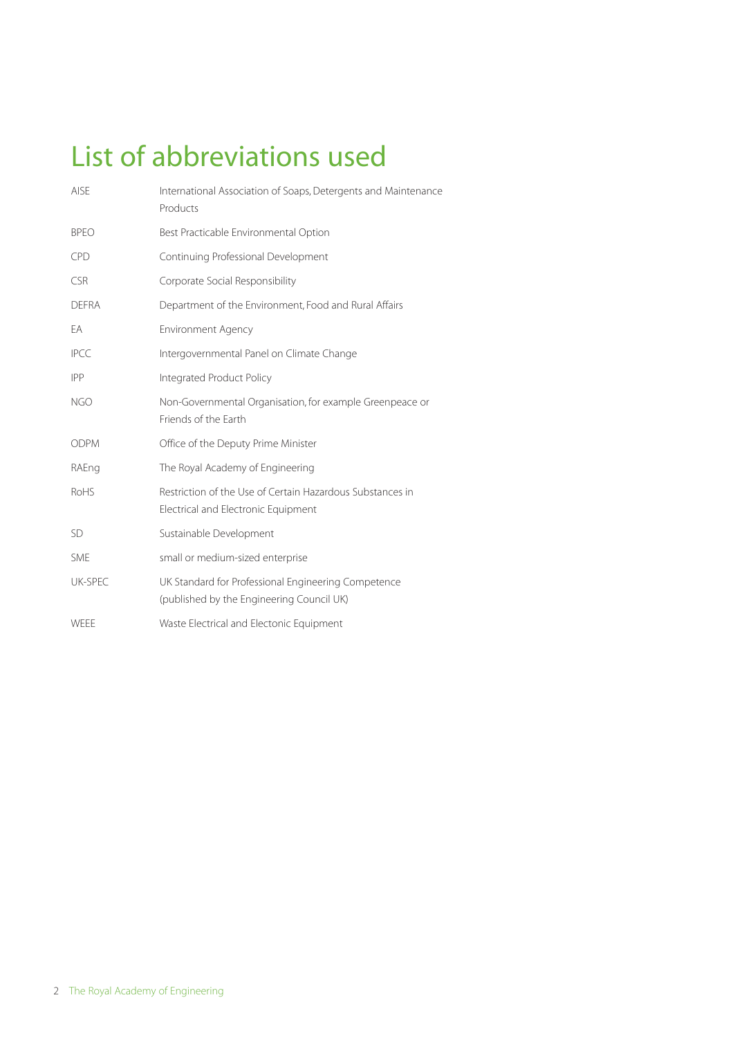# List of abbreviations used

| | |
|---|---|
| AISE | International Association of Soaps, Detergents and Maintenance Products |
| BPEO | Best Practicable Environmental Option |
| CPD | Continuing Professional Development |
| CSR | Corporate Social Responsibility |
| DEFRA | Department of the Environment, Food and Rural Affairs |
| EA | Environment Agency |
| IPCC | Intergovernmental Panel on Climate Change |
| IPP | Integrated Product Policy |
| NGO | Non-Governmental Organisation, for example Greenpeace or Friends of the Earth |
| ODPM | Office of the Deputy Prime Minister |
| RAEng | The Royal Academy of Engineering |
| RoHS | Restriction of the Use of Certain Hazardous Substances in Electrical and Electronic Equipment |
| SD | Sustainable Development |
| SME | small or medium-sized enterprise |
| UK-SPEC | UK Standard for Professional Engineering Competence (published by the Engineering Council UK) |
| WEEE | Waste Electrical and Electonic Equipment |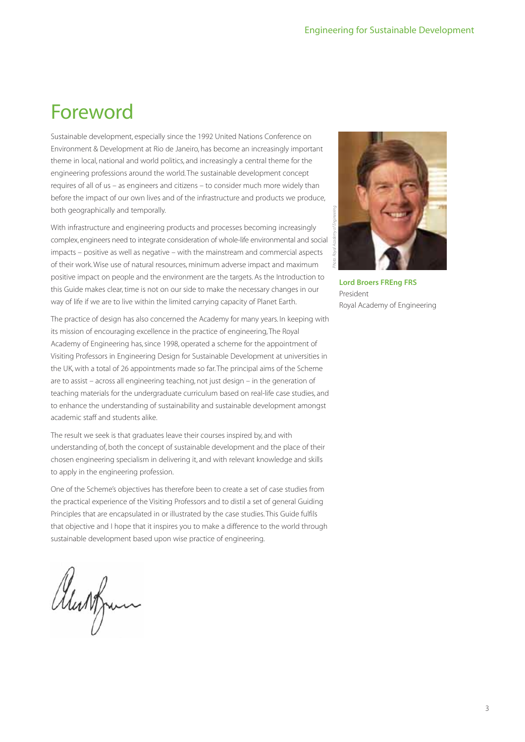# Foreword

Sustainable development, especially since the 1992 United Nations Conference on Environment & Development at Rio de Janeiro, has become an increasingly important theme in local, national and world politics, and increasingly a central theme for the engineering professions around the world. The sustainable development concept requires of all of us – as engineers and citizens – to consider much more widely than before the impact of our own lives and of the infrastructure and products we produce, both geographically and temporally.

With infrastructure and engineering products and processes becoming increasingly complex, engineers need to integrate consideration of whole-life environmental and social impacts – positive as well as negative – with the mainstream and commercial aspects of their work. Wise use of natural resources, minimum adverse impact and maximum positive impact on people and the environment are the targets. As the Introduction to this Guide makes clear, time is not on our side to make the necessary changes in our way of life if we are to live within the limited carrying capacity of Planet Earth.

The practice of design has also concerned the Academy for many years. In keeping with its mission of encouraging excellence in the practice of engineering, The Royal Academy of Engineering has, since 1998, operated a scheme for the appointment of Visiting Professors in Engineering Design for Sustainable Development at universities in the UK, with a total of 26 appointments made so far. The principal aims of the Scheme are to assist – across all engineering teaching, not just design – in the generation of teaching materials for the undergraduate curriculum based on real-life case studies, and to enhance the understanding of sustainability and sustainable development amongst academic staff and students alike.

The result we seek is that graduates leave their courses inspired by, and with understanding of, both the concept of sustainable development and the place of their chosen engineering specialism in delivering it, and with relevant knowledge and skills to apply in the engineering profession.

One of the Scheme's objectives has therefore been to create a set of case studies from the practical experience of the Visiting Professors and to distil a set of general Guiding Principles that are encapsulated in or illustrated by the case studies. This Guide fulfils that objective and I hope that it inspires you to make a difference to the world through sustainable development based upon wise practice of engineering.

*Photo: Royal Academy of Engineering*

**Lord Broers FREng FRS**
President
Royal Academy of Engineering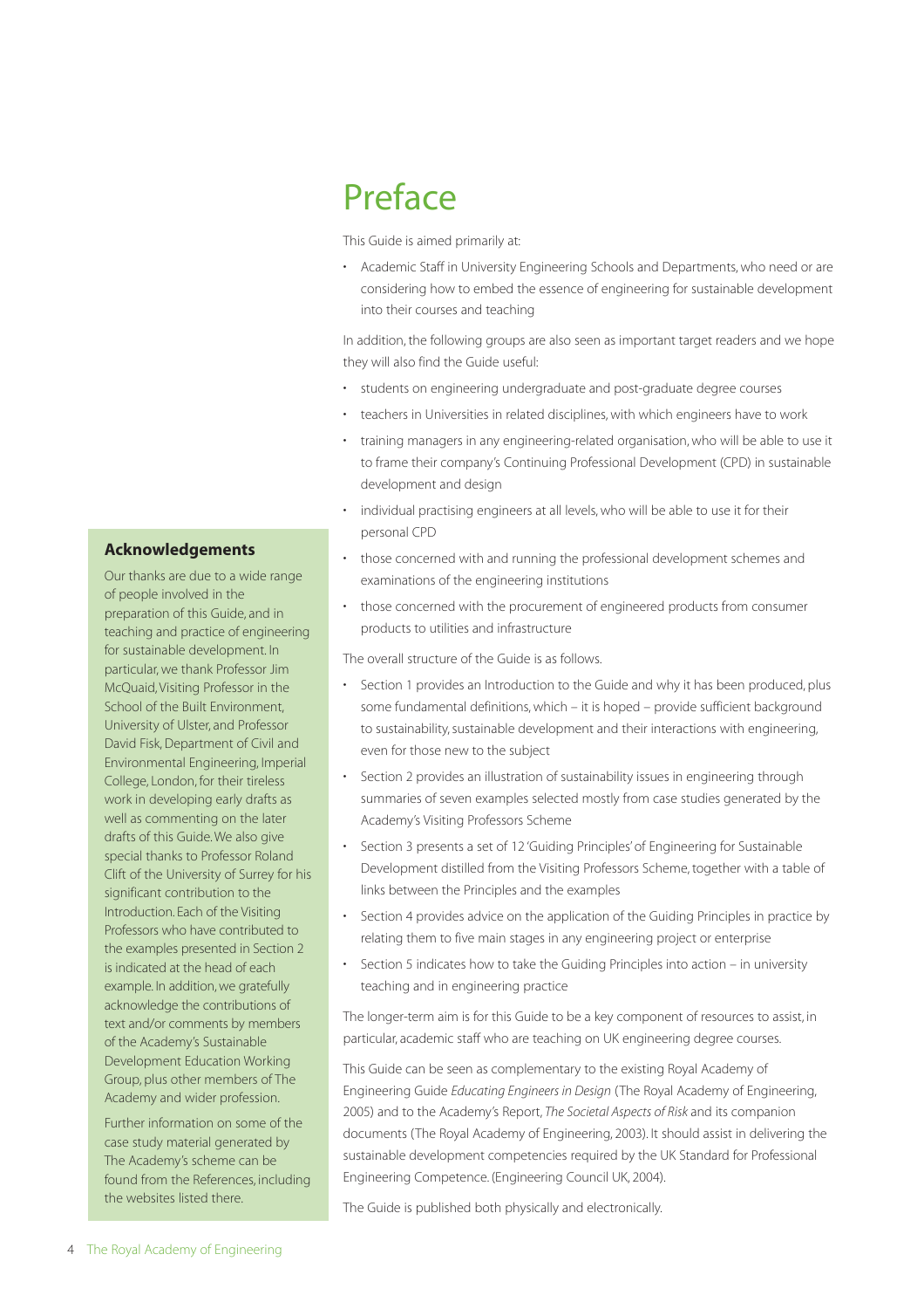# Preface

This Guide is aimed primarily at:

- Academic Staff in University Engineering Schools and Departments, who need or are considering how to embed the essence of engineering for sustainable development into their courses and teaching

In addition, the following groups are also seen as important target readers and we hope they will also find the Guide useful:

- students on engineering undergraduate and post-graduate degree courses
- teachers in Universities in related disciplines, with which engineers have to work
- training managers in any engineering-related organisation, who will be able to use it to frame their company's Continuing Professional Development (CPD) in sustainable development and design
- individual practising engineers at all levels, who will be able to use it for their personal CPD
- those concerned with and running the professional development schemes and examinations of the engineering institutions
- those concerned with the procurement of engineered products from consumer products to utilities and infrastructure

The overall structure of the Guide is as follows.

- Section 1 provides an Introduction to the Guide and why it has been produced, plus some fundamental definitions, which – it is hoped – provide sufficient background to sustainability, sustainable development and their interactions with engineering, even for those new to the subject
- Section 2 provides an illustration of sustainability issues in engineering through summaries of seven examples selected mostly from case studies generated by the Academy's Visiting Professors Scheme
- Section 3 presents a set of 12 'Guiding Principles' of Engineering for Sustainable Development distilled from the Visiting Professors Scheme, together with a table of links between the Principles and the examples
- Section 4 provides advice on the application of the Guiding Principles in practice by relating them to five main stages in any engineering project or enterprise
- Section 5 indicates how to take the Guiding Principles into action – in university teaching and in engineering practice

The longer-term aim is for this Guide to be a key component of resources to assist, in particular, academic staff who are teaching on UK engineering degree courses.

This Guide can be seen as complementary to the existing Royal Academy of Engineering Guide *Educating Engineers in Design* (The Royal Academy of Engineering, 2005) and to the Academy's Report, *The Societal Aspects of Risk* and its companion documents (The Royal Academy of Engineering, 2003). It should assist in delivering the sustainable development competencies required by the UK Standard for Professional Engineering Competence. (Engineering Council UK, 2004).

The Guide is published both physically and electronically.

## Acknowledgements

Our thanks are due to a wide range of people involved in the preparation of this Guide, and in teaching and practice of engineering for sustainable development. In particular, we thank Professor Jim McQuaid, Visiting Professor in the School of the Built Environment, University of Ulster, and Professor David Fisk, Department of Civil and Environmental Engineering, Imperial College, London, for their tireless work in developing early drafts as well as commenting on the later drafts of this Guide. We also give special thanks to Professor Roland Clift of the University of Surrey for his significant contribution to the Introduction. Each of the Visiting Professors who have contributed to the examples presented in Section 2 is indicated at the head of each example. In addition, we gratefully acknowledge the contributions of text and/or comments by members of the Academy's Sustainable Development Education Working Group, plus other members of The Academy and wider profession.

Further information on some of the case study material generated by The Academy's scheme can be found from the References, including the websites listed there.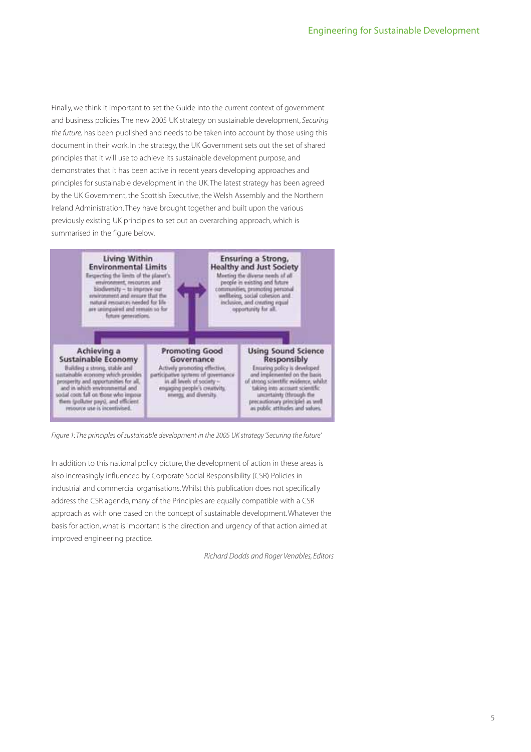Finally, we think it important to set the Guide into the current context of government and business policies. The new 2005 UK strategy on sustainable development, *Securing the future,* has been published and needs to be taken into account by those using this document in their work. In the strategy, the UK Government sets out the set of shared principles that it will use to achieve its sustainable development purpose, and demonstrates that it has been active in recent years developing approaches and principles for sustainable development in the UK. The latest strategy has been agreed by the UK Government, the Scottish Executive, the Welsh Assembly and the Northern Ireland Administration. They have brought together and built upon the various previously existing UK principles to set out an overarching approach, which is summarised in the figure below.

**Living Within Environmental Limits**
Respecting the limits of the planet's environment, resources and biodiversity – to improve our environment and ensure that the natural resources needed for life are unimpaired and remain so for future generations.

**Ensuring a Strong, Healthy and Just Society**
Meeting the diverse needs of all people in existing and future communities, promoting personal wellbeing, social cohesion and inclusion, and creating equal opportunity for all.

**Achieving a Sustainable Economy**
Building a strong, stable and sustainable economy which provides prosperity and opportunities for all, and in which environmental and social costs fall on those who impose them (polluter pays), and efficient resource use is incentivised.

**Promoting Good Governance**
Actively promoting effective, participative systems of governance in all levels of society – engaging people's creativity, energy, and diversity.

**Using Sound Science Responsibly**
Ensuring policy is developed and implemented on the basis of strong scientific evidence, whilst taking into account scientific uncertainty (through the precautionary principle) as well as public attitudes and values.

*Figure 1: The principles of sustainable development in the 2005 UK strategy 'Securing the future'*

In addition to this national policy picture, the development of action in these areas is also increasingly influenced by Corporate Social Responsibility (CSR) Policies in industrial and commercial organisations. Whilst this publication does not specifically address the CSR agenda, many of the Principles are equally compatible with a CSR approach as with one based on the concept of sustainable development. Whatever the basis for action, what is important is the direction and urgency of that action aimed at improved engineering practice.

*Richard Dodds and Roger Venables, Editors*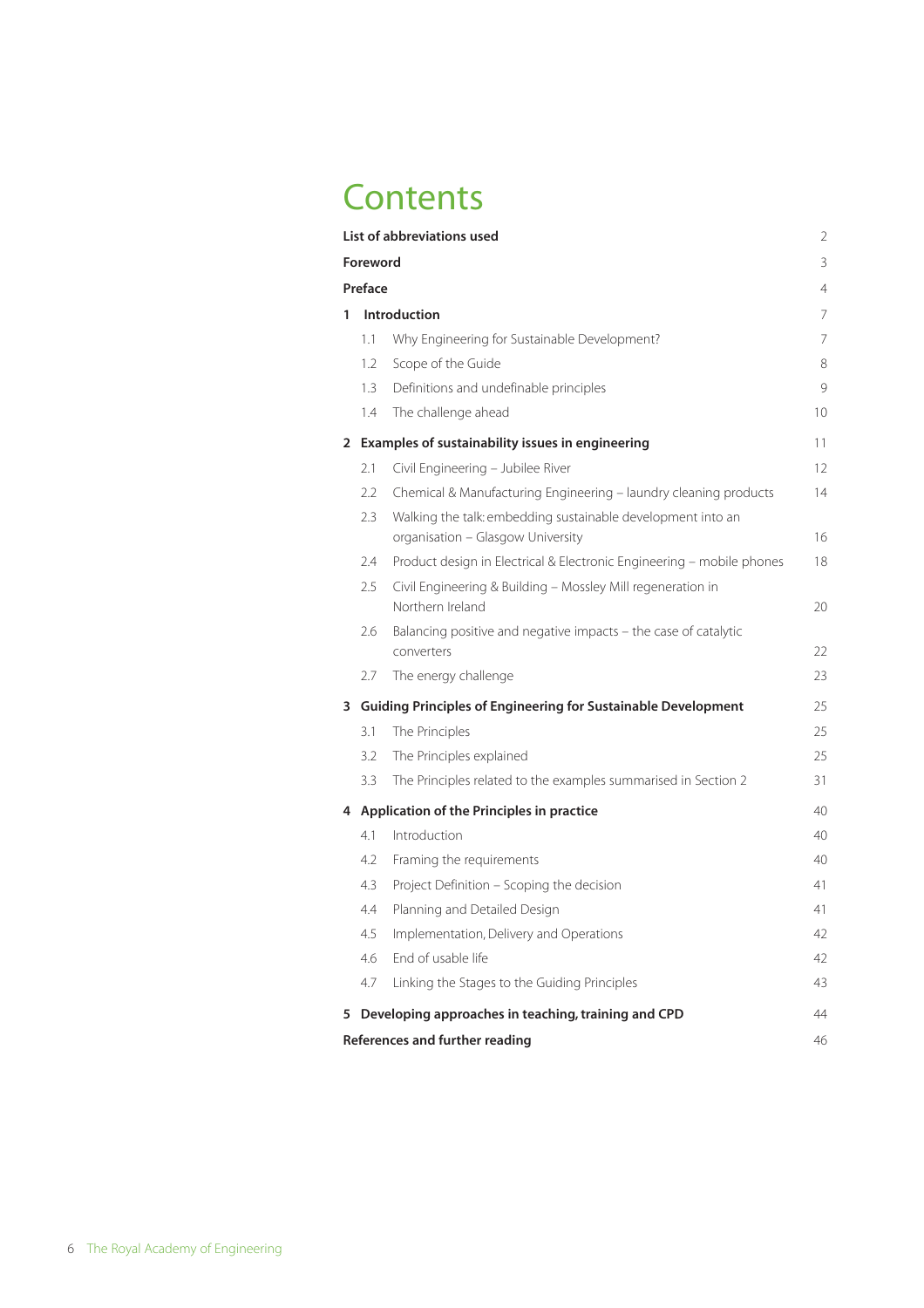# Contents

| | | |
|---|---|---|
| **List of abbreviations used** | | 2 |
| **Foreword** | | 3 |
| **Preface** | | 4 |
| **1** | **Introduction** | 7 |
| 1.1 | Why Engineering for Sustainable Development? | 7 |
| 1.2 | Scope of the Guide | 8 |
| 1.3 | Definitions and undefinable principles | 9 |
| 1.4 | The challenge ahead | 10 |
| **2** | **Examples of sustainability issues in engineering** | 11 |
| 2.1 | Civil Engineering – Jubilee River | 12 |
| 2.2 | Chemical & Manufacturing Engineering – laundry cleaning products | 14 |
| 2.3 | Walking the talk: embedding sustainable development into an organisation – Glasgow University | 16 |
| 2.4 | Product design in Electrical & Electronic Engineering – mobile phones | 18 |
| 2.5 | Civil Engineering & Building – Mossley Mill regeneration in Northern Ireland | 20 |
| 2.6 | Balancing positive and negative impacts – the case of catalytic converters | 22 |
| 2.7 | The energy challenge | 23 |
| **3** | **Guiding Principles of Engineering for Sustainable Development** | 25 |
| 3.1 | The Principles | 25 |
| 3.2 | The Principles explained | 25 |
| 3.3 | The Principles related to the examples summarised in Section 2 | 31 |
| **4** | **Application of the Principles in practice** | 40 |
| 4.1 | Introduction | 40 |
| 4.2 | Framing the requirements | 40 |
| 4.3 | Project Definition – Scoping the decision | 41 |
| 4.4 | Planning and Detailed Design | 41 |
| 4.5 | Implementation, Delivery and Operations | 42 |
| 4.6 | End of usable life | 42 |
| 4.7 | Linking the Stages to the Guiding Principles | 43 |
| **5** | **Developing approaches in teaching, training and CPD** | 44 |
| **References and further reading** | | 46 |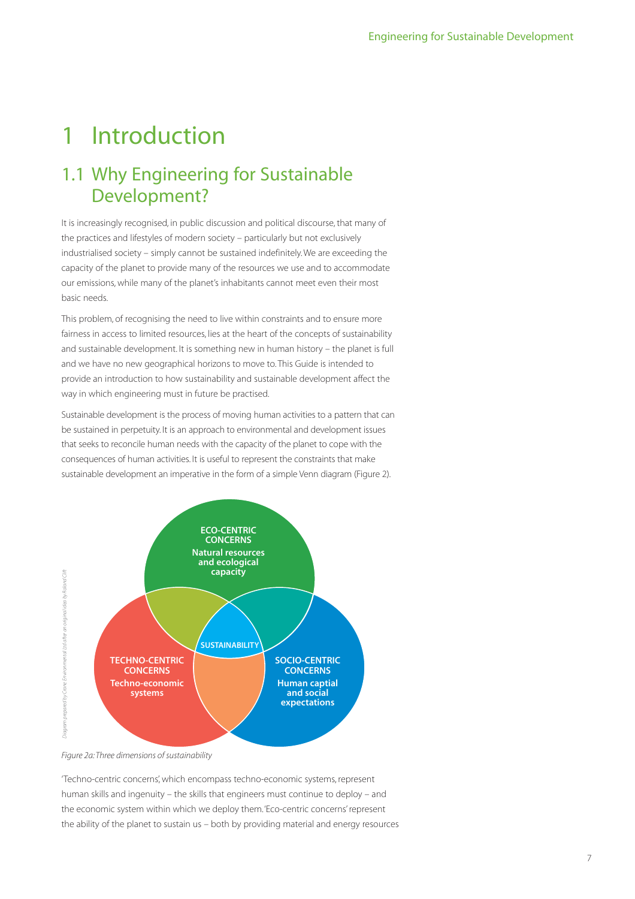# 1 Introduction

## 1.1 Why Engineering for Sustainable Development?

It is increasingly recognised, in public discussion and political discourse, that many of the practices and lifestyles of modern society – particularly but not exclusively industrialised society – simply cannot be sustained indefinitely. We are exceeding the capacity of the planet to provide many of the resources we use and to accommodate our emissions, while many of the planet's inhabitants cannot meet even their most basic needs.

This problem, of recognising the need to live within constraints and to ensure more fairness in access to limited resources, lies at the heart of the concepts of sustainability and sustainable development. It is something new in human history – the planet is full and we have no new geographical horizons to move to. This Guide is intended to provide an introduction to how sustainability and sustainable development affect the way in which engineering must in future be practised.

Sustainable development is the process of moving human activities to a pattern that can be sustained in perpetuity. It is an approach to environmental and development issues that seeks to reconcile human needs with the capacity of the planet to cope with the consequences of human activities. It is useful to represent the constraints that make sustainable development an imperative in the form of a simple Venn diagram (Figure 2).

*Figure 2a: Three dimensions of sustainability*

'Techno-centric concerns', which encompass techno-economic systems, represent human skills and ingenuity – the skills that engineers must continue to deploy – and the economic system within which we deploy them. 'Eco-centric concerns' represent the ability of the planet to sustain us – both by providing material and energy resources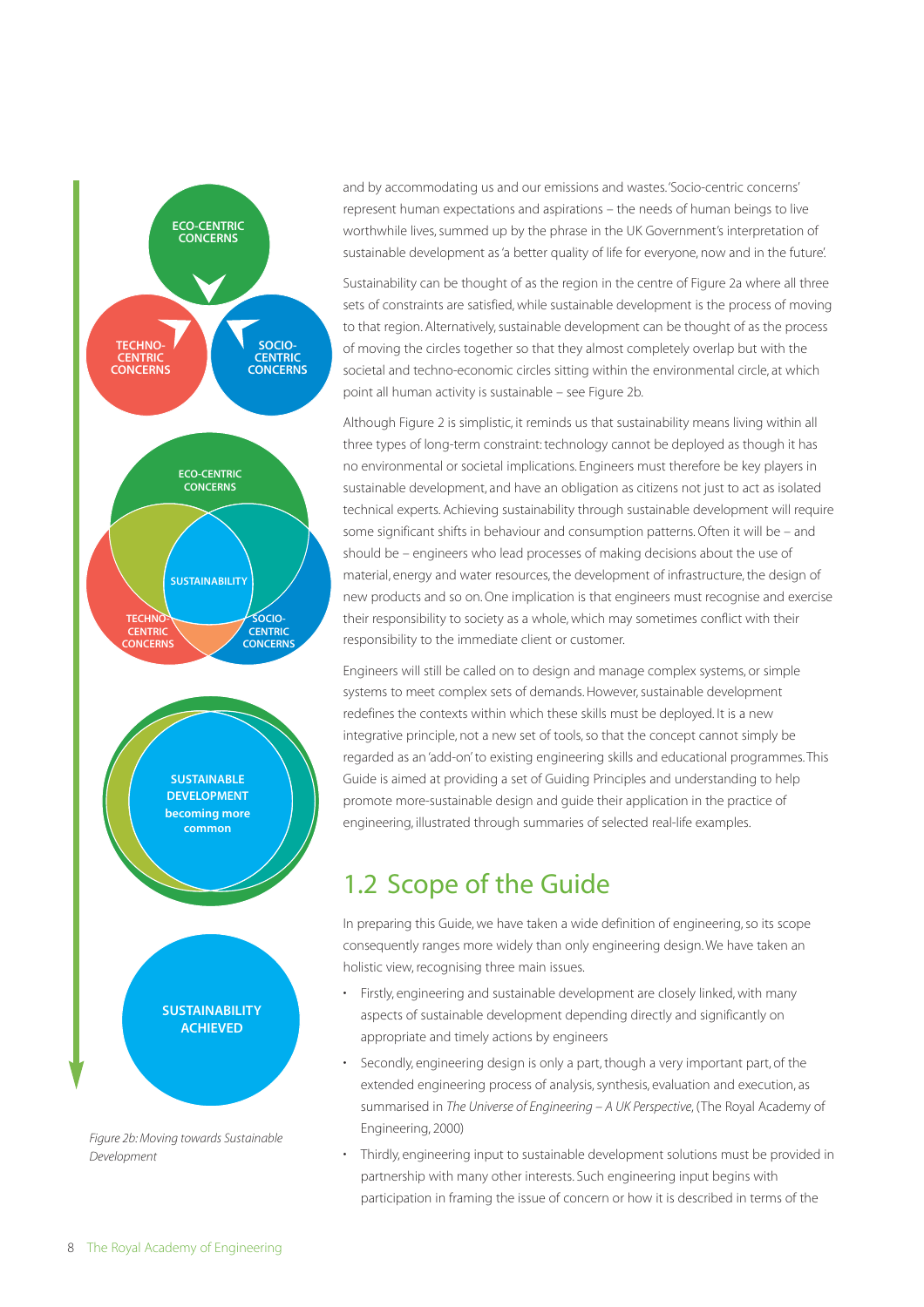ECO-CENTRIC CONCERNS

TECHNO-CENTRIC CONCERNS

SOCIO-CENTRIC CONCERNS

ECO-CENTRIC CONCERNS

SUSTAINABILITY

TECHNO-CENTRIC CONCERNS

SOCIO-CENTRIC CONCERNS

SUSTAINABLE DEVELOPMENT becoming more common

SUSTAINABILITY ACHIEVED

*Figure 2b: Moving towards Sustainable Development*

and by accommodating us and our emissions and wastes. 'Socio-centric concerns' represent human expectations and aspirations – the needs of human beings to live worthwhile lives, summed up by the phrase in the UK Government's interpretation of sustainable development as 'a better quality of life for everyone, now and in the future'.

Sustainability can be thought of as the region in the centre of Figure 2a where all three sets of constraints are satisfied, while sustainable development is the process of moving to that region. Alternatively, sustainable development can be thought of as the process of moving the circles together so that they almost completely overlap but with the societal and techno-economic circles sitting within the environmental circle, at which point all human activity is sustainable – see Figure 2b.

Although Figure 2 is simplistic, it reminds us that sustainability means living within all three types of long-term constraint: technology cannot be deployed as though it has no environmental or societal implications. Engineers must therefore be key players in sustainable development, and have an obligation as citizens not just to act as isolated technical experts. Achieving sustainability through sustainable development will require some significant shifts in behaviour and consumption patterns. Often it will be – and should be – engineers who lead processes of making decisions about the use of material, energy and water resources, the development of infrastructure, the design of new products and so on. One implication is that engineers must recognise and exercise their responsibility to society as a whole, which may sometimes conflict with their responsibility to the immediate client or customer.

Engineers will still be called on to design and manage complex systems, or simple systems to meet complex sets of demands. However, sustainable development redefines the contexts within which these skills must be deployed. It is a new integrative principle, not a new set of tools, so that the concept cannot simply be regarded as an 'add-on' to existing engineering skills and educational programmes. This Guide is aimed at providing a set of Guiding Principles and understanding to help promote more-sustainable design and guide their application in the practice of engineering, illustrated through summaries of selected real-life examples.

## 1.2 Scope of the Guide

In preparing this Guide, we have taken a wide definition of engineering, so its scope consequently ranges more widely than only engineering design. We have taken an holistic view, recognising three main issues.

- Firstly, engineering and sustainable development are closely linked, with many aspects of sustainable development depending directly and significantly on appropriate and timely actions by engineers
- Secondly, engineering design is only a part, though a very important part, of the extended engineering process of analysis, synthesis, evaluation and execution, as summarised in *The Universe of Engineering – A UK Perspective*, (The Royal Academy of Engineering, 2000)
- Thirdly, engineering input to sustainable development solutions must be provided in partnership with many other interests. Such engineering input begins with participation in framing the issue of concern or how it is described in terms of the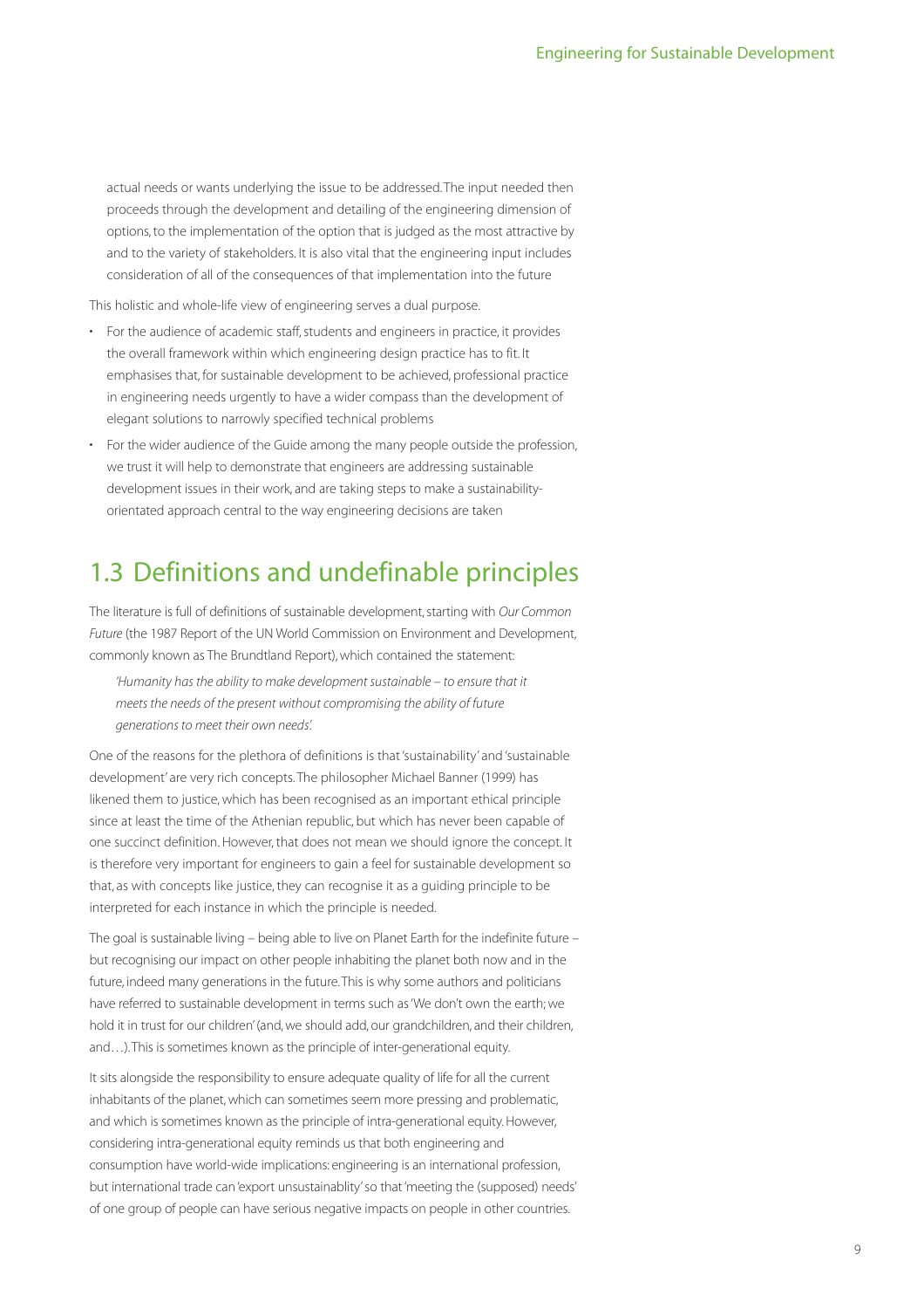actual needs or wants underlying the issue to be addressed. The input needed then proceeds through the development and detailing of the engineering dimension of options, to the implementation of the option that is judged as the most attractive by and to the variety of stakeholders. It is also vital that the engineering input includes consideration of all of the consequences of that implementation into the future

This holistic and whole-life view of engineering serves a dual purpose.

- For the audience of academic staff, students and engineers in practice, it provides the overall framework within which engineering design practice has to fit. It emphasises that, for sustainable development to be achieved, professional practice in engineering needs urgently to have a wider compass than the development of elegant solutions to narrowly specified technical problems
- For the wider audience of the Guide among the many people outside the profession, we trust it will help to demonstrate that engineers are addressing sustainable development issues in their work, and are taking steps to make a sustainability-orientated approach central to the way engineering decisions are taken

## 1.3 Definitions and undefinable principles

The literature is full of definitions of sustainable development, starting with *Our Common Future* (the 1987 Report of the UN World Commission on Environment and Development, commonly known as The Brundtland Report), which contained the statement:

*'Humanity has the ability to make development sustainable – to ensure that it meets the needs of the present without compromising the ability of future generations to meet their own needs'.*

One of the reasons for the plethora of definitions is that 'sustainability' and 'sustainable development' are very rich concepts. The philosopher Michael Banner (1999) has likened them to justice, which has been recognised as an important ethical principle since at least the time of the Athenian republic, but which has never been capable of one succinct definition. However, that does not mean we should ignore the concept. It is therefore very important for engineers to gain a feel for sustainable development so that, as with concepts like justice, they can recognise it as a guiding principle to be interpreted for each instance in which the principle is needed.

The goal is sustainable living – being able to live on Planet Earth for the indefinite future – but recognising our impact on other people inhabiting the planet both now and in the future, indeed many generations in the future. This is why some authors and politicians have referred to sustainable development in terms such as 'We don't own the earth; we hold it in trust for our children' (and, we should add, our grandchildren, and their children, and…). This is sometimes known as the principle of inter-generational equity.

It sits alongside the responsibility to ensure adequate quality of life for all the current inhabitants of the planet, which can sometimes seem more pressing and problematic, and which is sometimes known as the principle of intra-generational equity. However, considering intra-generational equity reminds us that both engineering and consumption have world-wide implications: engineering is an international profession, but international trade can 'export unsustainablity' so that 'meeting the (supposed) needs' of one group of people can have serious negative impacts on people in other countries.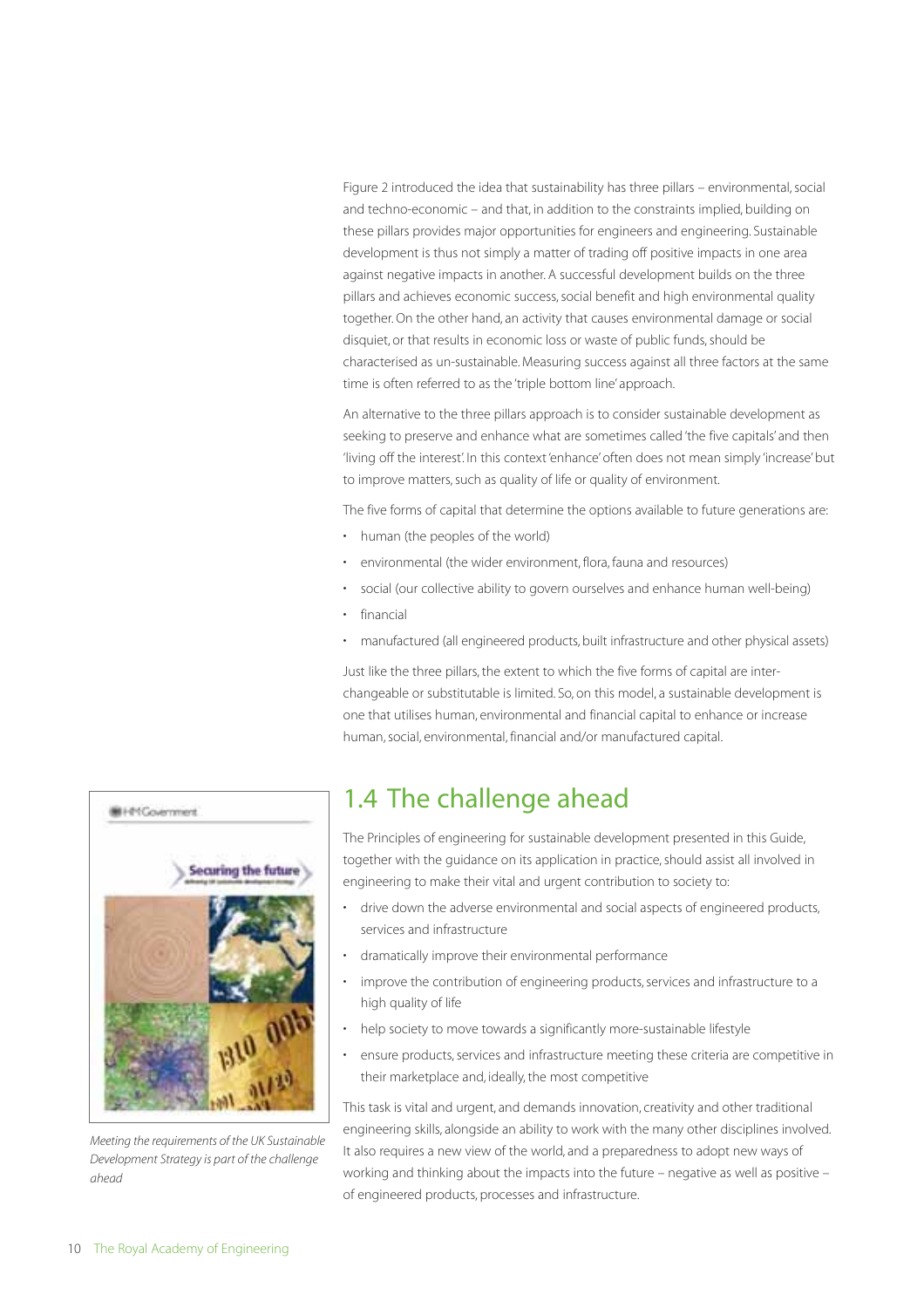Figure 2 introduced the idea that sustainability has three pillars – environmental, social and techno-economic – and that, in addition to the constraints implied, building on these pillars provides major opportunities for engineers and engineering. Sustainable development is thus not simply a matter of trading off positive impacts in one area against negative impacts in another. A successful development builds on the three pillars and achieves economic success, social benefit and high environmental quality together. On the other hand, an activity that causes environmental damage or social disquiet, or that results in economic loss or waste of public funds, should be characterised as un-sustainable. Measuring success against all three factors at the same time is often referred to as the 'triple bottom line' approach.

An alternative to the three pillars approach is to consider sustainable development as seeking to preserve and enhance what are sometimes called 'the five capitals' and then 'living off the interest'. In this context 'enhance' often does not mean simply 'increase' but to improve matters, such as quality of life or quality of environment.

The five forms of capital that determine the options available to future generations are:

- human (the peoples of the world)
- environmental (the wider environment, flora, fauna and resources)
- social (our collective ability to govern ourselves and enhance human well-being)
- financial
- manufactured (all engineered products, built infrastructure and other physical assets)

Just like the three pillars, the extent to which the five forms of capital are inter-changeable or substitutable is limited. So, on this model, a sustainable development is one that utilises human, environmental and financial capital to enhance or increase human, social, environmental, financial and/or manufactured capital.

## 1.4 The challenge ahead

The Principles of engineering for sustainable development presented in this Guide, together with the guidance on its application in practice, should assist all involved in engineering to make their vital and urgent contribution to society to:

- drive down the adverse environmental and social aspects of engineered products, services and infrastructure
- dramatically improve their environmental performance
- improve the contribution of engineering products, services and infrastructure to a high quality of life
- help society to move towards a significantly more-sustainable lifestyle
- ensure products, services and infrastructure meeting these criteria are competitive in their marketplace and, ideally, the most competitive

This task is vital and urgent, and demands innovation, creativity and other traditional engineering skills, alongside an ability to work with the many other disciplines involved. It also requires a new view of the world, and a preparedness to adopt new ways of working and thinking about the impacts into the future – negative as well as positive – of engineered products, processes and infrastructure.

*Meeting the requirements of the UK Sustainable Development Strategy is part of the challenge ahead*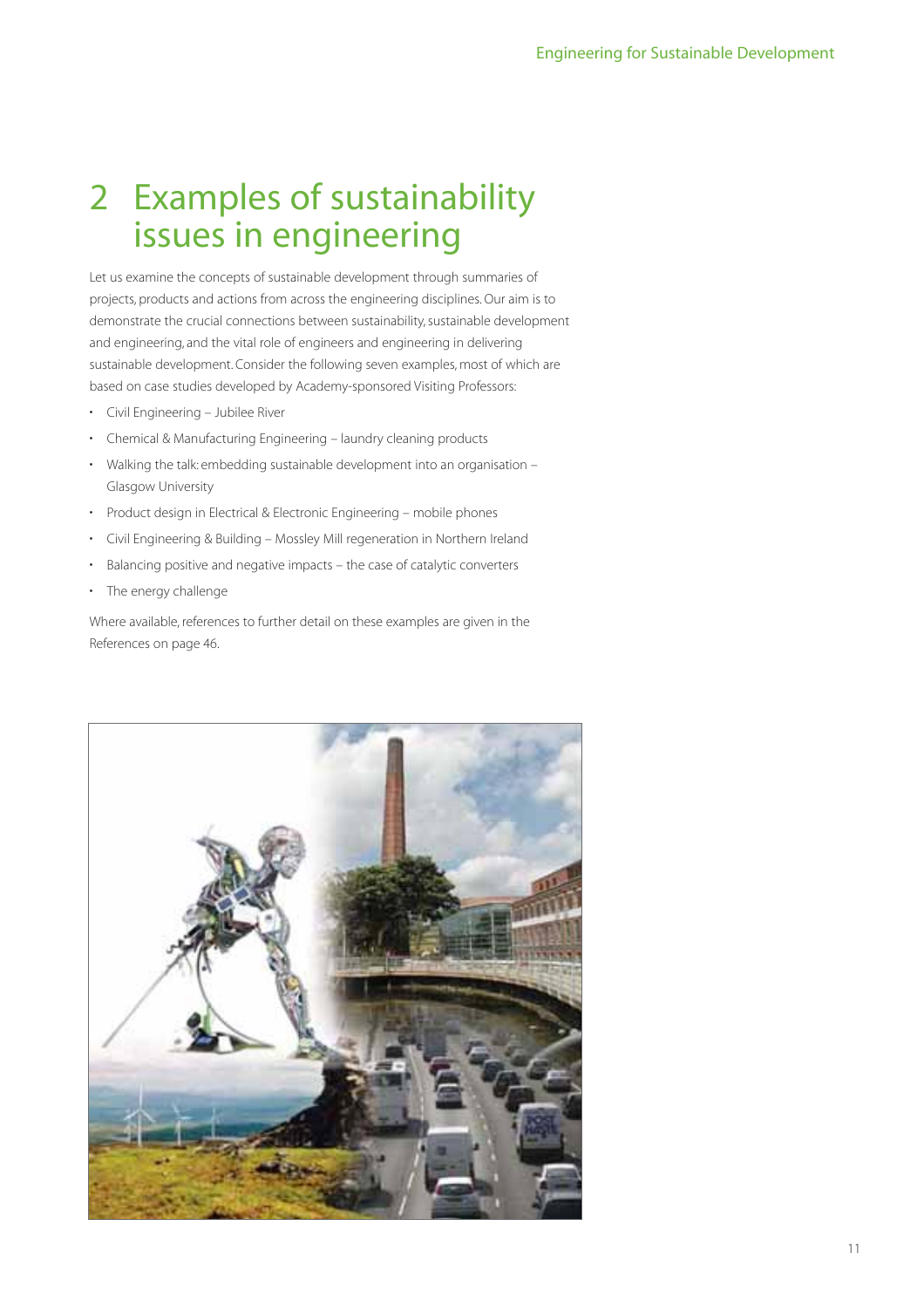# 2 Examples of sustainability issues in engineering

Let us examine the concepts of sustainable development through summaries of projects, products and actions from across the engineering disciplines. Our aim is to demonstrate the crucial connections between sustainability, sustainable development and engineering, and the vital role of engineers and engineering in delivering sustainable development. Consider the following seven examples, most of which are based on case studies developed by Academy-sponsored Visiting Professors:

- Civil Engineering – Jubilee River
- Chemical & Manufacturing Engineering – laundry cleaning products
- Walking the talk: embedding sustainable development into an organisation – Glasgow University
- Product design in Electrical & Electronic Engineering – mobile phones
- Civil Engineering & Building – Mossley Mill regeneration in Northern Ireland
- Balancing positive and negative impacts – the case of catalytic converters
- The energy challenge

Where available, references to further detail on these examples are given in the References on page 46.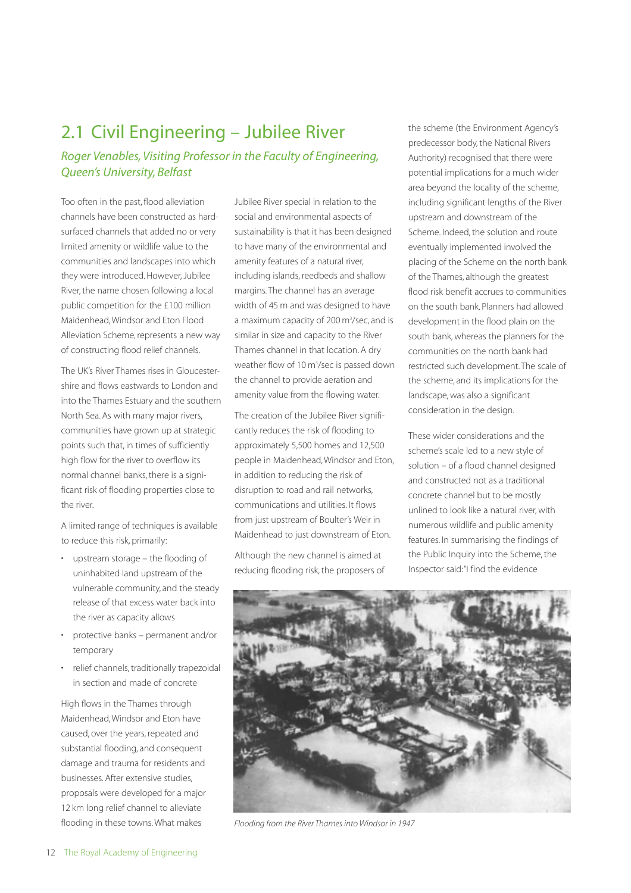## 2.1 Civil Engineering – Jubilee River

*Roger Venables, Visiting Professor in the Faculty of Engineering, Queen's University, Belfast*

Too often in the past, flood alleviation channels have been constructed as hard-surfaced channels that added no or very limited amenity or wildlife value to the communities and landscapes into which they were introduced. However, Jubilee River, the name chosen following a local public competition for the £100 million Maidenhead, Windsor and Eton Flood Alleviation Scheme, represents a new way of constructing flood relief channels.

The UK's River Thames rises in Gloucestershire and flows eastwards to London and into the Thames Estuary and the southern North Sea. As with many major rivers, communities have grown up at strategic points such that, in times of sufficiently high flow for the river to overflow its normal channel banks, there is a significant risk of flooding properties close to the river.

A limited range of techniques is available to reduce this risk, primarily:

- upstream storage – the flooding of uninhabited land upstream of the vulnerable community, and the steady release of that excess water back into the river as capacity allows
- protective banks – permanent and/or temporary
- relief channels, traditionally trapezoidal in section and made of concrete

High flows in the Thames through Maidenhead, Windsor and Eton have caused, over the years, repeated and substantial flooding, and consequent damage and trauma for residents and businesses. After extensive studies, proposals were developed for a major 12 km long relief channel to alleviate flooding in these towns. What makes Jubilee River special in relation to the social and environmental aspects of sustainability is that it has been designed to have many of the environmental and amenity features of a natural river, including islands, reedbeds and shallow margins. The channel has an average width of 45 m and was designed to have a maximum capacity of 200 $m^3$/sec, and is similar in size and capacity to the River Thames channel in that location. A dry weather flow of 10 $m^3$/sec is passed down the channel to provide aeration and amenity value from the flowing water.

The creation of the Jubilee River significantly reduces the risk of flooding to approximately 5,500 homes and 12,500 people in Maidenhead, Windsor and Eton, in addition to reducing the risk of disruption to road and rail networks, communications and utilities. It flows from just upstream of Boulter's Weir in Maidenhead to just downstream of Eton.

Although the new channel is aimed at reducing flooding risk, the proposers of the scheme (the Environment Agency's predecessor body, the National Rivers Authority) recognised that there were potential implications for a much wider area beyond the locality of the scheme, including significant lengths of the River upstream and downstream of the Scheme. Indeed, the solution and route eventually implemented involved the placing of the Scheme on the north bank of the Thames, although the greatest flood risk benefit accrues to communities on the south bank. Planners had allowed development in the flood plain on the south bank, whereas the planners for the communities on the north bank had restricted such development. The scale of the scheme, and its implications for the landscape, was also a significant consideration in the design.

These wider considerations and the scheme's scale led to a new style of solution – of a flood channel designed and constructed not as a traditional concrete channel but to be mostly unlined to look like a natural river, with numerous wildlife and public amenity features. In summarising the findings of the Public Inquiry into the Scheme, the Inspector said: "I find the evidence

*Flooding from the River Thames into Windsor in 1947*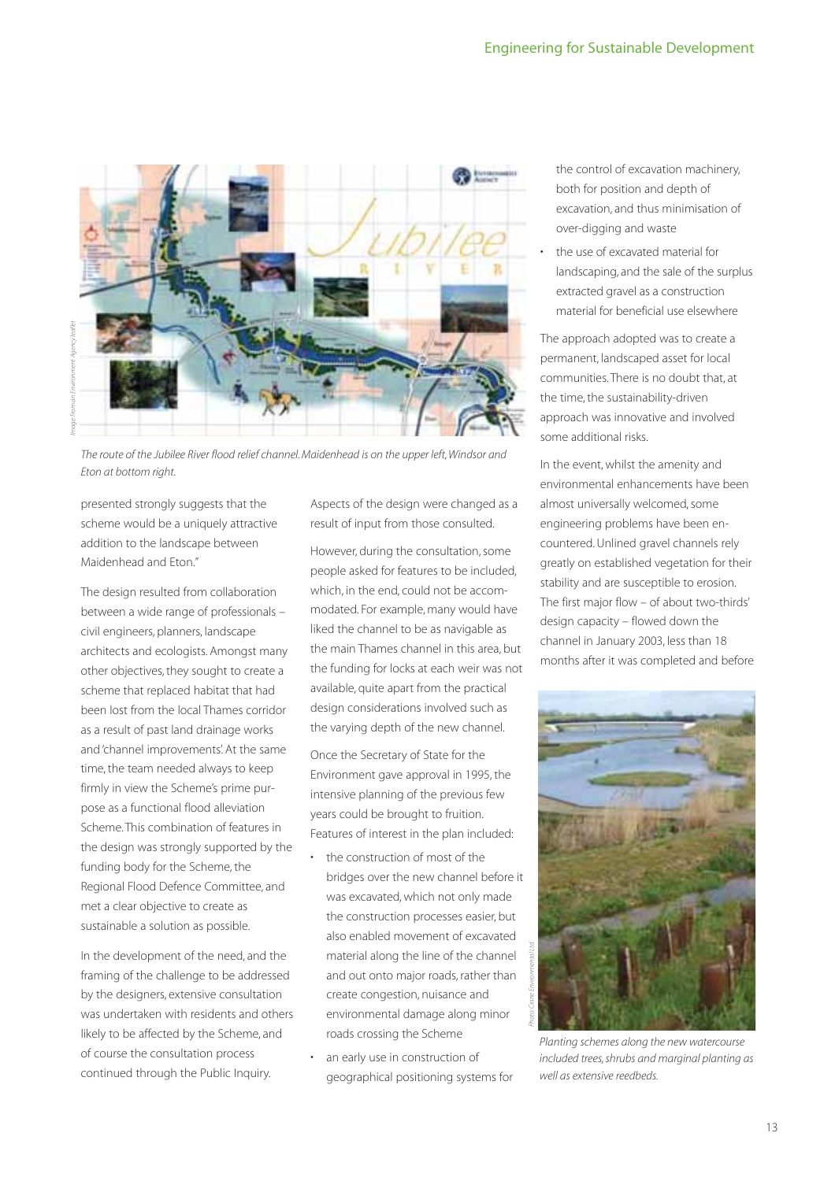The route of the Jubilee River flood relief channel. Maidenhead is on the upper left, Windsor and Eton at bottom right.

presented strongly suggests that the scheme would be a uniquely attractive addition to the landscape between Maidenhead and Eton."

The design resulted from collaboration between a wide range of professionals – civil engineers, planners, landscape architects and ecologists. Amongst many other objectives, they sought to create a scheme that replaced habitat that had been lost from the local Thames corridor as a result of past land drainage works and 'channel improvements'. At the same time, the team needed always to keep firmly in view the Scheme's prime purpose as a functional flood alleviation Scheme. This combination of features in the design was strongly supported by the funding body for the Scheme, the Regional Flood Defence Committee, and met a clear objective to create as sustainable a solution as possible.

In the development of the need, and the framing of the challenge to be addressed by the designers, extensive consultation was undertaken with residents and others likely to be affected by the Scheme, and of course the consultation process continued through the Public Inquiry.

Aspects of the design were changed as a result of input from those consulted.

However, during the consultation, some people asked for features to be included, which, in the end, could not be accommodated. For example, many would have liked the channel to be as navigable as the main Thames channel in this area, but the funding for locks at each weir was not available, quite apart from the practical design considerations involved such as the varying depth of the new channel.

Once the Secretary of State for the Environment gave approval in 1995, the intensive planning of the previous few years could be brought to fruition. Features of interest in the plan included:

- the construction of most of the bridges over the new channel before it was excavated, which not only made the construction processes easier, but also enabled movement of excavated material along the line of the channel and out onto major roads, rather than create congestion, nuisance and environmental damage along minor roads crossing the Scheme
- an early use in construction of geographical positioning systems for the control of excavation machinery, both for position and depth of excavation, and thus minimisation of over-digging and waste
- the use of excavated material for landscaping, and the sale of the surplus extracted gravel as a construction material for beneficial use elsewhere

The approach adopted was to create a permanent, landscaped asset for local communities. There is no doubt that, at the time, the sustainability-driven approach was innovative and involved some additional risks.

In the event, whilst the amenity and environmental enhancements have been almost universally welcomed, some engineering problems have been encountered. Unlined gravel channels rely greatly on established vegetation for their stability and are susceptible to erosion. The first major flow – of about two-thirds' design capacity – flowed down the channel in January 2003, less than 18 months after it was completed and before

Planting schemes along the new watercourse included trees, shrubs and marginal planting as well as extensive reedbeds.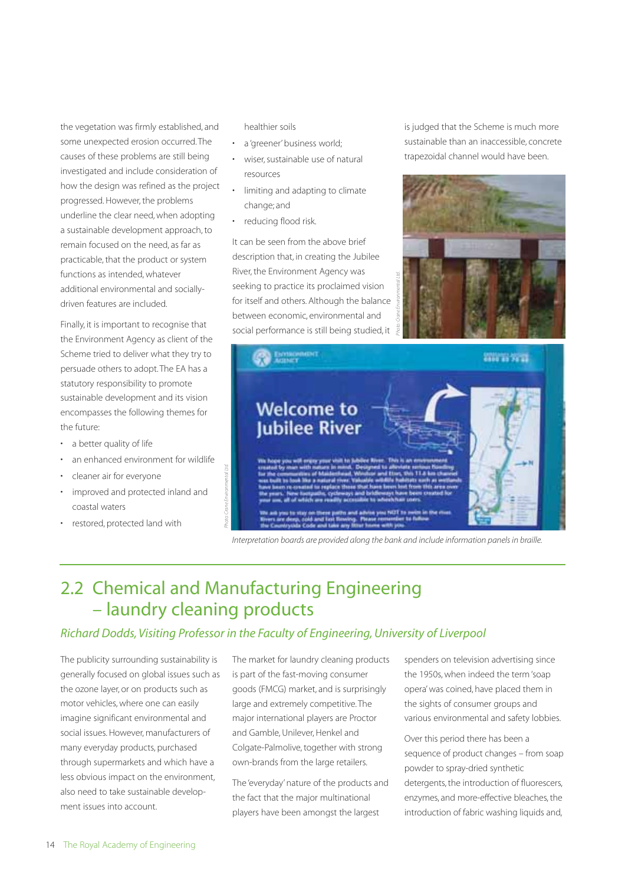the vegetation was firmly established, and some unexpected erosion occurred. The causes of these problems are still being investigated and include consideration of how the design was refined as the project progressed. However, the problems underline the clear need, when adopting a sustainable development approach, to remain focused on the need, as far as practicable, that the product or system functions as intended, whatever additional environmental and socially-driven features are included.

Finally, it is important to recognise that the Environment Agency as client of the Scheme tried to deliver what they try to persuade others to adopt. The EA has a statutory responsibility to promote sustainable development and its vision encompasses the following themes for the future:

- a better quality of life
- an enhanced environment for wildlife
- cleaner air for everyone
- improved and protected inland and coastal waters
- restored, protected land with healthier soils
- a 'greener' business world;
- wiser, sustainable use of natural resources
- limiting and adapting to climate change; and
- reducing flood risk.

It can be seen from the above brief description that, in creating the Jubilee River, the Environment Agency was seeking to practice its proclaimed vision for itself and others. Although the balance between economic, environmental and social performance is still being studied, it is judged that the Scheme is much more sustainable than an inaccessible, concrete trapezoidal channel would have been.

*Interpretation boards are provided along the bank and include information panels in braille.*

## 2.2 Chemical and Manufacturing Engineering – laundry cleaning products

*Richard Dodds, Visiting Professor in the Faculty of Engineering, University of Liverpool*

The publicity surrounding sustainability is generally focused on global issues such as the ozone layer, or on products such as motor vehicles, where one can easily imagine significant environmental and social issues. However, manufacturers of many everyday products, purchased through supermarkets and which have a less obvious impact on the environment, also need to take sustainable development issues into account.

The market for laundry cleaning products is part of the fast-moving consumer goods (FMCG) market, and is surprisingly large and extremely competitive. The major international players are Proctor and Gamble, Unilever, Henkel and Colgate-Palmolive, together with strong own-brands from the large retailers.

The 'everyday' nature of the products and the fact that the major multinational players have been amongst the largest spenders on television advertising since the 1950s, when indeed the term 'soap opera' was coined, have placed them in the sights of consumer groups and various environmental and safety lobbies.

Over this period there has been a sequence of product changes – from soap powder to spray-dried synthetic detergents, the introduction of fluorescers, enzymes, and more-effective bleaches, the introduction of fabric washing liquids and,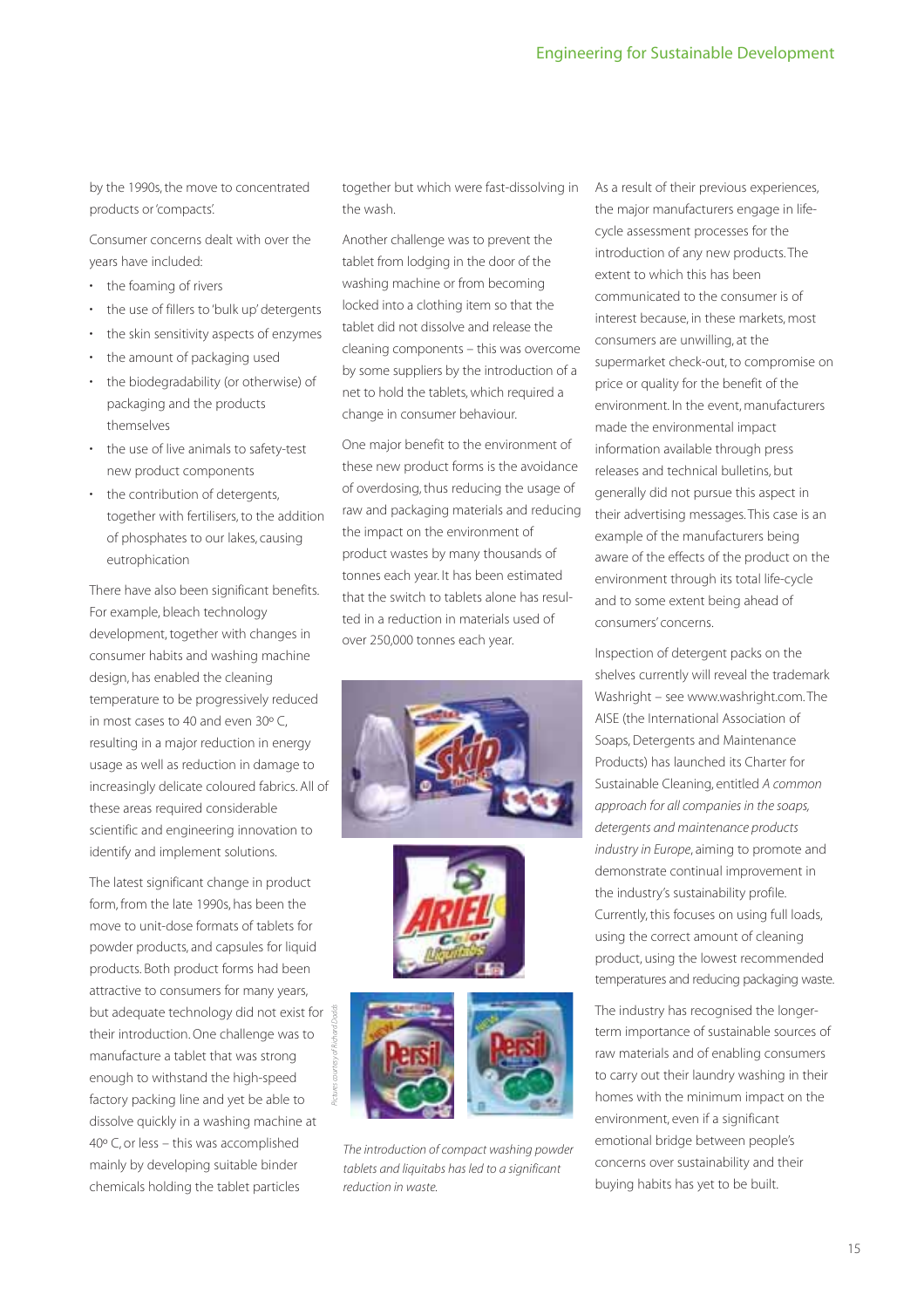by the 1990s, the move to concentrated products or 'compacts'.

Consumer concerns dealt with over the years have included:

- the foaming of rivers
- the use of fillers to 'bulk up' detergents
- the skin sensitivity aspects of enzymes
- the amount of packaging used
- the biodegradability (or otherwise) of packaging and the products themselves
- the use of live animals to safety-test new product components
- the contribution of detergents, together with fertilisers, to the addition of phosphates to our lakes, causing eutrophication

There have also been significant benefits. For example, bleach technology development, together with changes in consumer habits and washing machine design, has enabled the cleaning temperature to be progressively reduced in most cases to 40 and even 30º C, resulting in a major reduction in energy usage as well as reduction in damage to increasingly delicate coloured fabrics. All of these areas required considerable scientific and engineering innovation to identify and implement solutions.

The latest significant change in product form, from the late 1990s, has been the move to unit-dose formats of tablets for powder products, and capsules for liquid products. Both product forms had been attractive to consumers for many years, but adequate technology did not exist for their introduction. One challenge was to manufacture a tablet that was strong enough to withstand the high-speed factory packing line and yet be able to dissolve quickly in a washing machine at 40º C, or less – this was accomplished mainly by developing suitable binder chemicals holding the tablet particles together but which were fast-dissolving in the wash.

Another challenge was to prevent the tablet from lodging in the door of the washing machine or from becoming locked into a clothing item so that the tablet did not dissolve and release the cleaning components – this was overcome by some suppliers by the introduction of a net to hold the tablets, which required a change in consumer behaviour.

One major benefit to the environment of these new product forms is the avoidance of overdosing, thus reducing the usage of raw and packaging materials and reducing the impact on the environment of product wastes by many thousands of tonnes each year. It has been estimated that the switch to tablets alone has resulted in a reduction in materials used of over 250,000 tonnes each year.

*Pictures courtesy of Richard Dodds*

*The introduction of compact washing powder tablets and liquitabs has led to a significant reduction in waste.*

As a result of their previous experiences, the major manufacturers engage in life-cycle assessment processes for the introduction of any new products. The extent to which this has been communicated to the consumer is of interest because, in these markets, most consumers are unwilling, at the supermarket check-out, to compromise on price or quality for the benefit of the environment. In the event, manufacturers made the environmental impact information available through press releases and technical bulletins, but generally did not pursue this aspect in their advertising messages. This case is an example of the manufacturers being aware of the effects of the product on the environment through its total life-cycle and to some extent being ahead of consumers' concerns.

Inspection of detergent packs on the shelves currently will reveal the trademark Washright – see www.washright.com. The AISE (the International Association of Soaps, Detergents and Maintenance Products) has launched its Charter for Sustainable Cleaning, entitled *A common approach for all companies in the soaps, detergents and maintenance products industry in Europe*, aiming to promote and demonstrate continual improvement in the industry's sustainability profile. Currently, this focuses on using full loads, using the correct amount of cleaning product, using the lowest recommended temperatures and reducing packaging waste.

The industry has recognised the longer-term importance of sustainable sources of raw materials and of enabling consumers to carry out their laundry washing in their homes with the minimum impact on the environment, even if a significant emotional bridge between people's concerns over sustainability and their buying habits has yet to be built.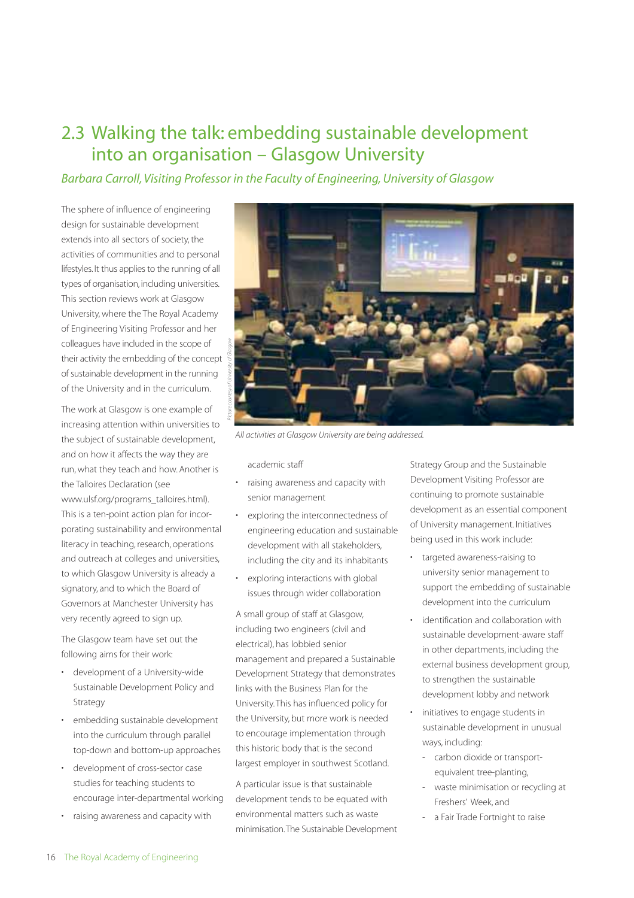## 2.3 Walking the talk: embedding sustainable development into an organisation – Glasgow University

*Barbara Carroll, Visiting Professor in the Faculty of Engineering, University of Glasgow*

The sphere of influence of engineering design for sustainable development extends into all sectors of society, the activities of communities and to personal lifestyles. It thus applies to the running of all types of organisation, including universities. This section reviews work at Glasgow University, where the The Royal Academy of Engineering Visiting Professor and her colleagues have included in the scope of their activity the embedding of the concept of sustainable development in the running of the University and in the curriculum.

The work at Glasgow is one example of increasing attention within universities to the subject of sustainable development, and on how it affects the way they are run, what they teach and how. Another is the Talloires Declaration (see www.ulsf.org/programs_talloires.html). This is a ten-point action plan for incorporating sustainability and environmental literacy in teaching, research, operations and outreach at colleges and universities, to which Glasgow University is already a signatory, and to which the Board of Governors at Manchester University has very recently agreed to sign up.

The Glasgow team have set out the following aims for their work:

- development of a University-wide Sustainable Development Policy and Strategy
- embedding sustainable development into the curriculum through parallel top-down and bottom-up approaches
- development of cross-sector case studies for teaching students to encourage inter-departmental working
- raising awareness and capacity with academic staff
- raising awareness and capacity with senior management
- exploring the interconnectedness of engineering education and sustainable development with all stakeholders, including the city and its inhabitants
- exploring interactions with global issues through wider collaboration

*Picture courtesy of University of Glasgow*

*All activities at Glasgow University are being addressed.*

A small group of staff at Glasgow, including two engineers (civil and electrical), has lobbied senior management and prepared a Sustainable Development Strategy that demonstrates links with the Business Plan for the University. This has influenced policy for the University, but more work is needed to encourage implementation through this historic body that is the second largest employer in southwest Scotland.

A particular issue is that sustainable development tends to be equated with environmental matters such as waste minimisation. The Sustainable Development Strategy Group and the Sustainable Development Visiting Professor are continuing to promote sustainable development as an essential component of University management. Initiatives being used in this work include:

- targeted awareness-raising to university senior management to support the embedding of sustainable development into the curriculum
- identification and collaboration with sustainable development-aware staff in other departments, including the external business development group, to strengthen the sustainable development lobby and network
- initiatives to engage students in sustainable development in unusual ways, including:
  - carbon dioxide or transport-equivalent tree-planting,
  - waste minimisation or recycling at Freshers' Week, and
  - a Fair Trade Fortnight to raise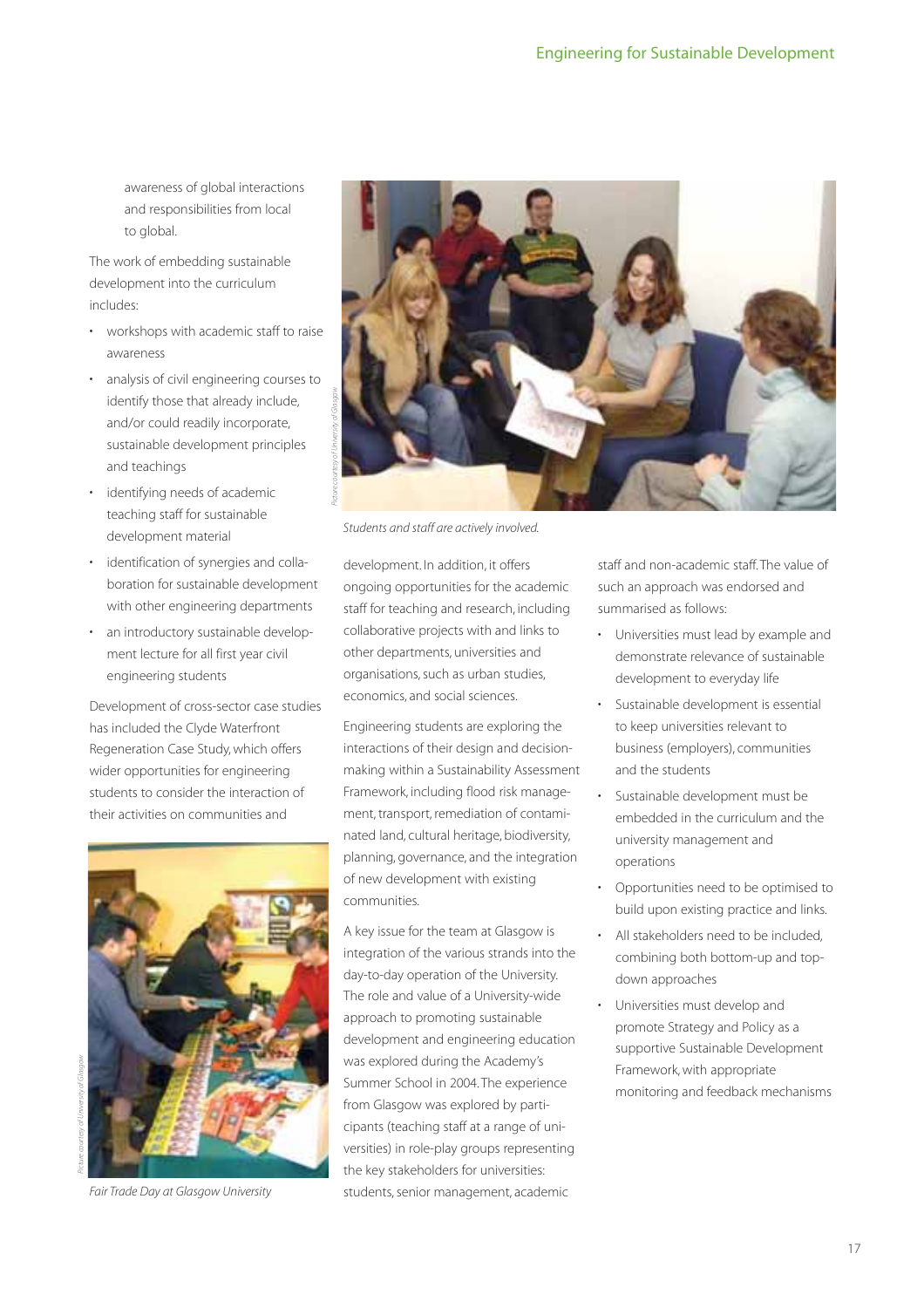awareness of global interactions and responsibilities from local to global.

The work of embedding sustainable development into the curriculum includes:

- workshops with academic staff to raise awareness
- analysis of civil engineering courses to identify those that already include, and/or could readily incorporate, sustainable development principles and teachings
- identifying needs of academic teaching staff for sustainable development material
- identification of synergies and collaboration for sustainable development with other engineering departments
- an introductory sustainable development lecture for all first year civil engineering students

Development of cross-sector case studies has included the Clyde Waterfront Regeneration Case Study, which offers wider opportunities for engineering students to consider the interaction of their activities on communities and development. In addition, it offers ongoing opportunities for the academic staff for teaching and research, including collaborative projects with and links to other departments, universities and organisations, such as urban studies, economics, and social sciences.

*Picture courtesy of University of Glasgow*

*Fair Trade Day at Glasgow University*

*Picture courtesy of University of Glasgow*

*Students and staff are actively involved.*

Engineering students are exploring the interactions of their design and decision-making within a Sustainability Assessment Framework, including flood risk management, transport, remediation of contaminated land, cultural heritage, biodiversity, planning, governance, and the integration of new development with existing communities.

A key issue for the team at Glasgow is integration of the various strands into the day-to-day operation of the University. The role and value of a University-wide approach to promoting sustainable development and engineering education was explored during the Academy's Summer School in 2004. The experience from Glasgow was explored by participants (teaching staff at a range of universities) in role-play groups representing the key stakeholders for universities: students, senior management, academic staff and non-academic staff. The value of such an approach was endorsed and summarised as follows:

- Universities must lead by example and demonstrate relevance of sustainable development to everyday life
- Sustainable development is essential to keep universities relevant to business (employers), communities and the students
- Sustainable development must be embedded in the curriculum and the university management and operations
- Opportunities need to be optimised to build upon existing practice and links.
- All stakeholders need to be included, combining both bottom-up and top-down approaches
- Universities must develop and promote Strategy and Policy as a supportive Sustainable Development Framework, with appropriate monitoring and feedback mechanisms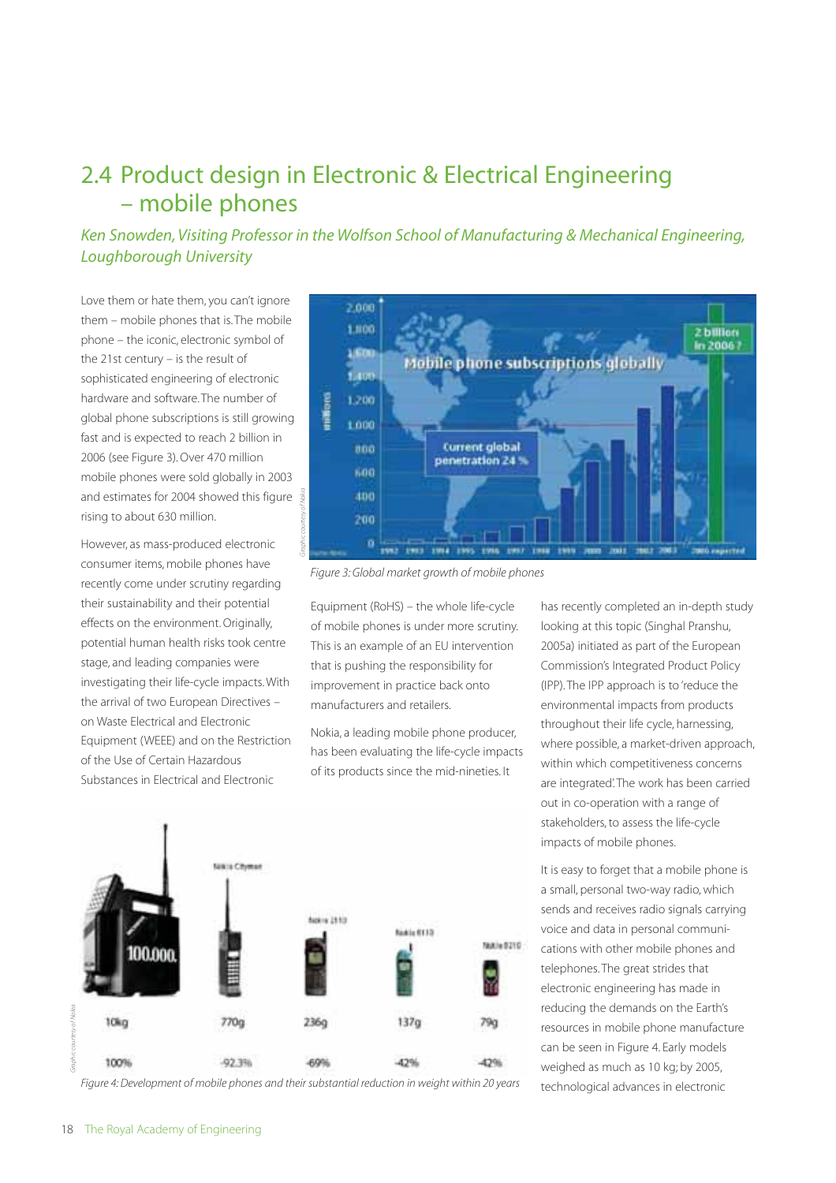## 2.4 Product design in Electronic & Electrical Engineering – mobile phones

*Ken Snowden, Visiting Professor in the Wolfson School of Manufacturing & Mechanical Engineering, Loughborough University*

Love them or hate them, you can't ignore them – mobile phones that is. The mobile phone – the iconic, electronic symbol of the 21st century – is the result of sophisticated engineering of electronic hardware and software. The number of global phone subscriptions is still growing fast and is expected to reach 2 billion in 2006 (see Figure 3). Over 470 million mobile phones were sold globally in 2003 and estimates for 2004 showed this figure rising to about 630 million.

However, as mass-produced electronic consumer items, mobile phones have recently come under scrutiny regarding their sustainability and their potential effects on the environment. Originally, potential human health risks took centre stage, and leading companies were investigating their life-cycle impacts. With the arrival of two European Directives – on Waste Electrical and Electronic Equipment (WEEE) and on the Restriction of the Use of Certain Hazardous Substances in Electrical and Electronic Equipment (RoHS) – the whole life-cycle of mobile phones is under more scrutiny. This is an example of an EU intervention that is pushing the responsibility for improvement in practice back onto manufacturers and retailers.

*Figure 3: Global market growth of mobile phones*

Nokia, a leading mobile phone producer, has been evaluating the life-cycle impacts of its products since the mid-nineties. It has recently completed an in-depth study looking at this topic (Singhal Pranshu, 2005a) initiated as part of the European Commission's Integrated Product Policy (IPP). The IPP approach is to 'reduce the environmental impacts from products throughout their life cycle, harnessing, where possible, a market-driven approach, within which competitiveness concerns are integrated'. The work has been carried out in co-operation with a range of stakeholders, to assess the life-cycle impacts of mobile phones.

It is easy to forget that a mobile phone is a small, personal two-way radio, which sends and receives radio signals carrying voice and data in personal communi­cations with other mobile phones and telephones. The great strides that electronic engineering has made in reducing the demands on the Earth's resources in mobile phone manufacture can be seen in Figure 4. Early models weighed as much as 10 kg; by 2005, technological advances in electronic

*Figure 4: Development of mobile phones and their substantial reduction in weight within 20 years*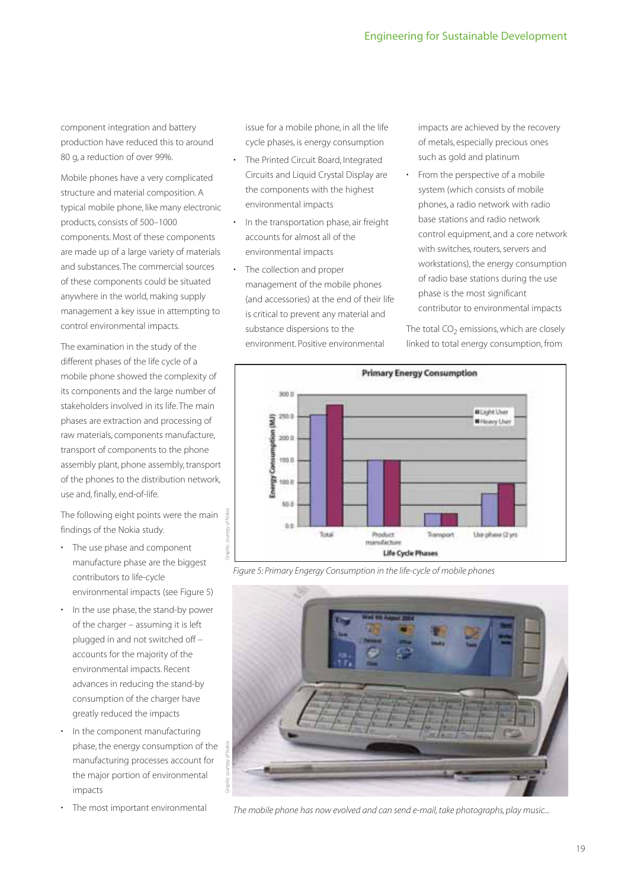component integration and battery production have reduced this to around 80 g, a reduction of over 99%.

Mobile phones have a very complicated structure and material composition. A typical mobile phone, like many electronic products, consists of 500–1000 components. Most of these components are made up of a large variety of materials and substances. The commercial sources of these components could be situated anywhere in the world, making supply management a key issue in attempting to control environmental impacts.

The examination in the study of the different phases of the life cycle of a mobile phone showed the complexity of its components and the large number of stakeholders involved in its life. The main phases are extraction and processing of raw materials, components manufacture, transport of components to the phone assembly plant, phone assembly, transport of the phones to the distribution network, use and, finally, end-of-life.

The following eight points were the main findings of the Nokia study.

- The use phase and component manufacture phase are the biggest contributors to life-cycle environmental impacts (see Figure 5)
- In the use phase, the stand-by power of the charger – assuming it is left plugged in and not switched off – accounts for the majority of the environmental impacts. Recent advances in reducing the stand-by consumption of the charger have greatly reduced the impacts
- In the component manufacturing phase, the energy consumption of the manufacturing processes account for the major portion of environmental impacts
- The most important environmental issue for a mobile phone, in all the life cycle phases, is energy consumption
- The Printed Circuit Board, Integrated Circuits and Liquid Crystal Display are the components with the highest environmental impacts
- In the transportation phase, air freight accounts for almost all of the environmental impacts
- The collection and proper management of the mobile phones (and accessories) at the end of their life is critical to prevent any material and substance dispersions to the environment. Positive environmental impacts are achieved by the recovery of metals, especially precious ones such as gold and platinum
- From the perspective of a mobile system (which consists of mobile phones, a radio network with radio base stations and radio network control equipment, and a core network with switches, routers, servers and workstations), the energy consumption of radio base stations during the use phase is the most significant contributor to environmental impacts

The total $CO_2$ emissions, which are closely linked to total energy consumption, from

*Graphic courtesy of Nokia*

*Figure 5: Primary Engergy Consumption in the life-cycle of mobile phones*

*Graphic courtesy of Nokia*

*The mobile phone has now evolved and can send e-mail, take photographs, play music...*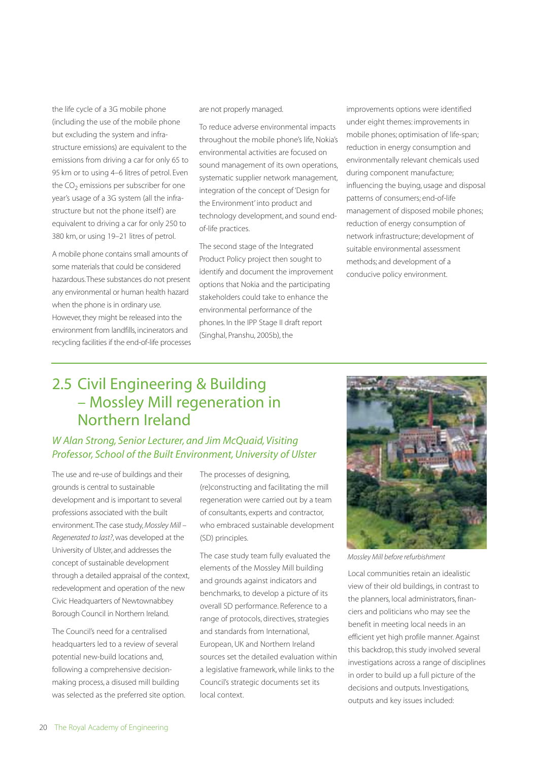the life cycle of a 3G mobile phone (including the use of the mobile phone but excluding the system and infrastructure emissions) are equivalent to the emissions from driving a car for only 65 to 95 km or to using 4–6 litres of petrol. Even the $CO_2$ emissions per subscriber for one year's usage of a 3G system (all the infrastructure but not the phone itself) are equivalent to driving a car for only 250 to 380 km, or using 19–21 litres of petrol.

A mobile phone contains small amounts of some materials that could be considered hazardous. These substances do not present any environmental or human health hazard when the phone is in ordinary use. However, they might be released into the environment from landfills, incinerators and recycling facilities if the end-of-life processes are not properly managed.

To reduce adverse environmental impacts throughout the mobile phone's life, Nokia's environmental activities are focused on sound management of its own operations, systematic supplier network management, integration of the concept of 'Design for the Environment' into product and technology development, and sound end-of-life practices.

The second stage of the Integrated Product Policy project then sought to identify and document the improvement options that Nokia and the participating stakeholders could take to enhance the environmental performance of the phones. In the IPP Stage II draft report (Singhal, Pranshu, 2005b), the improvements options were identified under eight themes: improvements in mobile phones; optimisation of life-span; reduction in energy consumption and environmentally relevant chemicals used during component manufacture; influencing the buying, usage and disposal patterns of consumers; end-of-life management of disposed mobile phones; reduction of energy consumption of network infrastructure; development of suitable environmental assessment methods; and development of a conducive policy environment.

## 2.5 Civil Engineering & Building – Mossley Mill regeneration in Northern Ireland

*W Alan Strong, Senior Lecturer, and Jim McQuaid, Visiting Professor, School of the Built Environment, University of Ulster*

The use and re-use of buildings and their grounds is central to sustainable development and is important to several professions associated with the built environment. The case study, *Mossley Mill – Regenerated to last?*, was developed at the University of Ulster, and addresses the concept of sustainable development through a detailed appraisal of the context, redevelopment and operation of the new Civic Headquarters of Newtownabbey Borough Council in Northern Ireland.

The Council's need for a centralised headquarters led to a review of several potential new-build locations and, following a comprehensive decision-making process, a disused mill building was selected as the preferred site option.

The processes of designing, (re)constructing and facilitating the mill regeneration were carried out by a team of consultants, experts and contractor, who embraced sustainable development (SD) principles.

The case study team fully evaluated the elements of the Mossley Mill building and grounds against indicators and benchmarks, to develop a picture of its overall SD performance. Reference to a range of protocols, directives, strategies and standards from International, European, UK and Northern Ireland sources set the detailed evaluation within a legislative framework, while links to the Council's strategic documents set its local context.

*Mossley Mill before refurbishment*

Local communities retain an idealistic view of their old buildings, in contrast to the planners, local administrators, financiers and politicians who may see the benefit in meeting local needs in an efficient yet high profile manner. Against this backdrop, this study involved several investigations across a range of disciplines in order to build up a full picture of the decisions and outputs. Investigations, outputs and key issues included: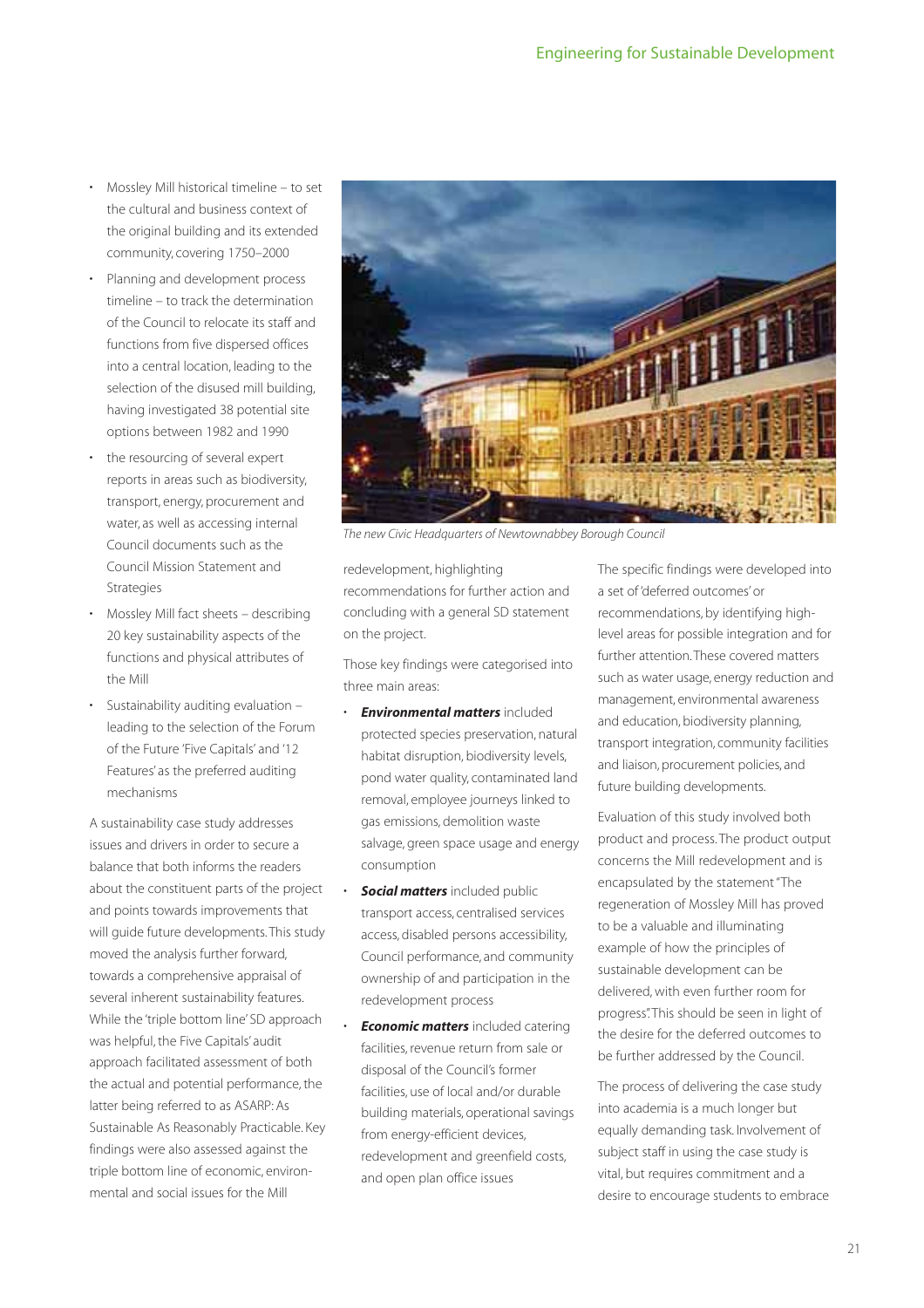- Mossley Mill historical timeline – to set the cultural and business context of the original building and its extended community, covering 1750–2000
- Planning and development process timeline – to track the determination of the Council to relocate its staff and functions from five dispersed offices into a central location, leading to the selection of the disused mill building, having investigated 38 potential site options between 1982 and 1990
- the resourcing of several expert reports in areas such as biodiversity, transport, energy, procurement and water, as well as accessing internal Council documents such as the Council Mission Statement and Strategies
- Mossley Mill fact sheets – describing 20 key sustainability aspects of the functions and physical attributes of the Mill
- Sustainability auditing evaluation – leading to the selection of the Forum of the Future 'Five Capitals' and '12 Features' as the preferred auditing mechanisms

A sustainability case study addresses issues and drivers in order to secure a balance that both informs the readers about the constituent parts of the project and points towards improvements that will guide future developments. This study moved the analysis further forward, towards a comprehensive appraisal of several inherent sustainability features. While the 'triple bottom line' SD approach was helpful, the Five Capitals' audit approach facilitated assessment of both the actual and potential performance, the latter being referred to as ASARP: As Sustainable As Reasonably Practicable. Key findings were also assessed against the triple bottom line of economic, environmental and social issues for the Mill redevelopment, highlighting recommendations for further action and concluding with a general SD statement on the project.

*The new Civic Headquarters of Newtownabbey Borough Council*

Those key findings were categorised into three main areas:

- ***Environmental matters*** included protected species preservation, natural habitat disruption, biodiversity levels, pond water quality, contaminated land removal, employee journeys linked to gas emissions, demolition waste salvage, green space usage and energy consumption
- ***Social matters*** included public transport access, centralised services access, disabled persons accessibility, Council performance, and community ownership of and participation in the redevelopment process
- ***Economic matters*** included catering facilities, revenue return from sale or disposal of the Council's former facilities, use of local and/or durable building materials, operational savings from energy-efficient devices, redevelopment and greenfield costs, and open plan office issues

The specific findings were developed into a set of 'deferred outcomes' or recommendations, by identifying high-level areas for possible integration and for further attention. These covered matters such as water usage, energy reduction and management, environmental awareness and education, biodiversity planning, transport integration, community facilities and liaison, procurement policies, and future building developments.

Evaluation of this study involved both product and process. The product output concerns the Mill redevelopment and is encapsulated by the statement "The regeneration of Mossley Mill has proved to be a valuable and illuminating example of how the principles of sustainable development can be delivered, with even further room for progress". This should be seen in light of the desire for the deferred outcomes to be further addressed by the Council.

The process of delivering the case study into academia is a much longer but equally demanding task. Involvement of subject staff in using the case study is vital, but requires commitment and a desire to encourage students to embrace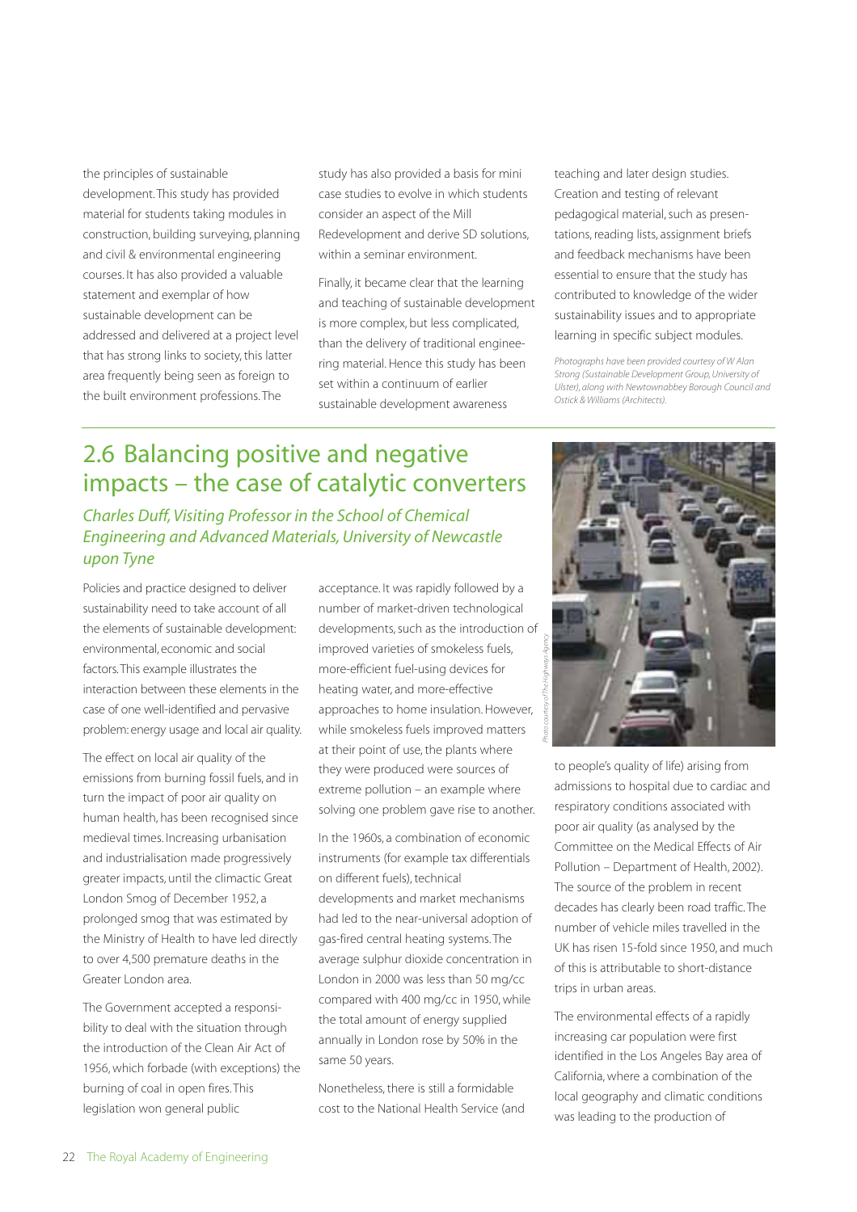the principles of sustainable development. This study has provided material for students taking modules in construction, building surveying, planning and civil & environmental engineering courses. It has also provided a valuable statement and exemplar of how sustainable development can be addressed and delivered at a project level that has strong links to society, this latter area frequently being seen as foreign to the built environment professions. The study has also provided a basis for mini case studies to evolve in which students consider an aspect of the Mill Redevelopment and derive SD solutions, within a seminar environment.

Finally, it became clear that the learning and teaching of sustainable development is more complex, but less complicated, than the delivery of traditional engineering material. Hence this study has been set within a continuum of earlier sustainable development awareness teaching and later design studies. Creation and testing of relevant pedagogical material, such as presentations, reading lists, assignment briefs and feedback mechanisms have been essential to ensure that the study has contributed to knowledge of the wider sustainability issues and to appropriate learning in specific subject modules.

*Photographs have been provided courtesy of W Alan Strong (Sustainable Development Group, University of Ulster), along with Newtownabbey Borough Council and Ostick & Williams (Architects).*

## 2.6 Balancing positive and negative impacts – the case of catalytic converters

*Charles Duff, Visiting Professor in the School of Chemical Engineering and Advanced Materials, University of Newcastle upon Tyne*

Policies and practice designed to deliver sustainability need to take account of all the elements of sustainable development: environmental, economic and social factors. This example illustrates the interaction between these elements in the case of one well-identified and pervasive problem: energy usage and local air quality.

The effect on local air quality of the emissions from burning fossil fuels, and in turn the impact of poor air quality on human health, has been recognised since medieval times. Increasing urbanisation and industrialisation made progressively greater impacts, until the climactic Great London Smog of December 1952, a prolonged smog that was estimated by the Ministry of Health to have led directly to over 4,500 premature deaths in the Greater London area.

The Government accepted a responsibility to deal with the situation through the introduction of the Clean Air Act of 1956, which forbade (with exceptions) the burning of coal in open fires. This legislation won general public acceptance. It was rapidly followed by a number of market-driven technological developments, such as the introduction of improved varieties of smokeless fuels, more-efficient fuel-using devices for heating water, and more-effective approaches to home insulation. However, while smokeless fuels improved matters at their point of use, the plants where they were produced were sources of extreme pollution – an example where solving one problem gave rise to another.

In the 1960s, a combination of economic instruments (for example tax differentials on different fuels), technical developments and market mechanisms had led to the near-universal adoption of gas-fired central heating systems. The average sulphur dioxide concentration in London in 2000 was less than 50 mg/cc compared with 400 mg/cc in 1950, while the total amount of energy supplied annually in London rose by 50% in the same 50 years.

Nonetheless, there is still a formidable cost to the National Health Service (and to people's quality of life) arising from admissions to hospital due to cardiac and respiratory conditions associated with poor air quality (as analysed by the Committee on the Medical Effects of Air Pollution – Department of Health, 2002). The source of the problem in recent decades has clearly been road traffic. The number of vehicle miles travelled in the UK has risen 15-fold since 1950, and much of this is attributable to short-distance trips in urban areas.

*Photo courtesy of The Highways Agency*

The environmental effects of a rapidly increasing car population were first identified in the Los Angeles Bay area of California, where a combination of the local geography and climatic conditions was leading to the production of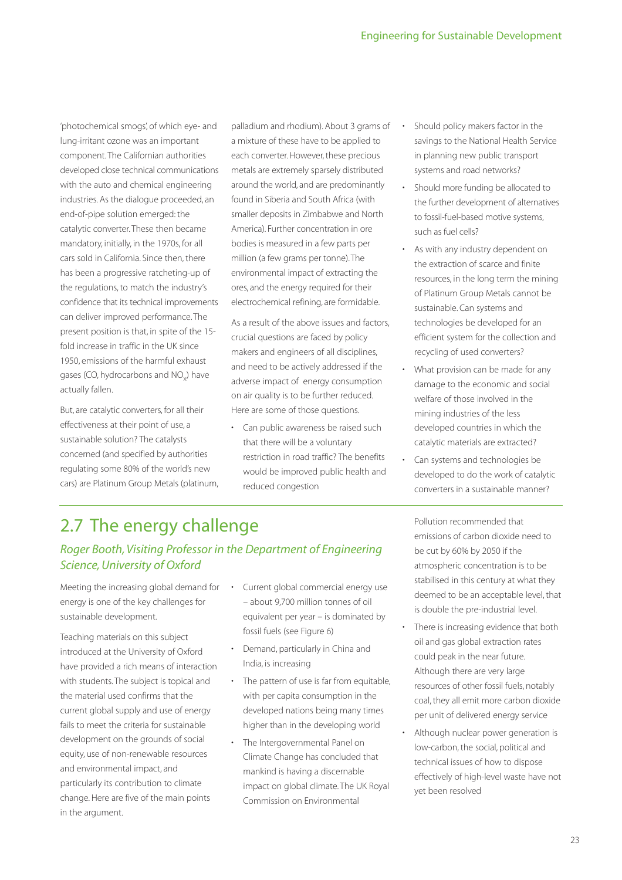'photochemical smogs', of which eye- and lung-irritant ozone was an important component. The Californian authorities developed close technical communications with the auto and chemical engineering industries. As the dialogue proceeded, an end-of-pipe solution emerged: the catalytic converter. These then became mandatory, initially, in the 1970s, for all cars sold in California. Since then, there has been a progressive ratcheting-up of the regulations, to match the industry's confidence that its technical improvements can deliver improved performance. The present position is that, in spite of the 15-fold increase in traffic in the UK since 1950, emissions of the harmful exhaust gases (CO, hydrocarbons and $NO_x$) have actually fallen.

But, are catalytic converters, for all their effectiveness at their point of use, a sustainable solution? The catalysts concerned (and specified by authorities regulating some 80% of the world's new cars) are Platinum Group Metals (platinum, palladium and rhodium). About 3 grams of a mixture of these have to be applied to each converter. However, these precious metals are extremely sparsely distributed around the world, and are predominantly found in Siberia and South Africa (with smaller deposits in Zimbabwe and North America). Further concentration in ore bodies is measured in a few parts per million (a few grams per tonne). The environmental impact of extracting the ores, and the energy required for their electrochemical refining, are formidable.

As a result of the above issues and factors, crucial questions are faced by policy makers and engineers of all disciplines, and need to be actively addressed if the adverse impact of energy consumption on air quality is to be further reduced. Here are some of those questions.

- Can public awareness be raised such that there will be a voluntary restriction in road traffic? The benefits would be improved public health and reduced congestion
- Should policy makers factor in the savings to the National Health Service in planning new public transport systems and road networks?
- Should more funding be allocated to the further development of alternatives to fossil-fuel-based motive systems, such as fuel cells?
- As with any industry dependent on the extraction of scarce and finite resources, in the long term the mining of Platinum Group Metals cannot be sustainable. Can systems and technologies be developed for an efficient system for the collection and recycling of used converters?
- What provision can be made for any damage to the economic and social welfare of those involved in the mining industries of the less developed countries in which the catalytic materials are extracted?
- Can systems and technologies be developed to do the work of catalytic converters in a sustainable manner?

## 2.7 The energy challenge

### *Roger Booth, Visiting Professor in the Department of Engineering Science, University of Oxford*

Meeting the increasing global demand for energy is one of the key challenges for sustainable development.

Teaching materials on this subject introduced at the University of Oxford have provided a rich means of interaction with students. The subject is topical and the material used confirms that the current global supply and use of energy fails to meet the criteria for sustainable development on the grounds of social equity, use of non-renewable resources and environmental impact, and particularly its contribution to climate change. Here are five of the main points in the argument.

- Current global commercial energy use – about 9,700 million tonnes of oil equivalent per year – is dominated by fossil fuels (see Figure 6)
- Demand, particularly in China and India, is increasing
- The pattern of use is far from equitable, with per capita consumption in the developed nations being many times higher than in the developing world
- The Intergovernmental Panel on Climate Change has concluded that mankind is having a discernable impact on global climate. The UK Royal Commission on Environmental Pollution recommended that emissions of carbon dioxide need to be cut by 60% by 2050 if the atmospheric concentration is to be stabilised in this century at what they deemed to be an acceptable level, that is double the pre-industrial level.
- There is increasing evidence that both oil and gas global extraction rates could peak in the near future. Although there are very large resources of other fossil fuels, notably coal, they all emit more carbon dioxide per unit of delivered energy service
- Although nuclear power generation is low-carbon, the social, political and technical issues of how to dispose effectively of high-level waste have not yet been resolved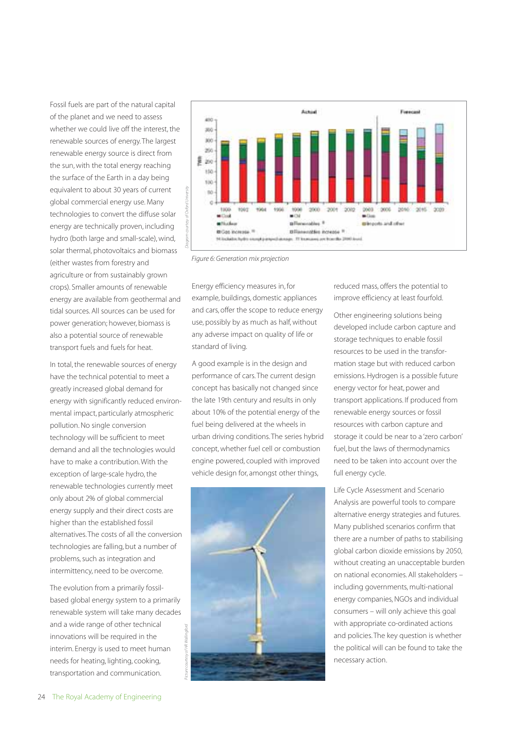Fossil fuels are part of the natural capital of the planet and we need to assess whether we could live off the interest, the renewable sources of energy. The largest renewable energy source is direct from the sun, with the total energy reaching the surface of the Earth in a day being equivalent to about 30 years of current global commercial energy use. Many technologies to convert the diffuse solar energy are technically proven, including hydro (both large and small-scale), wind, solar thermal, photovoltaics and biomass (either wastes from forestry and agriculture or from sustainably grown crops). Smaller amounts of renewable energy are available from geothermal and tidal sources. All sources can be used for power generation; however, biomass is also a potential source of renewable transport fuels and fuels for heat.

In total, the renewable sources of energy have the technical potential to meet a greatly increased global demand for energy with significantly reduced environmental impact, particularly atmospheric pollution. No single conversion technology will be sufficient to meet demand and all the technologies would have to make a contribution. With the exception of large-scale hydro, the renewable technologies currently meet only about 2% of global commercial energy supply and their direct costs are higher than the established fossil alternatives. The costs of all the conversion technologies are falling, but a number of problems, such as integration and intermittency, need to be overcome.

The evolution from a primarily fossil-based global energy system to a primarily renewable system will take many decades and a wide range of other technical innovations will be required in the interim. Energy is used to meet human needs for heating, lighting, cooking, transportation and communication.

*Figure 6: Generation mix projection*

Energy efficiency measures in, for example, buildings, domestic appliances and cars, offer the scope to reduce energy use, possibly by as much as half, without any adverse impact on quality of life or standard of living.

A good example is in the design and performance of cars. The current design concept has basically not changed since the late 19th century and results in only about 10% of the potential energy of the fuel being delivered at the wheels in urban driving conditions. The series hybrid concept, whether fuel cell or combustion engine powered, coupled with improved vehicle design for, amongst other things, reduced mass, offers the potential to improve efficiency at least fourfold.

Other engineering solutions being developed include carbon capture and storage techniques to enable fossil resources to be used in the transformation stage but with reduced carbon emissions. Hydrogen is a possible future energy vector for heat, power and transport applications. If produced from renewable energy sources or fossil resources with carbon capture and storage it could be near to a 'zero carbon' fuel, but the laws of thermodynamics need to be taken into account over the full energy cycle.

Life Cycle Assessment and Scenario Analysis are powerful tools to compare alternative energy strategies and futures. Many published scenarios confirm that there are a number of paths to stabilising global carbon dioxide emissions by 2050, without creating an unacceptable burden on national economies. All stakeholders – including governments, multi-national energy companies, NGOs and individual consumers – will only achieve this goal with appropriate co-ordinated actions and policies. The key question is whether the political will can be found to take the necessary action.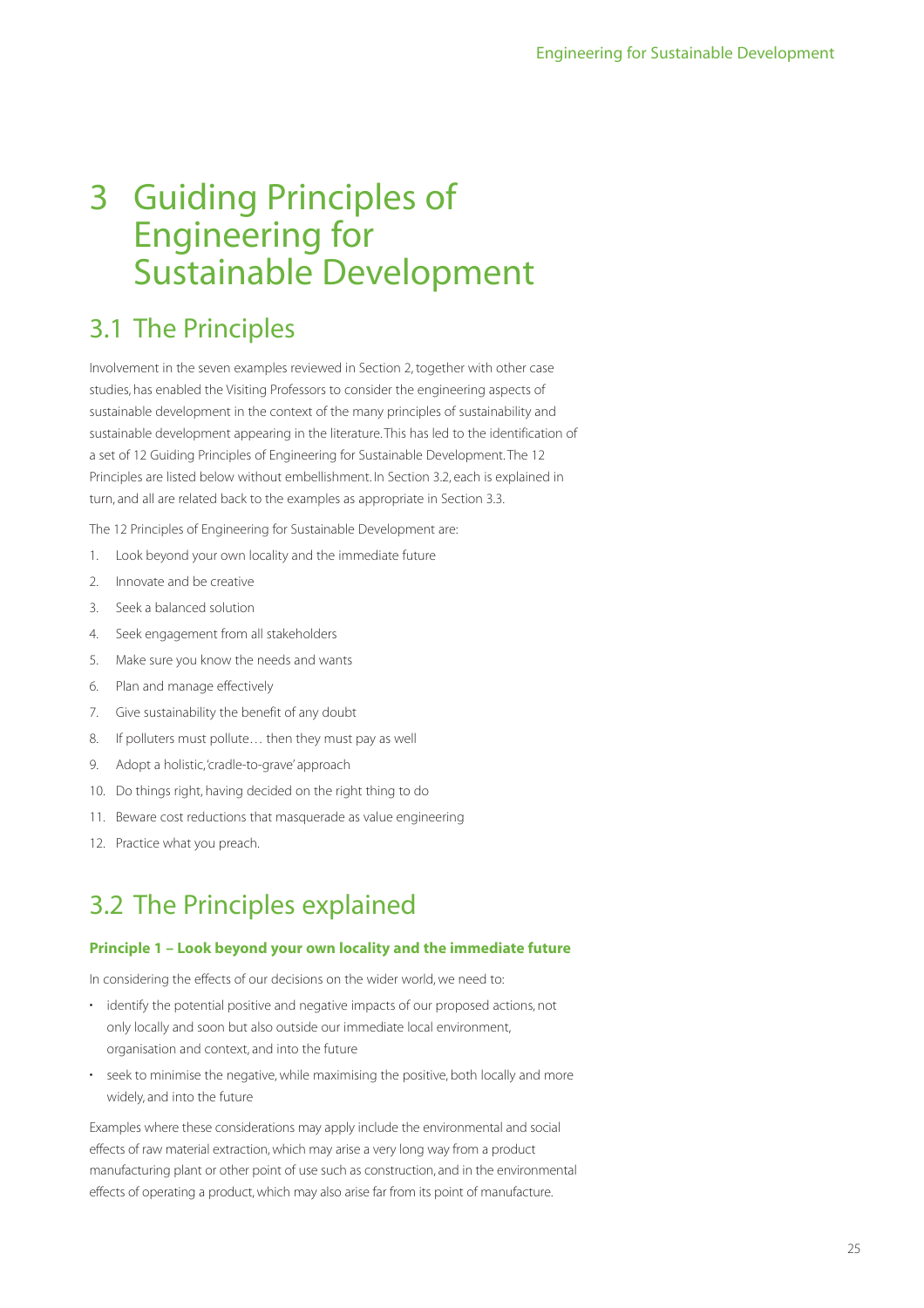# 3 Guiding Principles of Engineering for Sustainable Development

## 3.1 The Principles

Involvement in the seven examples reviewed in Section 2, together with other case studies, has enabled the Visiting Professors to consider the engineering aspects of sustainable development in the context of the many principles of sustainability and sustainable development appearing in the literature. This has led to the identification of a set of 12 Guiding Principles of Engineering for Sustainable Development. The 12 Principles are listed below without embellishment. In Section 3.2, each is explained in turn, and all are related back to the examples as appropriate in Section 3.3.

The 12 Principles of Engineering for Sustainable Development are:

1. Look beyond your own locality and the immediate future
2. Innovate and be creative
3. Seek a balanced solution
4. Seek engagement from all stakeholders
5. Make sure you know the needs and wants
6. Plan and manage effectively
7. Give sustainability the benefit of any doubt
8. If polluters must pollute… then they must pay as well
9. Adopt a holistic, 'cradle-to-grave' approach
10. Do things right, having decided on the right thing to do
11. Beware cost reductions that masquerade as value engineering
12. Practice what you preach.

## 3.2 The Principles explained

### Principle 1 – Look beyond your own locality and the immediate future

In considering the effects of our decisions on the wider world, we need to:

- identify the potential positive and negative impacts of our proposed actions, not only locally and soon but also outside our immediate local environment, organisation and context, and into the future
- seek to minimise the negative, while maximising the positive, both locally and more widely, and into the future

Examples where these considerations may apply include the environmental and social effects of raw material extraction, which may arise a very long way from a product manufacturing plant or other point of use such as construction, and in the environmental effects of operating a product, which may also arise far from its point of manufacture.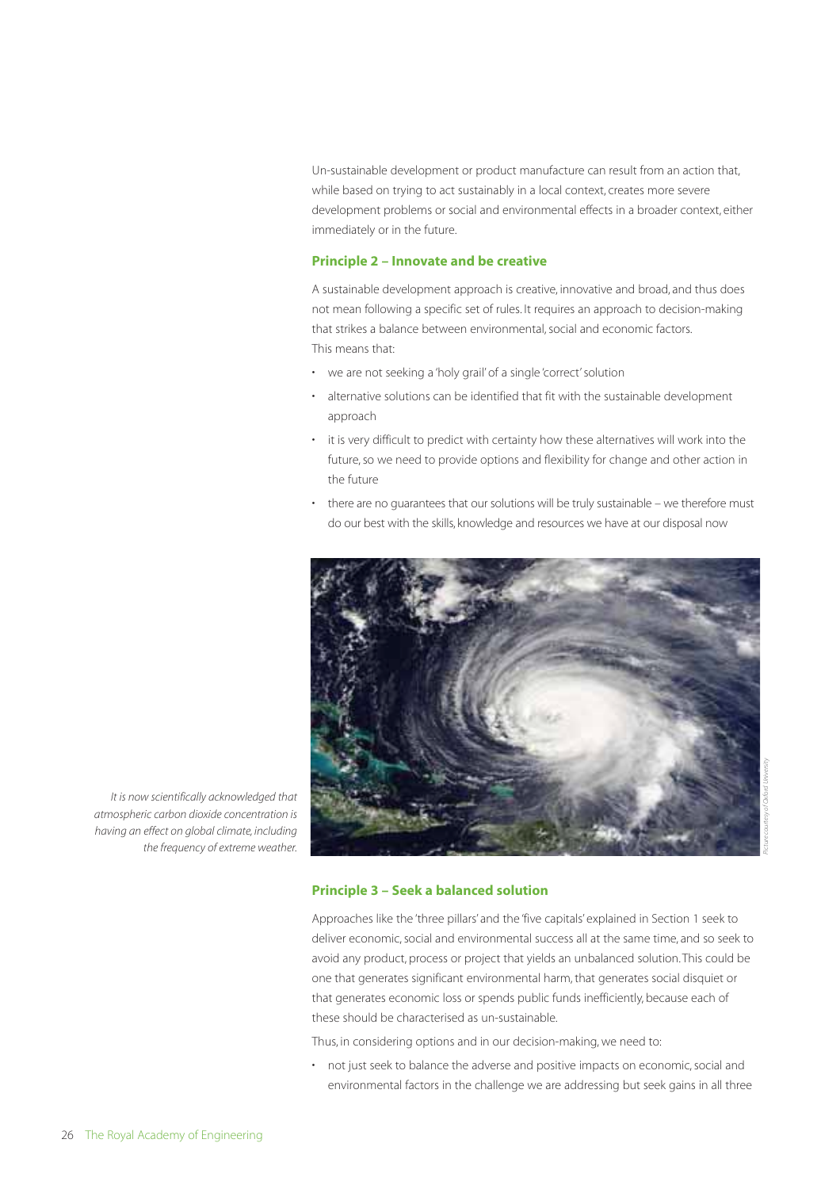Un-sustainable development or product manufacture can result from an action that, while based on trying to act sustainably in a local context, creates more severe development problems or social and environmental effects in a broader context, either immediately or in the future.

### Principle 2 – Innovate and be creative

A sustainable development approach is creative, innovative and broad, and thus does not mean following a specific set of rules. It requires an approach to decision-making that strikes a balance between environmental, social and economic factors. This means that:

- we are not seeking a 'holy grail' of a single 'correct' solution
- alternative solutions can be identified that fit with the sustainable development approach
- it is very difficult to predict with certainty how these alternatives will work into the future, so we need to provide options and flexibility for change and other action in the future
- there are no guarantees that our solutions will be truly sustainable – we therefore must do our best with the skills, knowledge and resources we have at our disposal now

*It is now scientifically acknowledged that atmospheric carbon dioxide concentration is having an effect on global climate, including the frequency of extreme weather.*

*Picture courtesy of Oxford University*

### Principle 3 – Seek a balanced solution

Approaches like the 'three pillars' and the 'five capitals' explained in Section 1 seek to deliver economic, social and environmental success all at the same time, and so seek to avoid any product, process or project that yields an unbalanced solution. This could be one that generates significant environmental harm, that generates social disquiet or that generates economic loss or spends public funds inefficiently, because each of these should be characterised as un-sustainable.

Thus, in considering options and in our decision-making, we need to:

- not just seek to balance the adverse and positive impacts on economic, social and environmental factors in the challenge we are addressing but seek gains in all three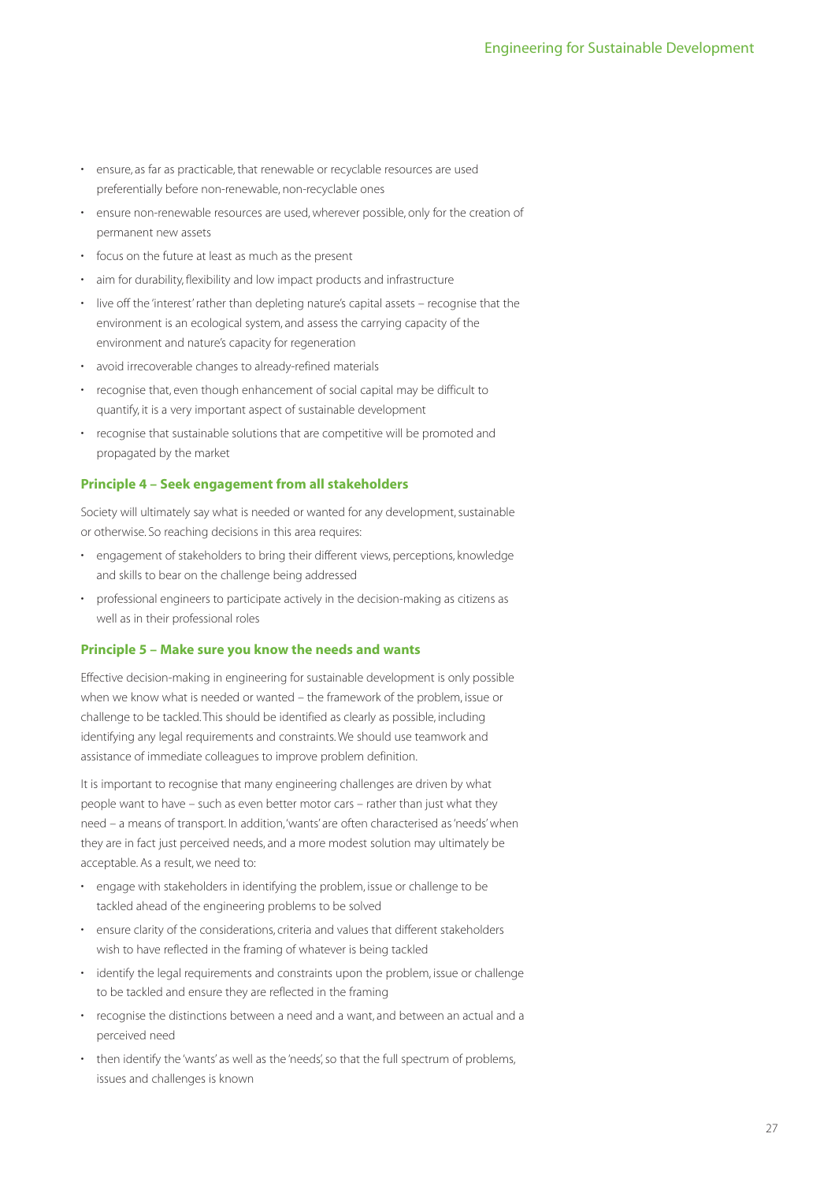- ensure, as far as practicable, that renewable or recyclable resources are used preferentially before non-renewable, non-recyclable ones
- ensure non-renewable resources are used, wherever possible, only for the creation of permanent new assets
- focus on the future at least as much as the present
- aim for durability, flexibility and low impact products and infrastructure
- live off the 'interest' rather than depleting nature's capital assets – recognise that the environment is an ecological system, and assess the carrying capacity of the environment and nature's capacity for regeneration
- avoid irrecoverable changes to already-refined materials
- recognise that, even though enhancement of social capital may be difficult to quantify, it is a very important aspect of sustainable development
- recognise that sustainable solutions that are competitive will be promoted and propagated by the market

### Principle 4 – Seek engagement from all stakeholders

Society will ultimately say what is needed or wanted for any development, sustainable or otherwise. So reaching decisions in this area requires:

- engagement of stakeholders to bring their different views, perceptions, knowledge and skills to bear on the challenge being addressed
- professional engineers to participate actively in the decision-making as citizens as well as in their professional roles

### Principle 5 – Make sure you know the needs and wants

Effective decision-making in engineering for sustainable development is only possible when we know what is needed or wanted – the framework of the problem, issue or challenge to be tackled. This should be identified as clearly as possible, including identifying any legal requirements and constraints. We should use teamwork and assistance of immediate colleagues to improve problem definition.

It is important to recognise that many engineering challenges are driven by what people want to have – such as even better motor cars – rather than just what they need – a means of transport. In addition, 'wants' are often characterised as 'needs' when they are in fact just perceived needs, and a more modest solution may ultimately be acceptable. As a result, we need to:

- engage with stakeholders in identifying the problem, issue or challenge to be tackled ahead of the engineering problems to be solved
- ensure clarity of the considerations, criteria and values that different stakeholders wish to have reflected in the framing of whatever is being tackled
- identify the legal requirements and constraints upon the problem, issue or challenge to be tackled and ensure they are reflected in the framing
- recognise the distinctions between a need and a want, and between an actual and a perceived need
- then identify the 'wants' as well as the 'needs', so that the full spectrum of problems, issues and challenges is known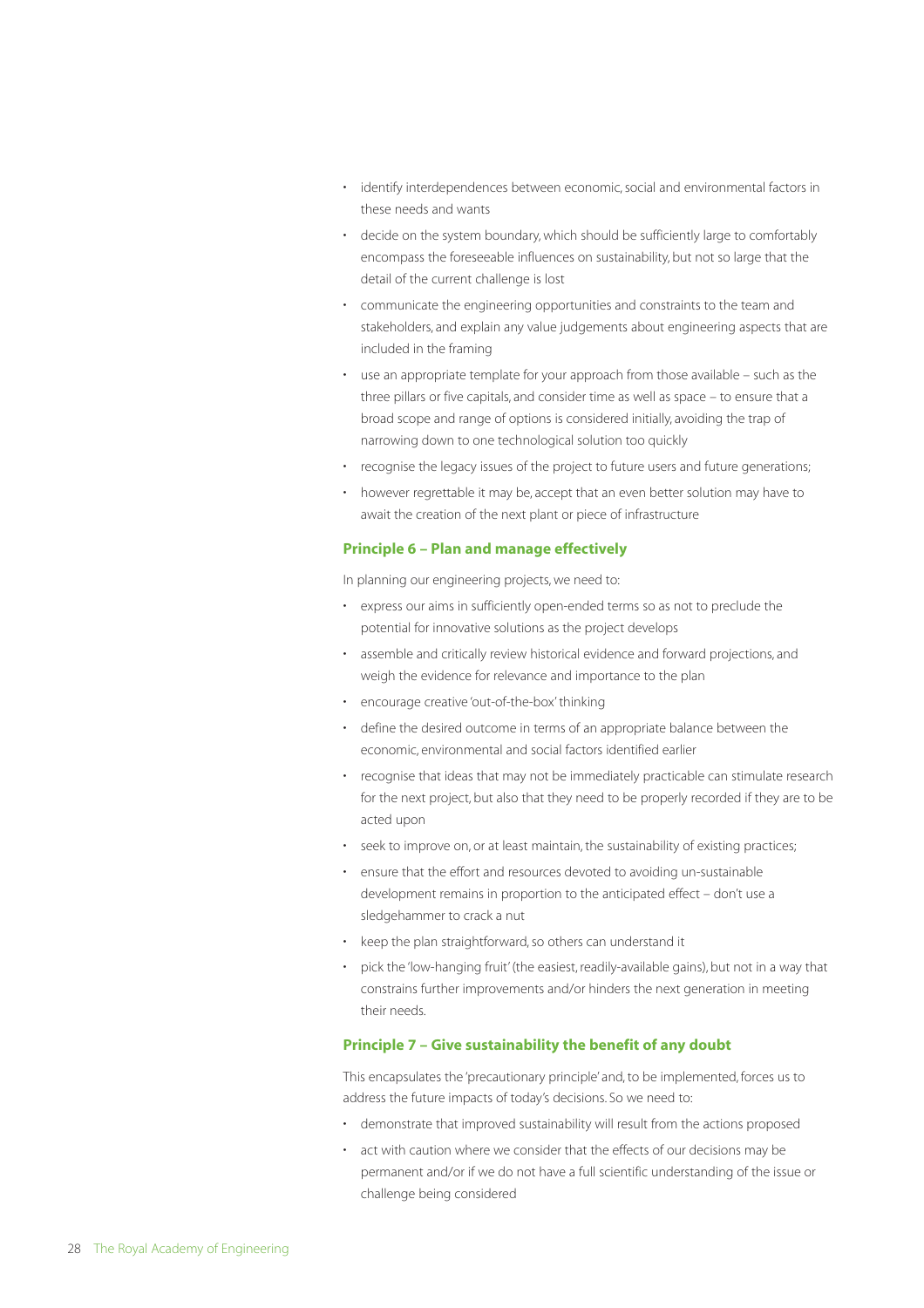- identify interdependences between economic, social and environmental factors in these needs and wants
- decide on the system boundary, which should be sufficiently large to comfortably encompass the foreseeable influences on sustainability, but not so large that the detail of the current challenge is lost
- communicate the engineering opportunities and constraints to the team and stakeholders, and explain any value judgements about engineering aspects that are included in the framing
- use an appropriate template for your approach from those available – such as the three pillars or five capitals, and consider time as well as space – to ensure that a broad scope and range of options is considered initially, avoiding the trap of narrowing down to one technological solution too quickly
- recognise the legacy issues of the project to future users and future generations;
- however regrettable it may be, accept that an even better solution may have to await the creation of the next plant or piece of infrastructure

### Principle 6 – Plan and manage effectively

In planning our engineering projects, we need to:

- express our aims in sufficiently open-ended terms so as not to preclude the potential for innovative solutions as the project develops
- assemble and critically review historical evidence and forward projections, and weigh the evidence for relevance and importance to the plan
- encourage creative 'out-of-the-box' thinking
- define the desired outcome in terms of an appropriate balance between the economic, environmental and social factors identified earlier
- recognise that ideas that may not be immediately practicable can stimulate research for the next project, but also that they need to be properly recorded if they are to be acted upon
- seek to improve on, or at least maintain, the sustainability of existing practices;
- ensure that the effort and resources devoted to avoiding un-sustainable development remains in proportion to the anticipated effect – don't use a sledgehammer to crack a nut
- keep the plan straightforward, so others can understand it
- pick the 'low-hanging fruit' (the easiest, readily-available gains), but not in a way that constrains further improvements and/or hinders the next generation in meeting their needs.

### Principle 7 – Give sustainability the benefit of any doubt

This encapsulates the 'precautionary principle' and, to be implemented, forces us to address the future impacts of today's decisions. So we need to:

- demonstrate that improved sustainability will result from the actions proposed
- act with caution where we consider that the effects of our decisions may be permanent and/or if we do not have a full scientific understanding of the issue or challenge being considered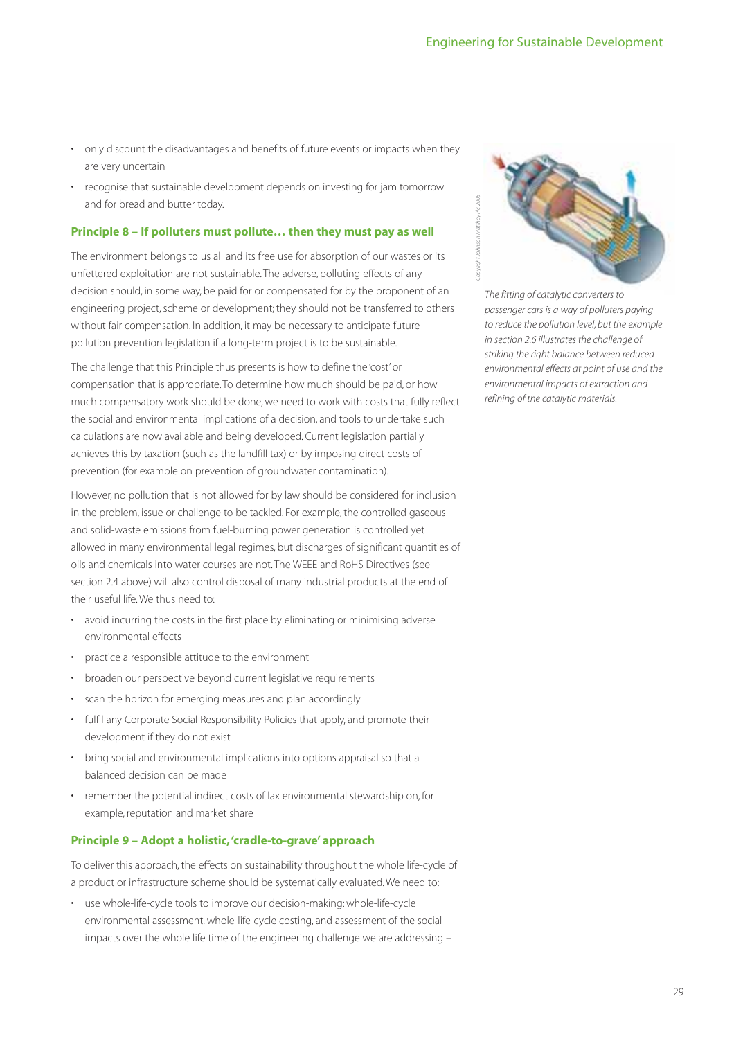- only discount the disadvantages and benefits of future events or impacts when they are very uncertain
- recognise that sustainable development depends on investing for jam tomorrow and for bread and butter today.

### Principle 8 – If polluters must pollute… then they must pay as well

The environment belongs to us all and its free use for absorption of our wastes or its unfettered exploitation are not sustainable. The adverse, polluting effects of any decision should, in some way, be paid for or compensated for by the proponent of an engineering project, scheme or development; they should not be transferred to others without fair compensation. In addition, it may be necessary to anticipate future pollution prevention legislation if a long-term project is to be sustainable.

The challenge that this Principle thus presents is how to define the 'cost' or compensation that is appropriate. To determine how much should be paid, or how much compensatory work should be done, we need to work with costs that fully reflect the social and environmental implications of a decision, and tools to undertake such calculations are now available and being developed. Current legislation partially achieves this by taxation (such as the landfill tax) or by imposing direct costs of prevention (for example on prevention of groundwater contamination).

However, no pollution that is not allowed for by law should be considered for inclusion in the problem, issue or challenge to be tackled. For example, the controlled gaseous and solid-waste emissions from fuel-burning power generation is controlled yet allowed in many environmental legal regimes, but discharges of significant quantities of oils and chemicals into water courses are not. The WEEE and RoHS Directives (see section 2.4 above) will also control disposal of many industrial products at the end of their useful life. We thus need to:

- avoid incurring the costs in the first place by eliminating or minimising adverse environmental effects
- practice a responsible attitude to the environment
- broaden our perspective beyond current legislative requirements
- scan the horizon for emerging measures and plan accordingly
- fulfil any Corporate Social Responsibility Policies that apply, and promote their development if they do not exist
- bring social and environmental implications into options appraisal so that a balanced decision can be made
- remember the potential indirect costs of lax environmental stewardship on, for example, reputation and market share

*Copyright Johnson Matthey Plc 2005*

*The fitting of catalytic converters to passenger cars is a way of polluters paying to reduce the pollution level, but the example in section 2.6 illustrates the challenge of striking the right balance between reduced environmental effects at point of use and the environmental impacts of extraction and refining of the catalytic materials.*

### Principle 9 – Adopt a holistic, 'cradle-to-grave' approach

To deliver this approach, the effects on sustainability throughout the whole life-cycle of a product or infrastructure scheme should be systematically evaluated. We need to:

- use whole-life-cycle tools to improve our decision-making: whole-life-cycle environmental assessment, whole-life-cycle costing, and assessment of the social impacts over the whole life time of the engineering challenge we are addressing –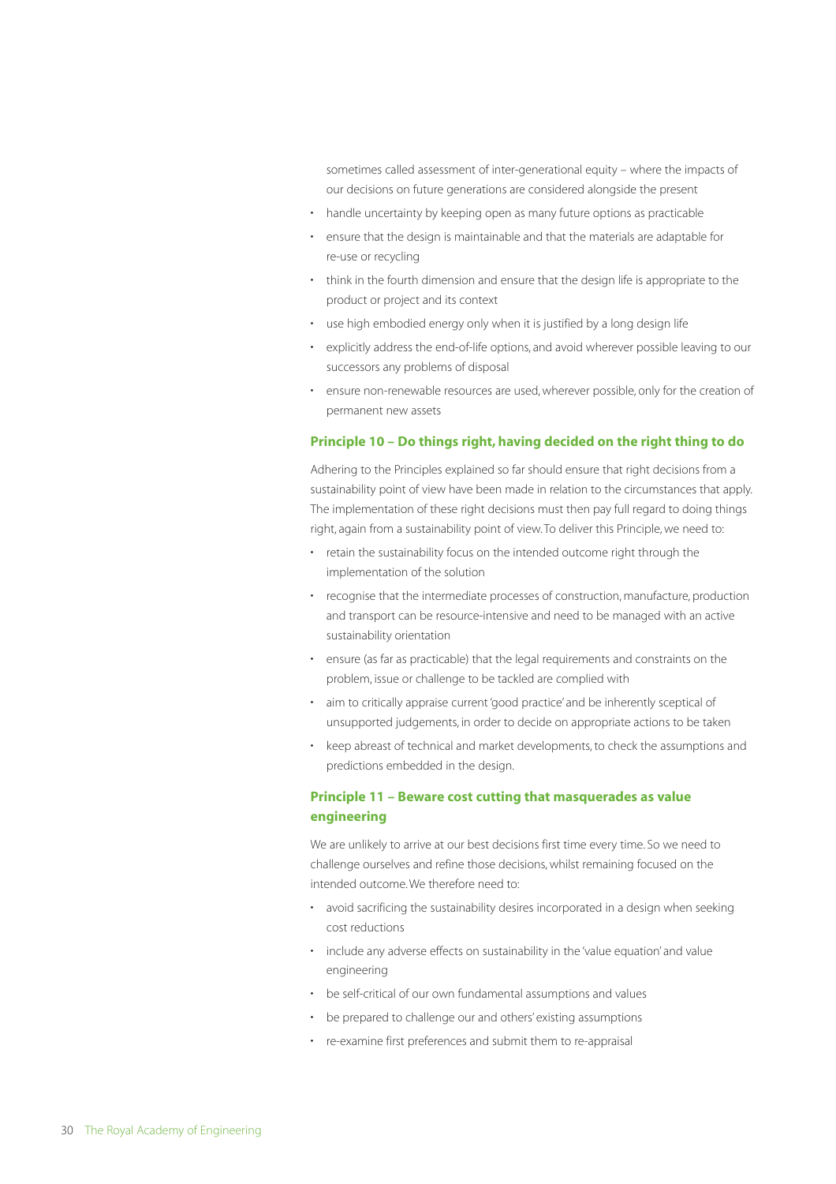sometimes called assessment of inter-generational equity – where the impacts of our decisions on future generations are considered alongside the present

- handle uncertainty by keeping open as many future options as practicable
- ensure that the design is maintainable and that the materials are adaptable for re-use or recycling
- think in the fourth dimension and ensure that the design life is appropriate to the product or project and its context
- use high embodied energy only when it is justified by a long design life
- explicitly address the end-of-life options, and avoid wherever possible leaving to our successors any problems of disposal
- ensure non-renewable resources are used, wherever possible, only for the creation of permanent new assets

### Principle 10 – Do things right, having decided on the right thing to do

Adhering to the Principles explained so far should ensure that right decisions from a sustainability point of view have been made in relation to the circumstances that apply. The implementation of these right decisions must then pay full regard to doing things right, again from a sustainability point of view. To deliver this Principle, we need to:

- retain the sustainability focus on the intended outcome right through the implementation of the solution
- recognise that the intermediate processes of construction, manufacture, production and transport can be resource-intensive and need to be managed with an active sustainability orientation
- ensure (as far as practicable) that the legal requirements and constraints on the problem, issue or challenge to be tackled are complied with
- aim to critically appraise current 'good practice' and be inherently sceptical of unsupported judgements, in order to decide on appropriate actions to be taken
- keep abreast of technical and market developments, to check the assumptions and predictions embedded in the design.

### Principle 11 – Beware cost cutting that masquerades as value engineering

We are unlikely to arrive at our best decisions first time every time. So we need to challenge ourselves and refine those decisions, whilst remaining focused on the intended outcome. We therefore need to:

- avoid sacrificing the sustainability desires incorporated in a design when seeking cost reductions
- include any adverse effects on sustainability in the 'value equation' and value engineering
- be self-critical of our own fundamental assumptions and values
- be prepared to challenge our and others' existing assumptions
- re-examine first preferences and submit them to re-appraisal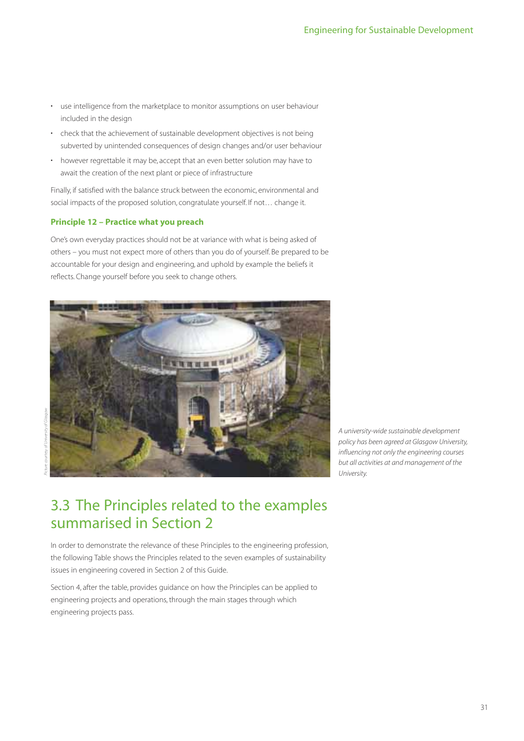- use intelligence from the marketplace to monitor assumptions on user behaviour included in the design
- check that the achievement of sustainable development objectives is not being subverted by unintended consequences of design changes and/or user behaviour
- however regrettable it may be, accept that an even better solution may have to await the creation of the next plant or piece of infrastructure

Finally, if satisfied with the balance struck between the economic, environmental and social impacts of the proposed solution, congratulate yourself. If not… change it.

**Principle 12 – Practice what you preach**

One's own everyday practices should not be at variance with what is being asked of others – you must not expect more of others than you do of yourself. Be prepared to be accountable for your design and engineering, and uphold by example the beliefs it reflects. Change yourself before you seek to change others.

*Picture courtesy of University of Glasgow*

*A university-wide sustainable development policy has been agreed at Glasgow University, influencing not only the engineering courses but all activities at and management of the University.*

## 3.3 The Principles related to the examples summarised in Section 2

In order to demonstrate the relevance of these Principles to the engineering profession, the following Table shows the Principles related to the seven examples of sustainability issues in engineering covered in Section 2 of this Guide.

Section 4, after the table, provides guidance on how the Principles can be applied to engineering projects and operations, through the main stages through which engineering projects pass.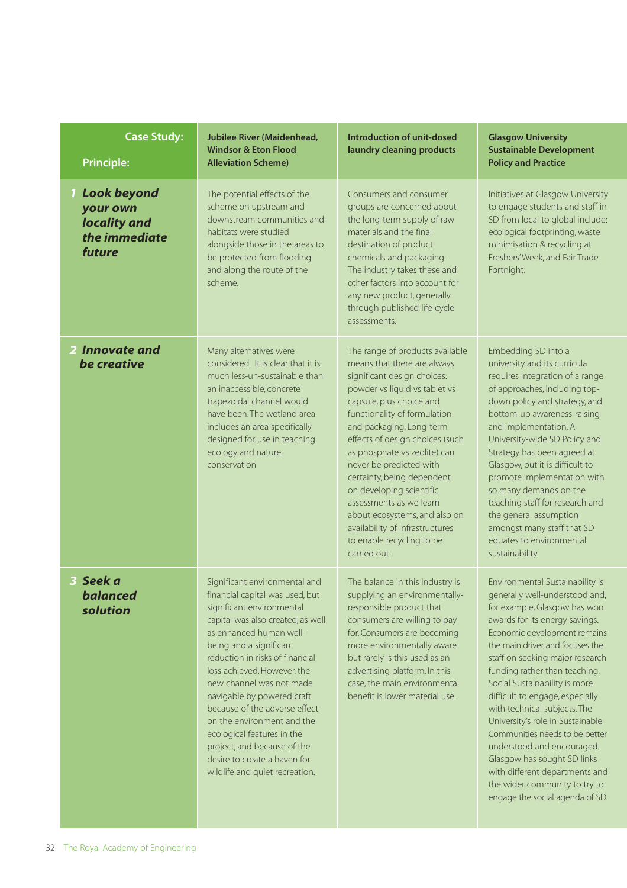| Case Study: Principle: | Jubilee River (Maidenhead, Windsor & Eton Flood Alleviation Scheme) | Introduction of unit-dosed laundry cleaning products | Glasgow University Sustainable Development Policy and Practice |
|---|---|---|---|
| ***1 Look beyond your own locality and the immediate future*** | The potential effects of the scheme on upstream and downstream communities and habitats were studied alongside those in the areas to be protected from flooding and along the route of the scheme. | Consumers and consumer groups are concerned about the long-term supply of raw materials and the final destination of product chemicals and packaging. The industry takes these and other factors into account for any new product, generally through published life-cycle assessments. | Initiatives at Glasgow University to engage students and staff in SD from local to global include: ecological footprinting, waste minimisation & recycling at Freshers' Week, and Fair Trade Fortnight. |
| ***2 Innovate and be creative*** | Many alternatives were considered. It is clear that it is much less-un-sustainable than an inaccessible, concrete trapezoidal channel would have been. The wetland area includes an area specifically designed for use in teaching ecology and nature conservation | The range of products available means that there are always significant design choices: powder vs liquid vs tablet vs capsule, plus choice and functionality of formulation and packaging. Long-term effects of design choices (such as phosphate vs zeolite) can never be predicted with certainty, being dependent on developing scientific assessments as we learn about ecosystems, and also on availability of infrastructures to enable recycling to be carried out. | Embedding SD into a university and its curricula requires integration of a range of approaches, including top-down policy and strategy, and bottom-up awareness-raising and implementation. A University-wide SD Policy and Strategy has been agreed at Glasgow, but it is difficult to promote implementation with so many demands on the teaching staff for research and the general assumption amongst many staff that SD equates to environmental sustainability. |
| ***3 Seek a balanced solution*** | Significant environmental and financial capital was used, but significant environmental capital was also created, as well as enhanced human well-being and a significant reduction in risks of financial loss achieved. However, the new channel was not made navigable by powered craft because of the adverse effect on the environment and the ecological features in the project, and because of the desire to create a haven for wildlife and quiet recreation. | The balance in this industry is supplying an environmentally-responsible product that consumers are willing to pay for. Consumers are becoming more environmentally aware but rarely is this used as an advertising platform. In this case, the main environmental benefit is lower material use. | Environmental Sustainability is generally well-understood and, for example, Glasgow has won awards for its energy savings. Economic development remains the main driver, and focuses the staff on seeking major research funding rather than teaching. Social Sustainability is more difficult to engage, especially with technical subjects. The University's role in Sustainable Communities needs to be better understood and encouraged. Glasgow has sought SD links with different departments and the wider community to try to engage the social agenda of SD. |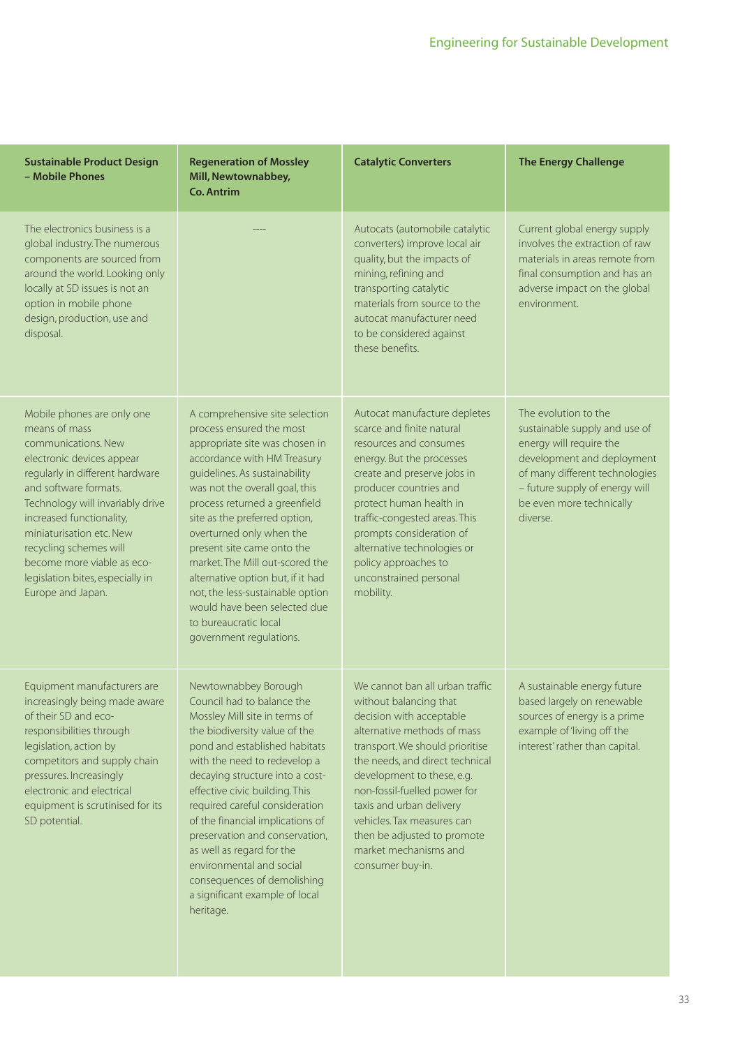| Sustainable Product Design – Mobile Phones | Regeneration of Mossley Mill, Newtownabbey, Co. Antrim | Catalytic Converters | The Energy Challenge |
|---|---|---|---|
| The electronics business is a global industry. The numerous components are sourced from around the world. Looking only locally at SD issues is not an option in mobile phone design, production, use and disposal. | ---- | Autocats (automobile catalytic converters) improve local air quality, but the impacts of mining, refining and transporting catalytic materials from source to the autocat manufacturer need to be considered against these benefits. | Current global energy supply involves the extraction of raw materials in areas remote from final consumption and has an adverse impact on the global environment. |
| Mobile phones are only one means of mass communications. New electronic devices appear regularly in different hardware and software formats. Technology will invariably drive increased functionality, miniaturisation etc. New recycling schemes will become more viable as eco-legislation bites, especially in Europe and Japan. | A comprehensive site selection process ensured the most appropriate site was chosen in accordance with HM Treasury guidelines. As sustainability was not the overall goal, this process returned a greenfield site as the preferred option, overturned only when the present site came onto the market. The Mill out-scored the alternative option but, if it had not, the less-sustainable option would have been selected due to bureaucratic local government regulations. | Autocat manufacture depletes scarce and finite natural resources and consumes energy. But the processes create and preserve jobs in producer countries and protect human health in traffic-congested areas. This prompts consideration of alternative technologies or policy approaches to unconstrained personal mobility. | The evolution to the sustainable supply and use of energy will require the development and deployment of many different technologies – future supply of energy will be even more technically diverse. |
| Equipment manufacturers are increasingly being made aware of their SD and eco-responsibilities through legislation, action by competitors and supply chain pressures. Increasingly electronic and electrical equipment is scrutinised for its SD potential. | Newtownabbey Borough Council had to balance the Mossley Mill site in terms of the biodiversity value of the pond and established habitats with the need to redevelop a decaying structure into a cost-effective civic building. This required careful consideration of the financial implications of preservation and conservation, as well as regard for the environmental and social consequences of demolishing a significant example of local heritage. | We cannot ban all urban traffic without balancing that decision with acceptable alternative methods of mass transport. We should prioritise the needs, and direct technical development to these, e.g. non-fossil-fuelled power for taxis and urban delivery vehicles. Tax measures can then be adjusted to promote market mechanisms and consumer buy-in. | A sustainable energy future based largely on renewable sources of energy is a prime example of 'living off the interest' rather than capital. |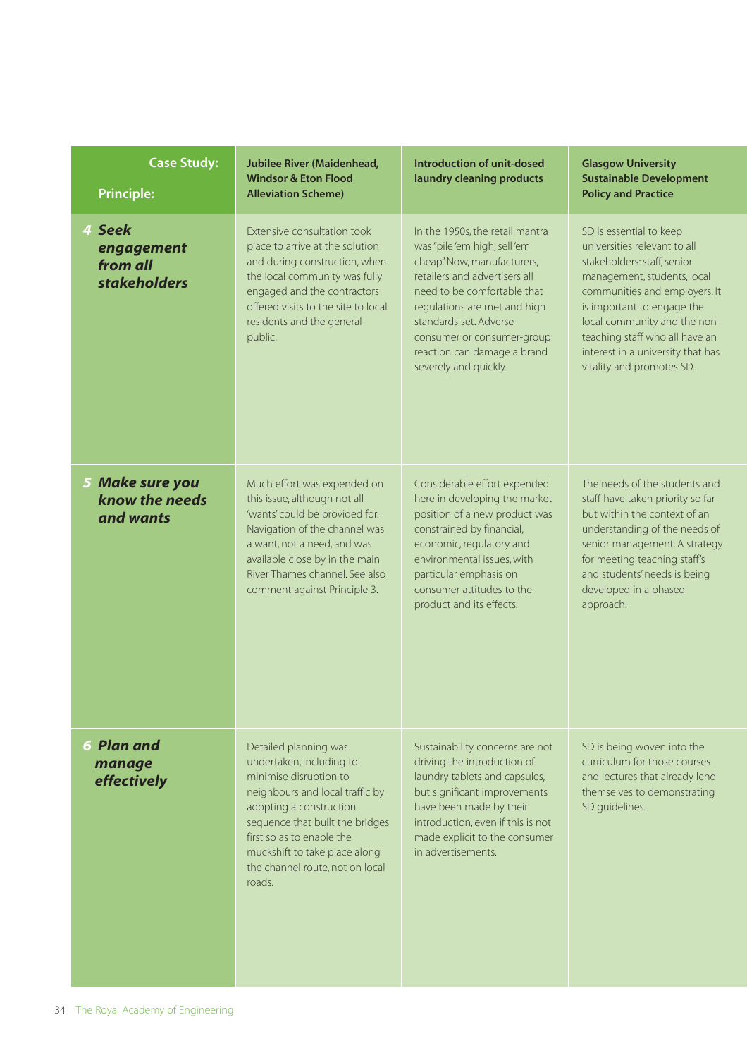| Case Study: Principle: | Jubilee River (Maidenhead, Windsor & Eton Flood Alleviation Scheme) | Introduction of unit-dosed laundry cleaning products | Glasgow University Sustainable Development Policy and Practice |
|---|---|---|---|
| **4 Seek engagement from all stakeholders** | Extensive consultation took place to arrive at the solution and during construction, when the local community was fully engaged and the contractors offered visits to the site to local residents and the general public. | In the 1950s, the retail mantra was "pile 'em high, sell 'em cheap". Now, manufacturers, retailers and advertisers all need to be comfortable that regulations are met and high standards set. Adverse consumer or consumer-group reaction can damage a brand severely and quickly. | SD is essential to keep universities relevant to all stakeholders: staff, senior management, students, local communities and employers. It is important to engage the local community and the non-teaching staff who all have an interest in a university that has vitality and promotes SD. |
| **5 Make sure you know the needs and wants** | Much effort was expended on this issue, although not all 'wants' could be provided for. Navigation of the channel was a want, not a need, and was available close by in the main River Thames channel. See also comment against Principle 3. | Considerable effort expended here in developing the market position of a new product was constrained by financial, economic, regulatory and environmental issues, with particular emphasis on consumer attitudes to the product and its effects. | The needs of the students and staff have taken priority so far but within the context of an understanding of the needs of senior management. A strategy for meeting teaching staff's and students' needs is being developed in a phased approach. |
| **6 Plan and manage effectively** | Detailed planning was undertaken, including to minimise disruption to neighbours and local traffic by adopting a construction sequence that built the bridges first so as to enable the muckshift to take place along the channel route, not on local roads. | Sustainability concerns are not driving the introduction of laundry tablets and capsules, but significant improvements have been made by their introduction, even if this is not made explicit to the consumer in advertisements. | SD is being woven into the curriculum for those courses and lectures that already lend themselves to demonstrating SD guidelines. |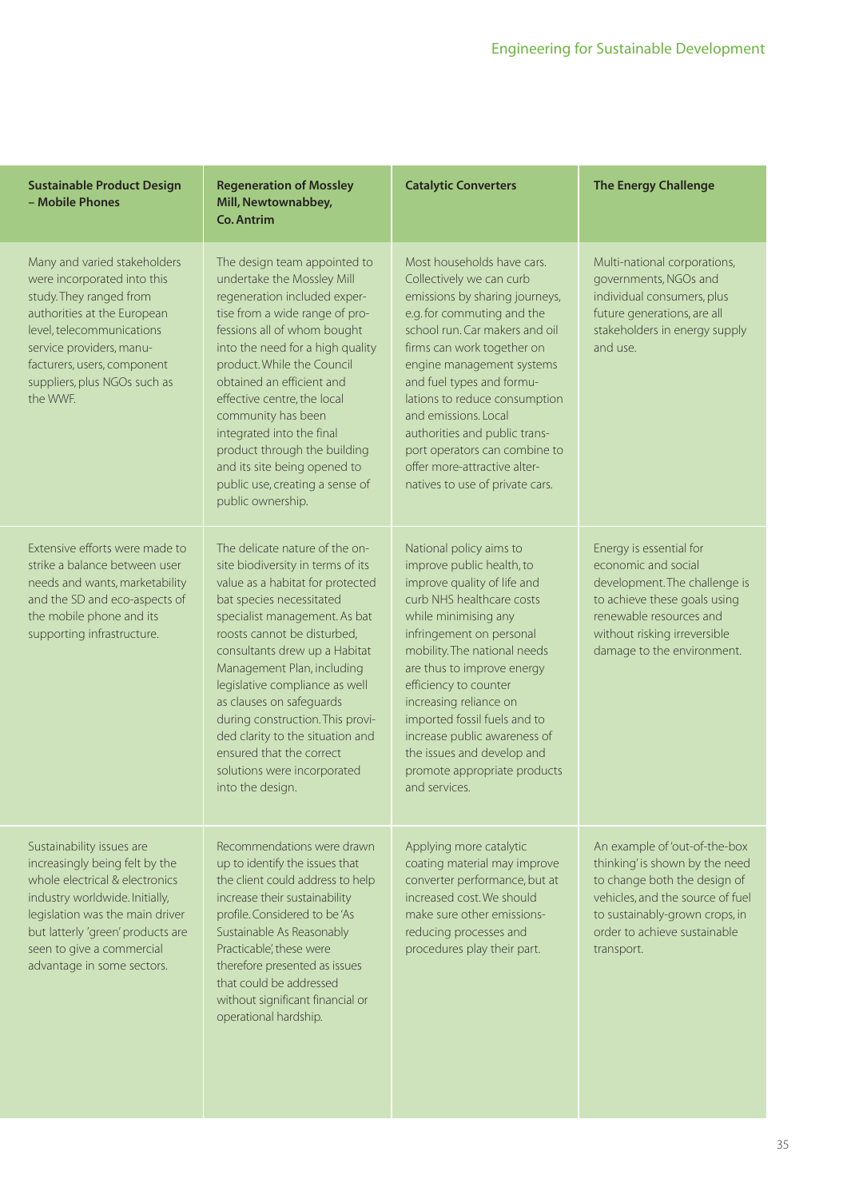| Sustainable Product Design – Mobile Phones | Regeneration of Mossley Mill, Newtownabbey, Co. Antrim | Catalytic Converters | The Energy Challenge |
|---|---|---|---|
| Many and varied stakeholders were incorporated into this study. They ranged from authorities at the European level, telecommunications service providers, manufacturers, users, component suppliers, plus NGOs such as the WWF. | The design team appointed to undertake the Mossley Mill regeneration included expertise from a wide range of professions all of whom bought into the need for a high quality product. While the Council obtained an efficient and effective centre, the local community has been integrated into the final product through the building and its site being opened to public use, creating a sense of public ownership. | Most households have cars. Collectively we can curb emissions by sharing journeys, e.g. for commuting and the school run. Car makers and oil firms can work together on engine management systems and fuel types and formulations to reduce consumption and emissions. Local authorities and public transport operators can combine to offer more-attractive alternatives to use of private cars. | Multi-national corporations, governments, NGOs and individual consumers, plus future generations, are all stakeholders in energy supply and use. |
| Extensive efforts were made to strike a balance between user needs and wants, marketability and the SD and eco-aspects of the mobile phone and its supporting infrastructure. | The delicate nature of the on-site biodiversity in terms of its value as a habitat for protected bat species necessitated specialist management. As bat roosts cannot be disturbed, consultants drew up a Habitat Management Plan, including legislative compliance as well as clauses on safeguards during construction. This provided clarity to the situation and ensured that the correct solutions were incorporated into the design. | National policy aims to improve public health, to improve quality of life and curb NHS healthcare costs while minimising any infringement on personal mobility. The national needs are thus to improve energy efficiency to counter increasing reliance on imported fossil fuels and to increase public awareness of the issues and develop and promote appropriate products and services. | Energy is essential for economic and social development. The challenge is to achieve these goals using renewable resources and without risking irreversible damage to the environment. |
| Sustainability issues are increasingly being felt by the whole electrical & electronics industry worldwide. Initially, legislation was the main driver but latterly 'green' products are seen to give a commercial advantage in some sectors. | Recommendations were drawn up to identify the issues that the client could address to help increase their sustainability profile. Considered to be 'As Sustainable As Reasonably Practicable', these were therefore presented as issues that could be addressed without significant financial or operational hardship. | Applying more catalytic coating material may improve converter performance, but at increased cost. We should make sure other emissions-reducing processes and procedures play their part. | An example of 'out-of-the-box thinking' is shown by the need to change both the design of vehicles, and the source of fuel to sustainably-grown crops, in order to achieve sustainable transport. |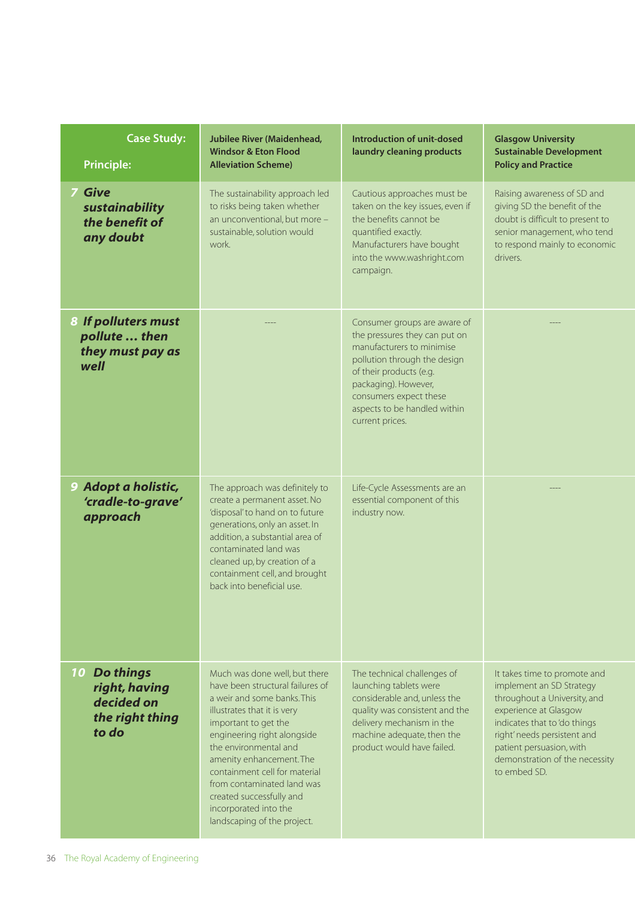| Case Study: Principle: | Jubilee River (Maidenhead, Windsor & Eton Flood Alleviation Scheme) | Introduction of unit-dosed laundry cleaning products | Glasgow University Sustainable Development Policy and Practice |
|---|---|---|---|
| ***7 Give sustainability the benefit of any doubt*** | The sustainability approach led to risks being taken whether an unconventional, but more – sustainable, solution would work. | Cautious approaches must be taken on the key issues, even if the benefits cannot be quantified exactly. Manufacturers have bought into the www.washright.com campaign. | Raising awareness of SD and giving SD the benefit of the doubt is difficult to present to senior management, who tend to respond mainly to economic drivers. |
| ***8 If polluters must pollute … then they must pay as well*** | ---- | Consumer groups are aware of the pressures they can put on manufacturers to minimise pollution through the design of their products (e.g. packaging). However, consumers expect these aspects to be handled within current prices. | ---- |
| ***9 Adopt a holistic, 'cradle-to-grave' approach*** | The approach was definitely to create a permanent asset. No 'disposal' to hand on to future generations, only an asset. In addition, a substantial area of contaminated land was cleaned up, by creation of a containment cell, and brought back into beneficial use. | Life-Cycle Assessments are an essential component of this industry now. | ---- |
| ***10 Do things right, having decided on the right thing to do*** | Much was done well, but there have been structural failures of a weir and some banks. This illustrates that it is very important to get the engineering right alongside the environmental and amenity enhancement. The containment cell for material from contaminated land was created successfully and incorporated into the landscaping of the project. | The technical challenges of launching tablets were considerable and, unless the quality was consistent and the delivery mechanism in the machine adequate, then the product would have failed. | It takes time to promote and implement an SD Strategy throughout a University, and experience at Glasgow indicates that to 'do things right' needs persistent and patient persuasion, with demonstration of the necessity to embed SD. |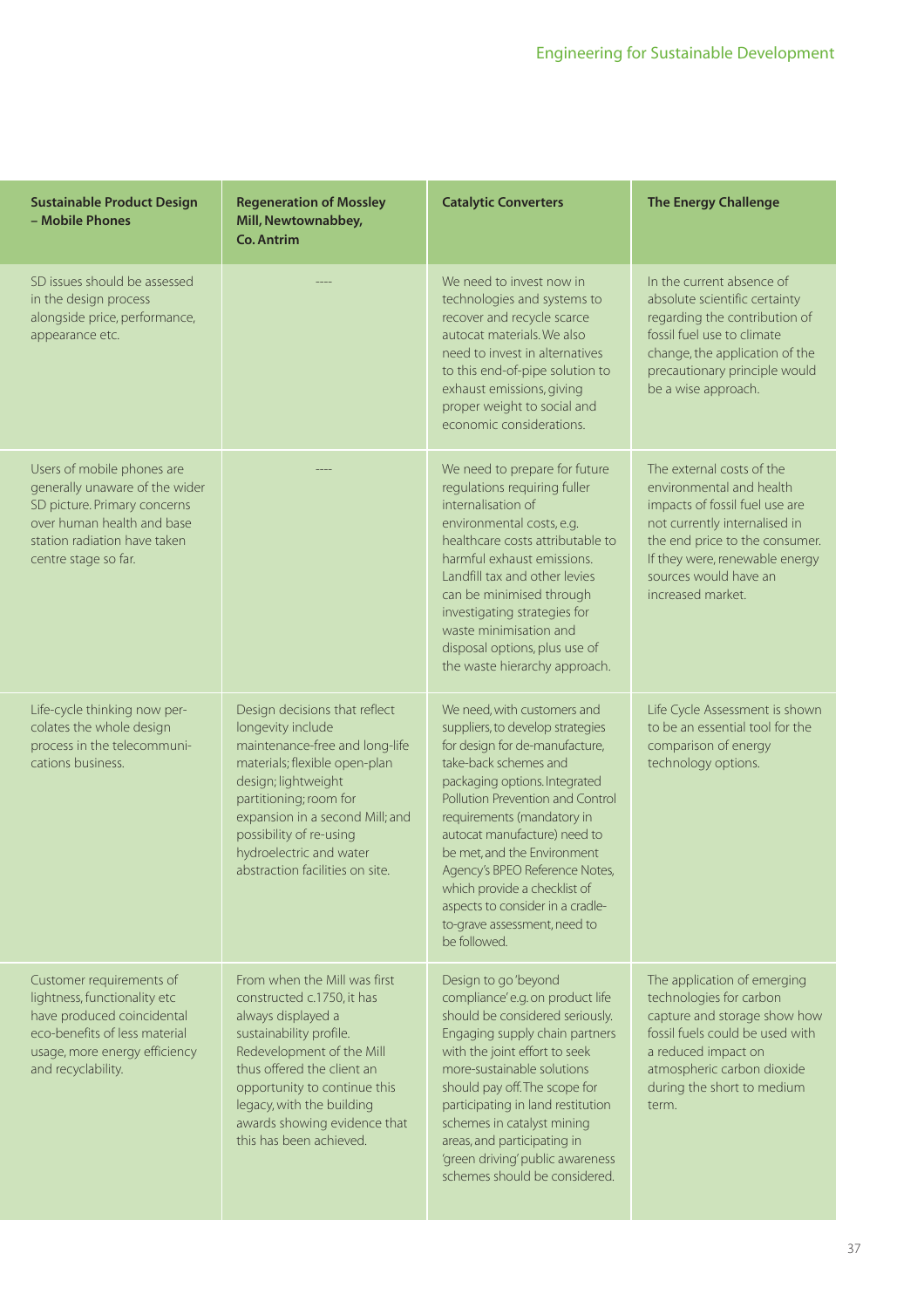| Sustainable Product Design – Mobile Phones | Regeneration of Mossley Mill, Newtownabbey, Co. Antrim | Catalytic Converters | The Energy Challenge |
|---|---|---|---|
| SD issues should be assessed in the design process alongside price, performance, appearance etc. | ---- | We need to invest now in technologies and systems to recover and recycle scarce autocat materials. We also need to invest in alternatives to this end-of-pipe solution to exhaust emissions, giving proper weight to social and economic considerations. | In the current absence of absolute scientific certainty regarding the contribution of fossil fuel use to climate change, the application of the precautionary principle would be a wise approach. |
| Users of mobile phones are generally unaware of the wider SD picture. Primary concerns over human health and base station radiation have taken centre stage so far. | ---- | We need to prepare for future regulations requiring fuller internalisation of environmental costs, e.g. healthcare costs attributable to harmful exhaust emissions. Landfill tax and other levies can be minimised through investigating strategies for waste minimisation and disposal options, plus use of the waste hierarchy approach. | The external costs of the environmental and health impacts of fossil fuel use are not currently internalised in the end price to the consumer. If they were, renewable energy sources would have an increased market. |
| Life-cycle thinking now percolates the whole design process in the telecommunications business. | Design decisions that reflect longevity include maintenance-free and long-life materials; flexible open-plan design; lightweight partitioning; room for expansion in a second Mill; and possibility of re-using hydroelectric and water abstraction facilities on site. | We need, with customers and suppliers, to develop strategies for design for de-manufacture, take-back schemes and packaging options. Integrated Pollution Prevention and Control requirements (mandatory in autocat manufacture) need to be met, and the Environment Agency's BPEO Reference Notes, which provide a checklist of aspects to consider in a cradle-to-grave assessment, need to be followed. | Life Cycle Assessment is shown to be an essential tool for the comparison of energy technology options. |
| Customer requirements of lightness, functionality etc have produced coincidental eco-benefits of less material usage, more energy efficiency and recyclability. | From when the Mill was first constructed c.1750, it has always displayed a sustainability profile. Redevelopment of the Mill thus offered the client an opportunity to continue this legacy, with the building awards showing evidence that this has been achieved. | Design to go 'beyond compliance' e.g. on product life should be considered seriously. Engaging supply chain partners with the joint effort to seek more-sustainable solutions should pay off. The scope for participating in land restitution schemes in catalyst mining areas, and participating in 'green driving' public awareness schemes should be considered. | The application of emerging technologies for carbon capture and storage show how fossil fuels could be used with a reduced impact on atmospheric carbon dioxide during the short to medium term. |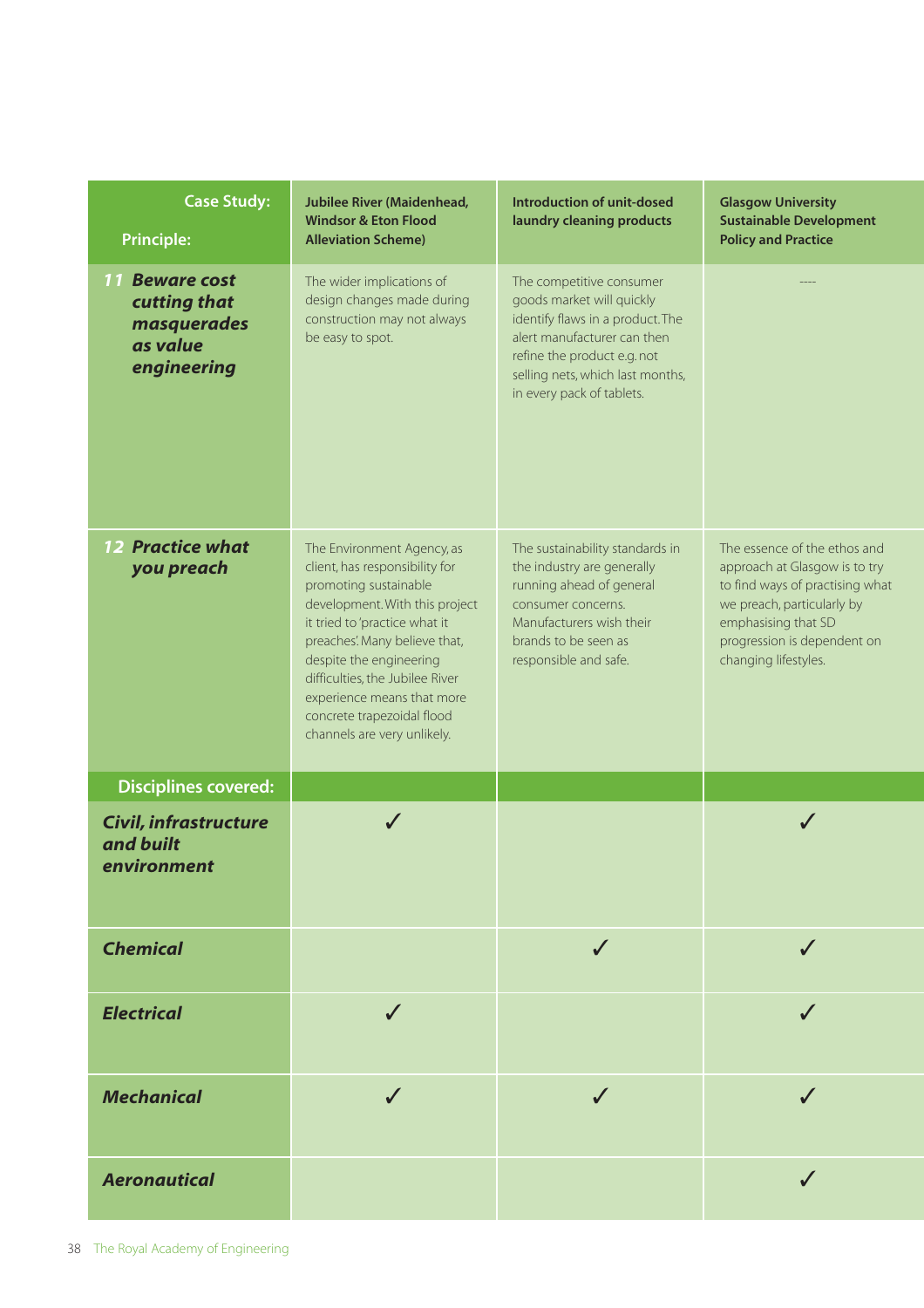| Case Study: / Principle: | Jubilee River (Maidenhead, Windsor & Eton Flood Alleviation Scheme) | Introduction of unit-dosed laundry cleaning products | Glasgow University Sustainable Development Policy and Practice |
|---|---|---|---|
| ***11 Beware cost cutting that masquerades as value engineering*** | The wider implications of design changes made during construction may not always be easy to spot. | The competitive consumer goods market will quickly identify flaws in a product. The alert manufacturer can then refine the product e.g. not selling nets, which last months, in every pack of tablets. | ---- |
| ***12 Practice what you preach*** | The Environment Agency, as client, has responsibility for promoting sustainable development. With this project it tried to 'practice what it preaches'. Many believe that, despite the engineering difficulties, the Jubilee River experience means that more concrete trapezoidal flood channels are very unlikely. | The sustainability standards in the industry are generally running ahead of general consumer concerns. Manufacturers wish their brands to be seen as responsible and safe. | The essence of the ethos and approach at Glasgow is to try to find ways of practising what we preach, particularly by emphasising that SD progression is dependent on changing lifestyles. |
| **Disciplines covered:** | | | |
| ***Civil, infrastructure and built environment*** | ✓ | | ✓ |
| ***Chemical*** | | ✓ | ✓ |
| ***Electrical*** | ✓ | | ✓ |
| ***Mechanical*** | ✓ | ✓ | ✓ |
| ***Aeronautical*** | | | ✓ |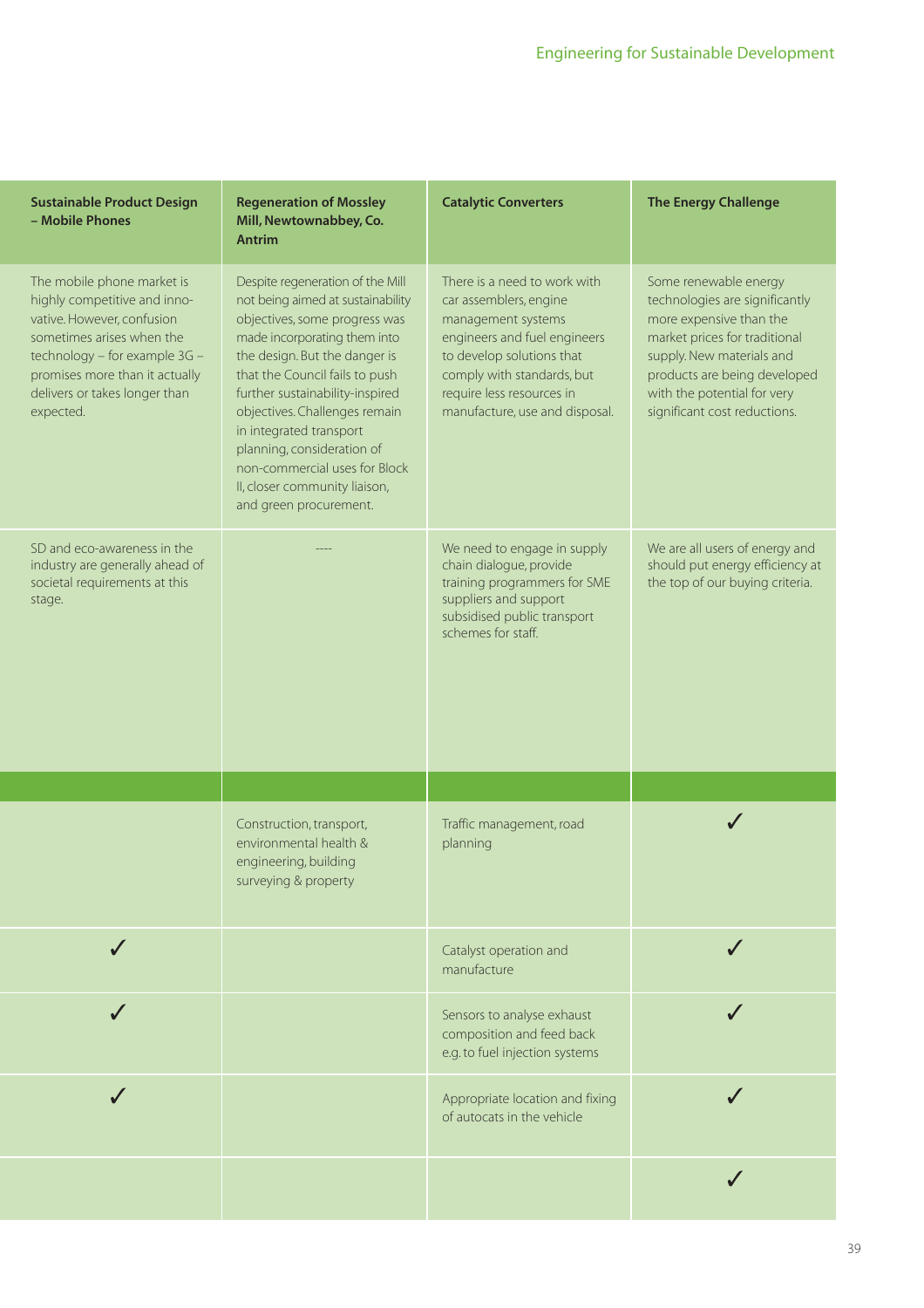| Sustainable Product Design – Mobile Phones | Regeneration of Mossley Mill, Newtownabbey, Co. Antrim | Catalytic Converters | The Energy Challenge |
|---|---|---|---|
| The mobile phone market is highly competitive and innovative. However, confusion sometimes arises when the technology – for example 3G – promises more than it actually delivers or takes longer than expected. | Despite regeneration of the Mill not being aimed at sustainability objectives, some progress was made incorporating them into the design. But the danger is that the Council fails to push further sustainability-inspired objectives. Challenges remain in integrated transport planning, consideration of non-commercial uses for Block II, closer community liaison, and green procurement. | There is a need to work with car assemblers, engine management systems engineers and fuel engineers to develop solutions that comply with standards, but require less resources in manufacture, use and disposal. | Some renewable energy technologies are significantly more expensive than the market prices for traditional supply. New materials and products are being developed with the potential for very significant cost reductions. |
| SD and eco-awareness in the industry are generally ahead of societal requirements at this stage. | ---- | We need to engage in supply chain dialogue, provide training programmers for SME suppliers and support subsidised public transport schemes for staff. | We are all users of energy and should put energy efficiency at the top of our buying criteria. |
| | | | |
| | Construction, transport, environmental health & engineering, building surveying & property | Traffic management, road planning | ✓ |
| ✓ | | Catalyst operation and manufacture | ✓ |
| ✓ | | Sensors to analyse exhaust composition and feed back e.g. to fuel injection systems | ✓ |
| ✓ | | Appropriate location and fixing of autocats in the vehicle | ✓ |
| | | | ✓ |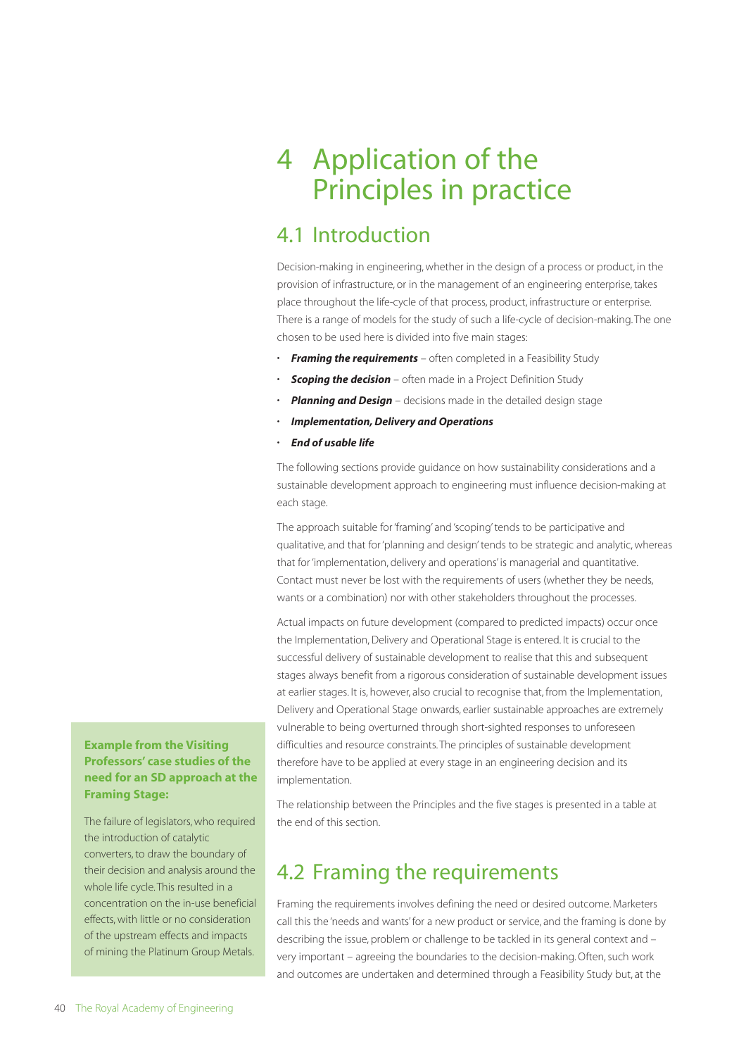# 4 Application of the Principles in practice

## 4.1 Introduction

Decision-making in engineering, whether in the design of a process or product, in the provision of infrastructure, or in the management of an engineering enterprise, takes place throughout the life-cycle of that process, product, infrastructure or enterprise. There is a range of models for the study of such a life-cycle of decision-making. The one chosen to be used here is divided into five main stages:

- ***Framing the requirements*** – often completed in a Feasibility Study
- ***Scoping the decision*** – often made in a Project Definition Study
- ***Planning and Design*** – decisions made in the detailed design stage
- ***Implementation, Delivery and Operations***
- ***End of usable life***

The following sections provide guidance on how sustainability considerations and a sustainable development approach to engineering must influence decision-making at each stage.

The approach suitable for 'framing' and 'scoping' tends to be participative and qualitative, and that for 'planning and design' tends to be strategic and analytic, whereas that for 'implementation, delivery and operations' is managerial and quantitative. Contact must never be lost with the requirements of users (whether they be needs, wants or a combination) nor with other stakeholders throughout the processes.

Actual impacts on future development (compared to predicted impacts) occur once the Implementation, Delivery and Operational Stage is entered. It is crucial to the successful delivery of sustainable development to realise that this and subsequent stages always benefit from a rigorous consideration of sustainable development issues at earlier stages. It is, however, also crucial to recognise that, from the Implementation, Delivery and Operational Stage onwards, earlier sustainable approaches are extremely vulnerable to being overturned through short-sighted responses to unforeseen difficulties and resource constraints. The principles of sustainable development therefore have to be applied at every stage in an engineering decision and its implementation.

The relationship between the Principles and the five stages is presented in a table at the end of this section.

**Example from the Visiting Professors' case studies of the need for an SD approach at the Framing Stage:**

The failure of legislators, who required the introduction of catalytic converters, to draw the boundary of their decision and analysis around the whole life cycle. This resulted in a concentration on the in-use beneficial effects, with little or no consideration of the upstream effects and impacts of mining the Platinum Group Metals.

## 4.2 Framing the requirements

Framing the requirements involves defining the need or desired outcome. Marketers call this the 'needs and wants' for a new product or service, and the framing is done by describing the issue, problem or challenge to be tackled in its general context and – very important – agreeing the boundaries to the decision-making. Often, such work and outcomes are undertaken and determined through a Feasibility Study but, at the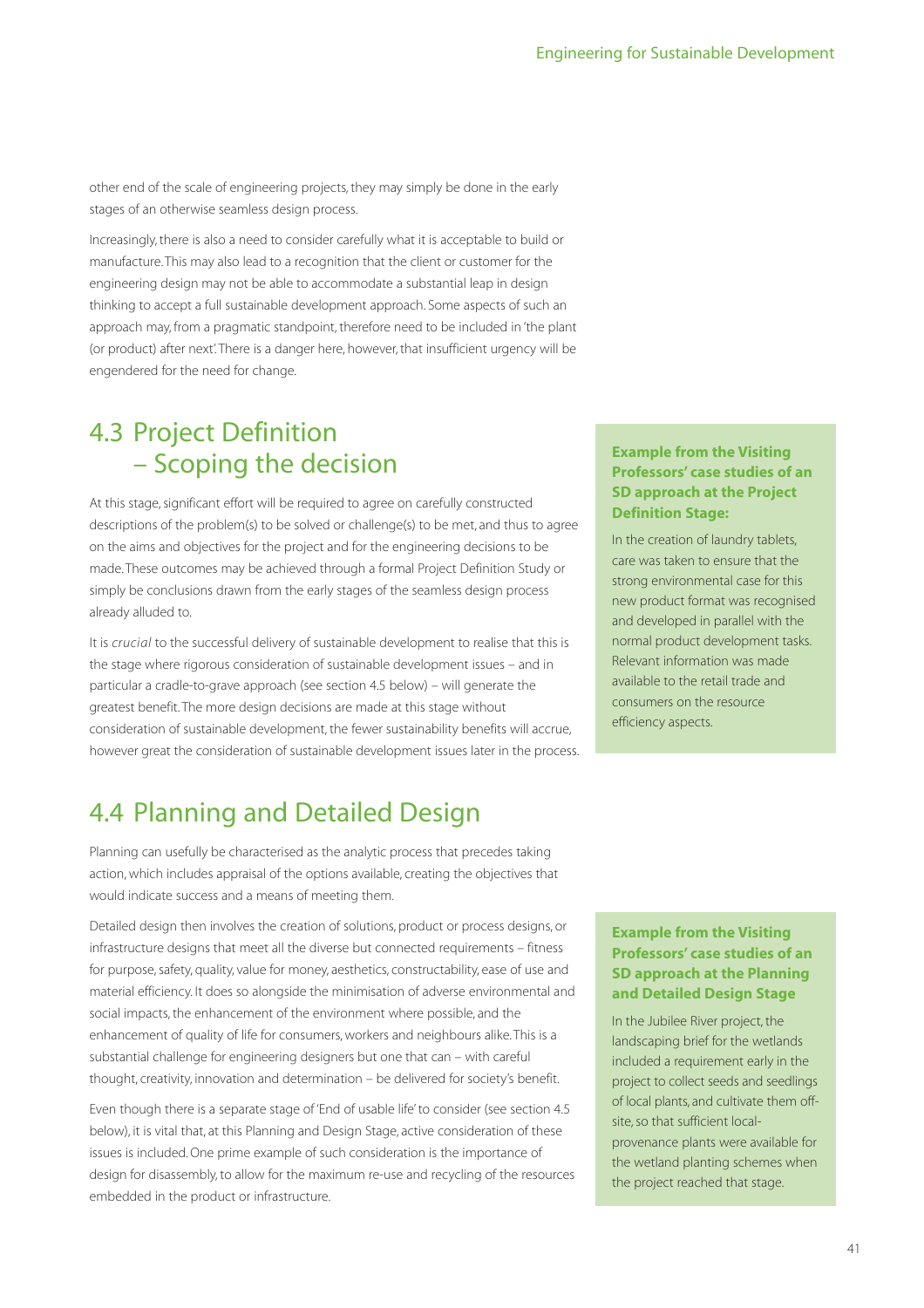other end of the scale of engineering projects, they may simply be done in the early stages of an otherwise seamless design process.

Increasingly, there is also a need to consider carefully what it is acceptable to build or manufacture. This may also lead to a recognition that the client or customer for the engineering design may not be able to accommodate a substantial leap in design thinking to accept a full sustainable development approach. Some aspects of such an approach may, from a pragmatic standpoint, therefore need to be included in 'the plant (or product) after next'. There is a danger here, however, that insufficient urgency will be engendered for the need for change.

## 4.3 Project Definition – Scoping the decision

At this stage, significant effort will be required to agree on carefully constructed descriptions of the problem(s) to be solved or challenge(s) to be met, and thus to agree on the aims and objectives for the project and for the engineering decisions to be made. These outcomes may be achieved through a formal Project Definition Study or simply be conclusions drawn from the early stages of the seamless design process already alluded to.

It is *crucial* to the successful delivery of sustainable development to realise that this is the stage where rigorous consideration of sustainable development issues – and in particular a cradle-to-grave approach (see section 4.5 below) – will generate the greatest benefit. The more design decisions are made at this stage without consideration of sustainable development, the fewer sustainability benefits will accrue, however great the consideration of sustainable development issues later in the process.

**Example from the Visiting Professors' case studies of an SD approach at the Project Definition Stage:**

In the creation of laundry tablets, care was taken to ensure that the strong environmental case for this new product format was recognised and developed in parallel with the normal product development tasks. Relevant information was made available to the retail trade and consumers on the resource efficiency aspects.

## 4.4 Planning and Detailed Design

Planning can usefully be characterised as the analytic process that precedes taking action, which includes appraisal of the options available, creating the objectives that would indicate success and a means of meeting them.

Detailed design then involves the creation of solutions, product or process designs, or infrastructure designs that meet all the diverse but connected requirements – fitness for purpose, safety, quality, value for money, aesthetics, constructability, ease of use and material efficiency. It does so alongside the minimisation of adverse environmental and social impacts, the enhancement of the environment where possible, and the enhancement of quality of life for consumers, workers and neighbours alike. This is a substantial challenge for engineering designers but one that can – with careful thought, creativity, innovation and determination – be delivered for society's benefit.

Even though there is a separate stage of 'End of usable life' to consider (see section 4.5 below), it is vital that, at this Planning and Design Stage, active consideration of these issues is included. One prime example of such consideration is the importance of design for disassembly, to allow for the maximum re-use and recycling of the resources embedded in the product or infrastructure.

**Example from the Visiting Professors' case studies of an SD approach at the Planning and Detailed Design Stage**

In the Jubilee River project, the landscaping brief for the wetlands included a requirement early in the project to collect seeds and seedlings of local plants, and cultivate them off-site, so that sufficient local-provenance plants were available for the wetland planting schemes when the project reached that stage.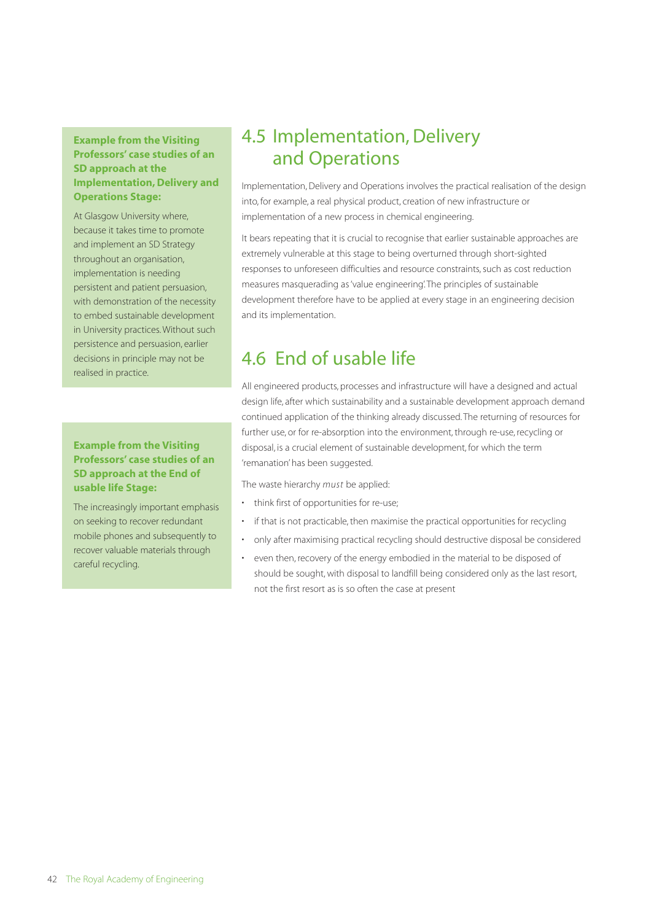**Example from the Visiting Professors' case studies of an SD approach at the Implementation, Delivery and Operations Stage:**

At Glasgow University where, because it takes time to promote and implement an SD Strategy throughout an organisation, implementation is needing persistent and patient persuasion, with demonstration of the necessity to embed sustainable development in University practices. Without such persistence and persuasion, earlier decisions in principle may not be realised in practice.

## 4.5 Implementation, Delivery and Operations

Implementation, Delivery and Operations involves the practical realisation of the design into, for example, a real physical product, creation of new infrastructure or implementation of a new process in chemical engineering.

It bears repeating that it is crucial to recognise that earlier sustainable approaches are extremely vulnerable at this stage to being overturned through short-sighted responses to unforeseen difficulties and resource constraints, such as cost reduction measures masquerading as 'value engineering'. The principles of sustainable development therefore have to be applied at every stage in an engineering decision and its implementation.

**Example from the Visiting Professors' case studies of an SD approach at the End of usable life Stage:**

The increasingly important emphasis on seeking to recover redundant mobile phones and subsequently to recover valuable materials through careful recycling.

## 4.6 End of usable life

All engineered products, processes and infrastructure will have a designed and actual design life, after which sustainability and a sustainable development approach demand continued application of the thinking already discussed. The returning of resources for further use, or for re-absorption into the environment, through re-use, recycling or disposal, is a crucial element of sustainable development, for which the term 'remanation' has been suggested.

The waste hierarchy *must* be applied:

- think first of opportunities for re-use;
- if that is not practicable, then maximise the practical opportunities for recycling
- only after maximising practical recycling should destructive disposal be considered
- even then, recovery of the energy embodied in the material to be disposed of should be sought, with disposal to landfill being considered only as the last resort, not the first resort as is so often the case at present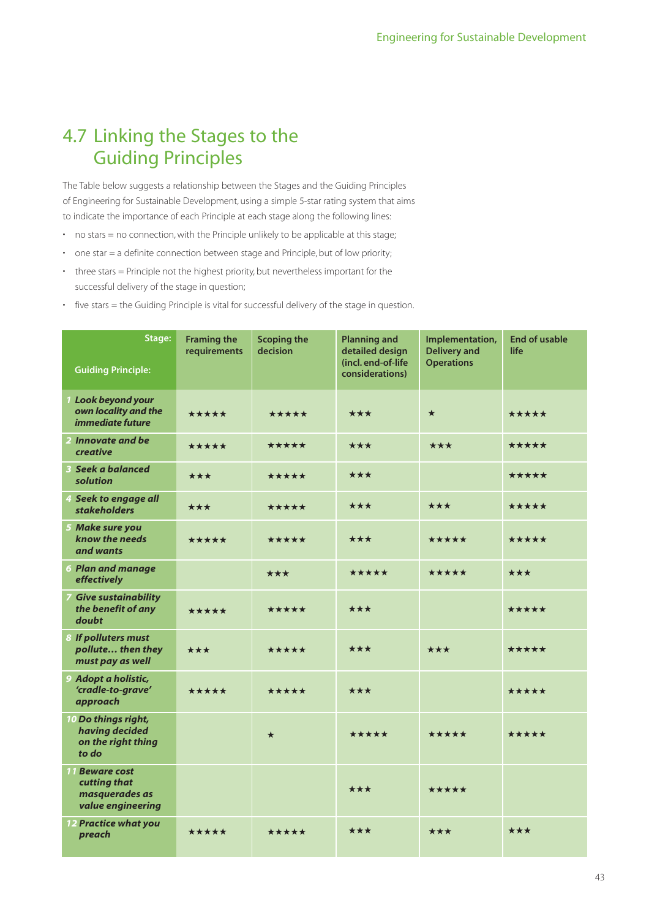## 4.7 Linking the Stages to the Guiding Principles

The Table below suggests a relationship between the Stages and the Guiding Principles of Engineering for Sustainable Development, using a simple 5-star rating system that aims to indicate the importance of each Principle at each stage along the following lines:

- no stars = no connection, with the Principle unlikely to be applicable at this stage;
- one star = a definite connection between stage and Principle, but of low priority;
- three stars = Principle not the highest priority, but nevertheless important for the successful delivery of the stage in question;
- five stars = the Guiding Principle is vital for successful delivery of the stage in question.

| Stage: / Guiding Principle: | Framing the requirements | Scoping the decision | Planning and detailed design (incl. end-of-life considerations) | Implementation, Delivery and Operations | End of usable life |
|---|---|---|---|---|---|
| *1 Look beyond your own locality and the immediate future* | ★★★★★ | ★★★★★ | ★★★ | ★ | ★★★★★ |
| *2 Innovate and be creative* | ★★★★★ | ★★★★★ | ★★★ | ★★★ | ★★★★★ |
| *3 Seek a balanced solution* | ★★★ | ★★★★★ | ★★★ | | ★★★★★ |
| *4 Seek to engage all stakeholders* | ★★★ | ★★★★★ | ★★★ | ★★★ | ★★★★★ |
| *5 Make sure you know the needs and wants* | ★★★★★ | ★★★★★ | ★★★ | ★★★★★ | ★★★★★ |
| *6 Plan and manage effectively* | | ★★★ | ★★★★★ | ★★★★★ | ★★★ |
| *7 Give sustainability the benefit of any doubt* | ★★★★★ | ★★★★★ | ★★★ | | ★★★★★ |
| *8 If polluters must pollute… then they must pay as well* | ★★★ | ★★★★★ | ★★★ | ★★★ | ★★★★★ |
| *9 Adopt a holistic, 'cradle-to-grave' approach* | ★★★★★ | ★★★★★ | ★★★ | | ★★★★★ |
| *10 Do things right, having decided on the right thing to do* | | ★ | ★★★★★ | ★★★★★ | ★★★★★ |
| *11 Beware cost cutting that masquerades as value engineering* | | | ★★★ | ★★★★★ | |
| *12 Practice what you preach* | ★★★★★ | ★★★★★ | ★★★ | ★★★ | ★★★ |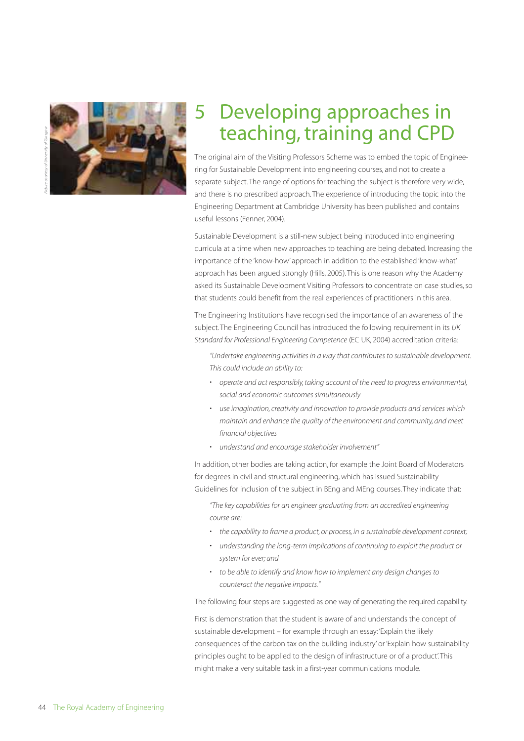*Picture courtesy of University of Glasgow*

# 5 Developing approaches in teaching, training and CPD

The original aim of the Visiting Professors Scheme was to embed the topic of Engineering for Sustainable Development into engineering courses, and not to create a separate subject. The range of options for teaching the subject is therefore very wide, and there is no prescribed approach. The experience of introducing the topic into the Engineering Department at Cambridge University has been published and contains useful lessons (Fenner, 2004).

Sustainable Development is a still-new subject being introduced into engineering curricula at a time when new approaches to teaching are being debated. Increasing the importance of the 'know-how' approach in addition to the established 'know-what' approach has been argued strongly (Hills, 2005). This is one reason why the Academy asked its Sustainable Development Visiting Professors to concentrate on case studies, so that students could benefit from the real experiences of practitioners in this area.

The Engineering Institutions have recognised the importance of an awareness of the subject. The Engineering Council has introduced the following requirement in its *UK Standard for Professional Engineering Competence* (EC UK, 2004) accreditation criteria:

> *"Undertake engineering activities in a way that contributes to sustainable development. This could include an ability to:*
>
> - *operate and act responsibly, taking account of the need to progress environmental, social and economic outcomes simultaneously*
> - *use imagination, creativity and innovation to provide products and services which maintain and enhance the quality of the environment and community, and meet financial objectives*
> - *understand and encourage stakeholder involvement"*

In addition, other bodies are taking action, for example the Joint Board of Moderators for degrees in civil and structural engineering, which has issued Sustainability Guidelines for inclusion of the subject in BEng and MEng courses. They indicate that:

> *"The key capabilities for an engineer graduating from an accredited engineering course are:*
>
> - *the capability to frame a product, or process, in a sustainable development context;*
> - *understanding the long-term implications of continuing to exploit the product or system for ever; and*
> - *to be able to identify and know how to implement any design changes to counteract the negative impacts."*

The following four steps are suggested as one way of generating the required capability.

First is demonstration that the student is aware of and understands the concept of sustainable development – for example through an essay: 'Explain the likely consequences of the carbon tax on the building industry' or 'Explain how sustainability principles ought to be applied to the design of infrastructure or of a product'. This might make a very suitable task in a first-year communications module.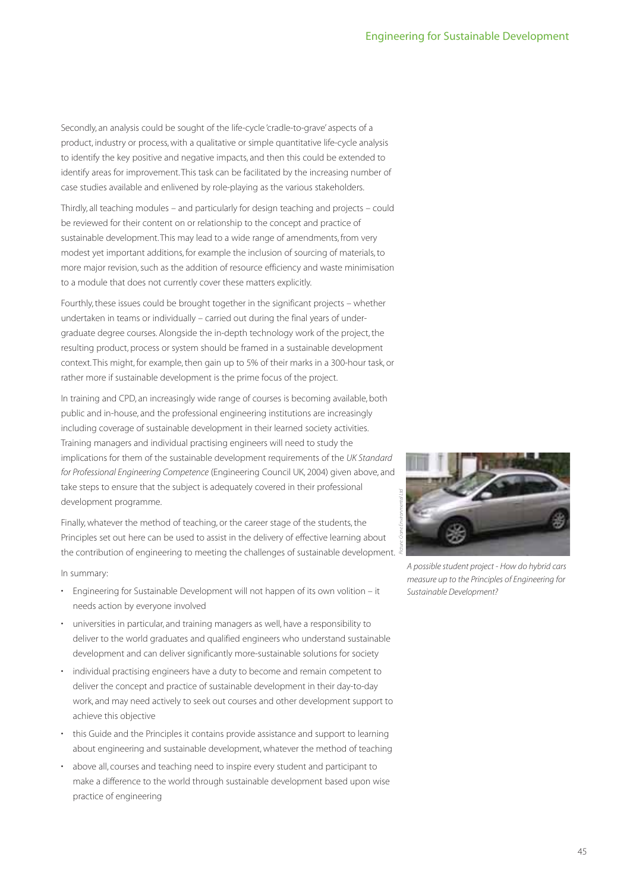Secondly, an analysis could be sought of the life-cycle 'cradle-to-grave' aspects of a product, industry or process, with a qualitative or simple quantitative life-cycle analysis to identify the key positive and negative impacts, and then this could be extended to identify areas for improvement. This task can be facilitated by the increasing number of case studies available and enlivened by role-playing as the various stakeholders.

Thirdly, all teaching modules – and particularly for design teaching and projects – could be reviewed for their content on or relationship to the concept and practice of sustainable development. This may lead to a wide range of amendments, from very modest yet important additions, for example the inclusion of sourcing of materials, to more major revision, such as the addition of resource efficiency and waste minimisation to a module that does not currently cover these matters explicitly.

Fourthly, these issues could be brought together in the significant projects – whether undertaken in teams or individually – carried out during the final years of under-graduate degree courses. Alongside the in-depth technology work of the project, the resulting product, process or system should be framed in a sustainable development context. This might, for example, then gain up to 5% of their marks in a 300-hour task, or rather more if sustainable development is the prime focus of the project.

In training and CPD, an increasingly wide range of courses is becoming available, both public and in-house, and the professional engineering institutions are increasingly including coverage of sustainable development in their learned society activities. Training managers and individual practising engineers will need to study the implications for them of the sustainable development requirements of the *UK Standard for Professional Engineering Competence* (Engineering Council UK, 2004) given above, and take steps to ensure that the subject is adequately covered in their professional development programme.

Finally, whatever the method of teaching, or the career stage of the students, the Principles set out here can be used to assist in the delivery of effective learning about the contribution of engineering to meeting the challenges of sustainable development.

*Picture: Crane Environmental Ltd*

*A possible student project - How do hybrid cars measure up to the Principles of Engineering for Sustainable Development?*

In summary:

- Engineering for Sustainable Development will not happen of its own volition – it needs action by everyone involved
- universities in particular, and training managers as well, have a responsibility to deliver to the world graduates and qualified engineers who understand sustainable development and can deliver significantly more-sustainable solutions for society
- individual practising engineers have a duty to become and remain competent to deliver the concept and practice of sustainable development in their day-to-day work, and may need actively to seek out courses and other development support to achieve this objective
- this Guide and the Principles it contains provide assistance and support to learning about engineering and sustainable development, whatever the method of teaching
- above all, courses and teaching need to inspire every student and participant to make a difference to the world through sustainable development based upon wise practice of engineering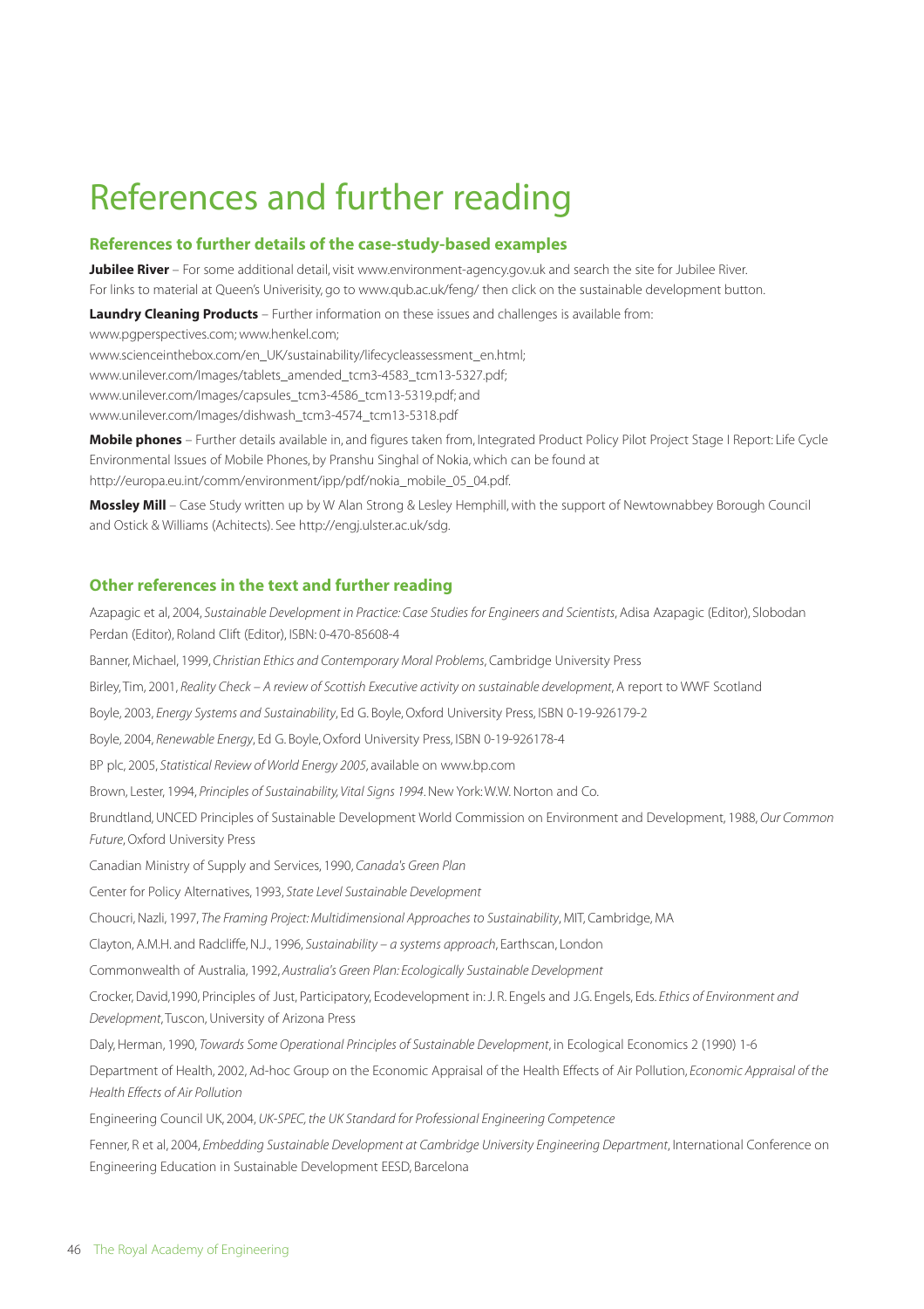# References and further reading

## References to further details of the case-study-based examples

**Jubilee River** – For some additional detail, visit www.environment-agency.gov.uk and search the site for Jubilee River. For links to material at Queen's Univerisity, go to www.qub.ac.uk/feng/ then click on the sustainable development button.

**Laundry Cleaning Products** – Further information on these issues and challenges is available from:
www.pgperspectives.com; www.henkel.com;
www.scienceinthebox.com/en_UK/sustainability/lifecycleassessment_en.html;
www.unilever.com/Images/tablets_amended_tcm3-4583_tcm13-5327.pdf;
www.unilever.com/Images/capsules_tcm3-4586_tcm13-5319.pdf; and
www.unilever.com/Images/dishwash_tcm3-4574_tcm13-5318.pdf

**Mobile phones** – Further details available in, and figures taken from, Integrated Product Policy Pilot Project Stage I Report: Life Cycle Environmental Issues of Mobile Phones, by Pranshu Singhal of Nokia, which can be found at http://europa.eu.int/comm/environment/ipp/pdf/nokia_mobile_05_04.pdf.

**Mossley Mill** – Case Study written up by W Alan Strong & Lesley Hemphill, with the support of Newtownabbey Borough Council and Ostick & Williams (Achitects). See http://engj.ulster.ac.uk/sdg.

## Other references in the text and further reading

Azapagic et al, 2004, *Sustainable Development in Practice: Case Studies for Engineers and Scientists*, Adisa Azapagic (Editor), Slobodan Perdan (Editor), Roland Clift (Editor), ISBN: 0-470-85608-4

Banner, Michael, 1999, *Christian Ethics and Contemporary Moral Problems*, Cambridge University Press

Birley, Tim, 2001, *Reality Check – A review of Scottish Executive activity on sustainable development*, A report to WWF Scotland

Boyle, 2003, *Energy Systems and Sustainability*, Ed G. Boyle, Oxford University Press, ISBN 0-19-926179-2

Boyle, 2004, *Renewable Energy*, Ed G. Boyle, Oxford University Press, ISBN 0-19-926178-4

BP plc, 2005, *Statistical Review of World Energy 2005*, available on www.bp.com

Brown, Lester, 1994, *Principles of Sustainability, Vital Signs 1994*. New York: W.W. Norton and Co.

Brundtland, UNCED Principles of Sustainable Development World Commission on Environment and Development, 1988, *Our Common Future*, Oxford University Press

Canadian Ministry of Supply and Services, 1990, *Canada's Green Plan*

Center for Policy Alternatives, 1993, *State Level Sustainable Development*

Choucri, Nazli, 1997, *The Framing Project: Multidimensional Approaches to Sustainability*, MIT, Cambridge, MA

Clayton, A.M.H. and Radcliffe, N.J., 1996, *Sustainability – a systems approach*, Earthscan, London

Commonwealth of Australia, 1992, *Australia's Green Plan: Ecologically Sustainable Development*

Crocker, David,1990, Principles of Just, Participatory, Ecodevelopment in: J. R. Engels and J.G. Engels, Eds. *Ethics of Environment and Development*, Tuscon, University of Arizona Press

Daly, Herman, 1990, *Towards Some Operational Principles of Sustainable Development*, in Ecological Economics 2 (1990) 1-6

Department of Health, 2002, Ad-hoc Group on the Economic Appraisal of the Health Effects of Air Pollution, *Economic Appraisal of the Health Effects of Air Pollution*

Engineering Council UK, 2004, *UK-SPEC, the UK Standard for Professional Engineering Competence*

Fenner, R et al, 2004, *Embedding Sustainable Development at Cambridge University Engineering Department*, International Conference on Engineering Education in Sustainable Development EESD, Barcelona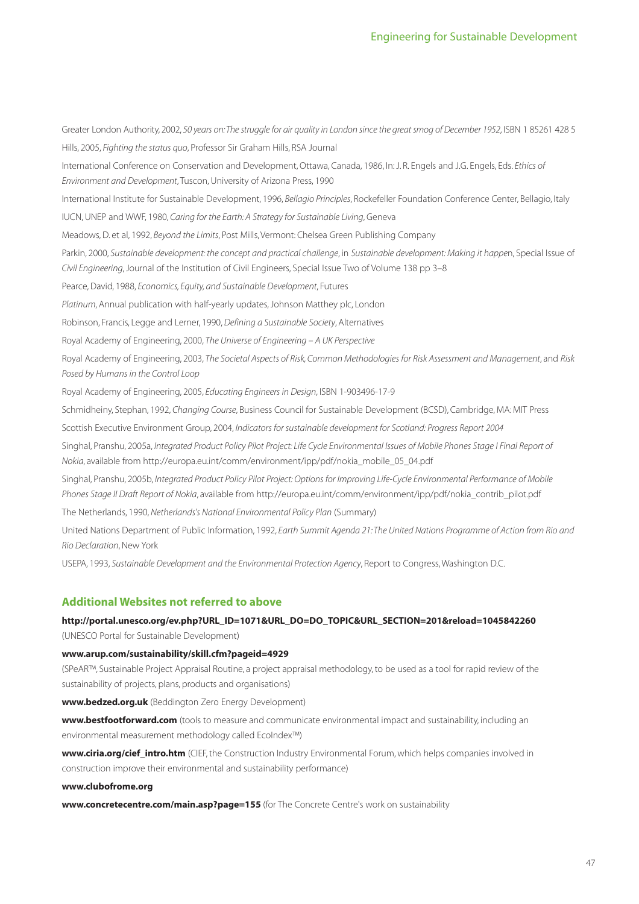Greater London Authority, 2002, *50 years on: The struggle for air quality in London since the great smog of December 1952*, ISBN 1 85261 428 5

Hills, 2005, *Fighting the status quo*, Professor Sir Graham Hills, RSA Journal

International Conference on Conservation and Development, Ottawa, Canada, 1986, In: J. R. Engels and J.G. Engels, Eds. *Ethics of Environment and Development*, Tuscon, University of Arizona Press, 1990

International Institute for Sustainable Development, 1996, *Bellagio Principles*, Rockefeller Foundation Conference Center, Bellagio, Italy

IUCN, UNEP and WWF, 1980, *Caring for the Earth: A Strategy for Sustainable Living*, Geneva

Meadows, D. et al, 1992, *Beyond the Limits*, Post Mills, Vermont: Chelsea Green Publishing Company

Parkin, 2000, *Sustainable development: the concept and practical challenge*, in *Sustainable development: Making it happen*, Special Issue of *Civil Engineering*, Journal of the Institution of Civil Engineers, Special Issue Two of Volume 138 pp 3–8

Pearce, David, 1988, *Economics, Equity, and Sustainable Development*, Futures

*Platinum*, Annual publication with half-yearly updates, Johnson Matthey plc, London

Robinson, Francis, Legge and Lerner, 1990, *Defining a Sustainable Society*, Alternatives

Royal Academy of Engineering, 2000, *The Universe of Engineering – A UK Perspective*

Royal Academy of Engineering, 2003, *The Societal Aspects of Risk, Common Methodologies for Risk Assessment and Management*, and *Risk Posed by Humans in the Control Loop*

Royal Academy of Engineering, 2005, *Educating Engineers in Design*, ISBN 1-903496-17-9

Schmidheiny, Stephan, 1992, *Changing Course*, Business Council for Sustainable Development (BCSD), Cambridge, MA: MIT Press

Scottish Executive Environment Group, 2004, *Indicators for sustainable development for Scotland: Progress Report 2004*

Singhal, Pranshu, 2005a, *Integrated Product Policy Pilot Project: Life Cycle Environmental Issues of Mobile Phones Stage I Final Report of Nokia*, available from http://europa.eu.int/comm/environment/ipp/pdf/nokia_mobile_05_04.pdf

Singhal, Pranshu, 2005b, *Integrated Product Policy Pilot Project: Options for Improving Life-Cycle Environmental Performance of Mobile Phones Stage II Draft Report of Nokia*, available from http://europa.eu.int/comm/environment/ipp/pdf/nokia_contrib_pilot.pdf

The Netherlands, 1990, *Netherlands's National Environmental Policy Plan* (Summary)

United Nations Department of Public Information, 1992, *Earth Summit Agenda 21: The United Nations Programme of Action from Rio and Rio Declaration*, New York

USEPA, 1993, *Sustainable Development and the Environmental Protection Agency*, Report to Congress, Washington D.C.

## Additional Websites not referred to above

**http://portal.unesco.org/ev.php?URL_ID=1071&URL_DO=DO_TOPIC&URL_SECTION=201&reload=1045842260**
(UNESCO Portal for Sustainable Development)

**www.arup.com/sustainability/skill.cfm?pageid=4929**
(SPeAR™, Sustainable Project Appraisal Routine, a project appraisal methodology, to be used as a tool for rapid review of the sustainability of projects, plans, products and organisations)

**www.bedzed.org.uk** (Beddington Zero Energy Development)

**www.bestfootforward.com** (tools to measure and communicate environmental impact and sustainability, including an environmental measurement methodology called EcoIndex™)

**www.ciria.org/cief_intro.htm** (CIEF, the Construction Industry Environmental Forum, which helps companies involved in construction improve their environmental and sustainability performance)

**www.clubofrome.org**

**www.concretecentre.com/main.asp?page=155** (for The Concrete Centre's work on sustainability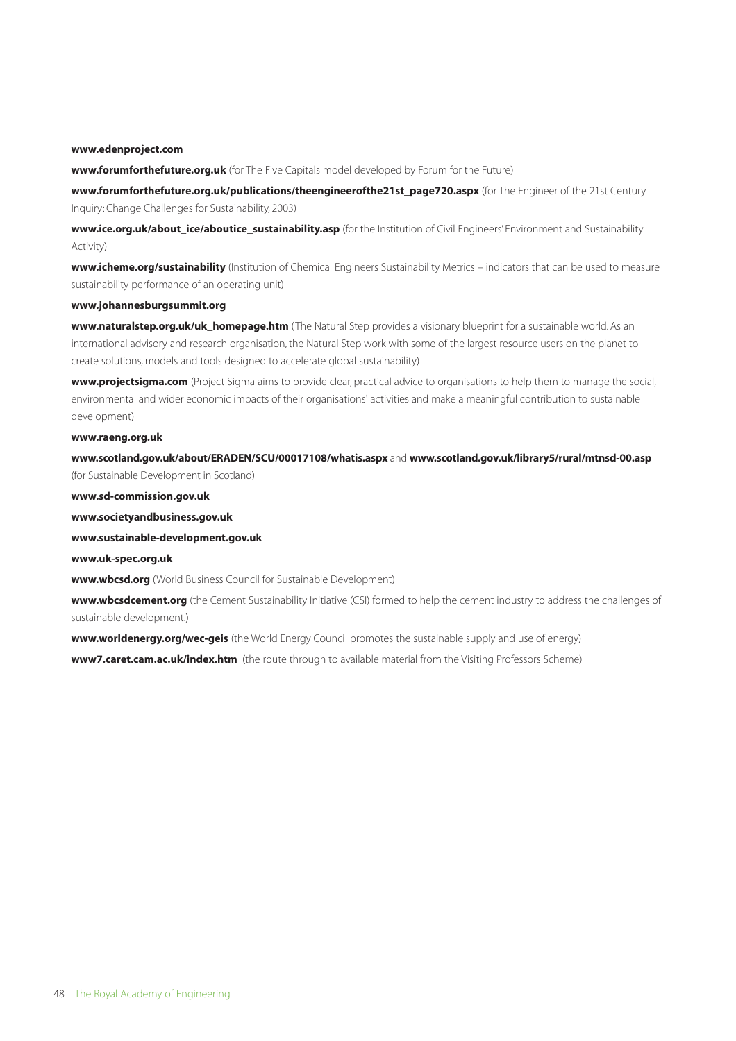**www.edenproject.com**

**www.forumforthefuture.org.uk** (for The Five Capitals model developed by Forum for the Future)

**www.forumforthefuture.org.uk/publications/theengineerofthe21st_page720.aspx** (for The Engineer of the 21st Century Inquiry: Change Challenges for Sustainability, 2003)

**www.ice.org.uk/about_ice/aboutice_sustainability.asp** (for the Institution of Civil Engineers' Environment and Sustainability Activity)

**www.icheme.org/sustainability** (Institution of Chemical Engineers Sustainability Metrics – indicators that can be used to measure sustainability performance of an operating unit)

**www.johannesburgsummit.org**

**www.naturalstep.org.uk/uk_homepage.htm** (The Natural Step provides a visionary blueprint for a sustainable world. As an international advisory and research organisation, the Natural Step work with some of the largest resource users on the planet to create solutions, models and tools designed to accelerate global sustainability)

**www.projectsigma.com** (Project Sigma aims to provide clear, practical advice to organisations to help them to manage the social, environmental and wider economic impacts of their organisations' activities and make a meaningful contribution to sustainable development)

**www.raeng.org.uk**

**www.scotland.gov.uk/about/ERADEN/SCU/00017108/whatis.aspx** and **www.scotland.gov.uk/library5/rural/mtnsd-00.asp** (for Sustainable Development in Scotland)

**www.sd-commission.gov.uk**

**www.societyandbusiness.gov.uk**

**www.sustainable-development.gov.uk**

**www.uk-spec.org.uk**

**www.wbcsd.org** (World Business Council for Sustainable Development)

**www.wbcsdcement.org** (the Cement Sustainability Initiative (CSI) formed to help the cement industry to address the challenges of sustainable development.)

**www.worldenergy.org/wec-geis** (the World Energy Council promotes the sustainable supply and use of energy)

**www7.caret.cam.ac.uk/index.htm** (the route through to available material from the Visiting Professors Scheme)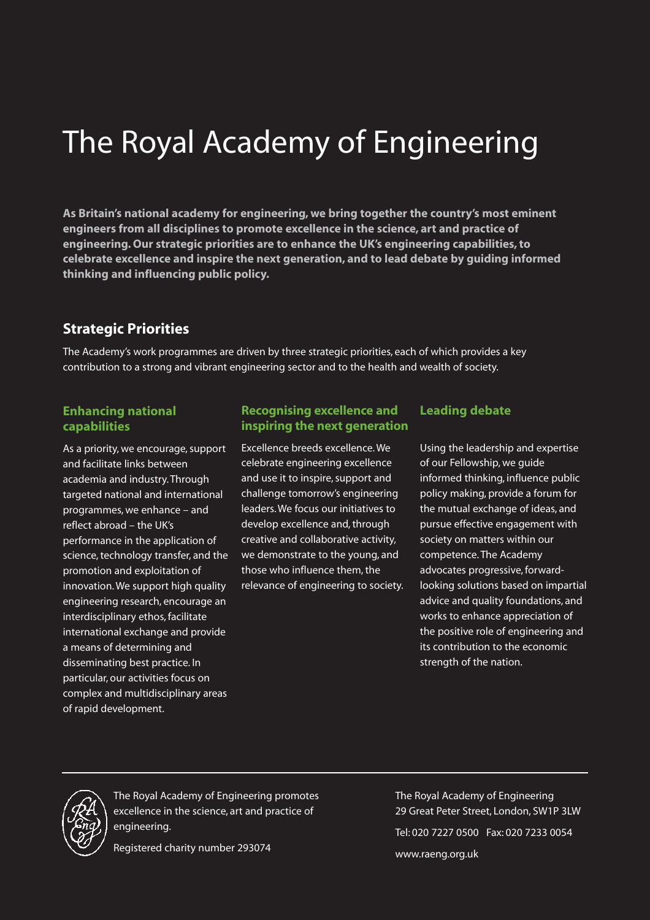# The Royal Academy of Engineering

**As Britain's national academy for engineering, we bring together the country's most eminent engineers from all disciplines to promote excellence in the science, art and practice of engineering. Our strategic priorities are to enhance the UK's engineering capabilities, to celebrate excellence and inspire the next generation, and to lead debate by guiding informed thinking and influencing public policy.**

## Strategic Priorities

The Academy's work programmes are driven by three strategic priorities, each of which provides a key contribution to a strong and vibrant engineering sector and to the health and wealth of society.

### Enhancing national capabilities

As a priority, we encourage, support and facilitate links between academia and industry. Through targeted national and international programmes, we enhance – and reflect abroad – the UK's performance in the application of science, technology transfer, and the promotion and exploitation of innovation. We support high quality engineering research, encourage an interdisciplinary ethos, facilitate international exchange and provide a means of determining and disseminating best practice. In particular, our activities focus on complex and multidisciplinary areas of rapid development.

### Recognising excellence and inspiring the next generation

Excellence breeds excellence. We celebrate engineering excellence and use it to inspire, support and challenge tomorrow's engineering leaders. We focus our initiatives to develop excellence and, through creative and collaborative activity, we demonstrate to the young, and those who influence them, the relevance of engineering to society.

### Leading debate

Using the leadership and expertise of our Fellowship, we guide informed thinking, influence public policy making, provide a forum for the mutual exchange of ideas, and pursue effective engagement with society on matters within our competence. The Academy advocates progressive, forward-looking solutions based on impartial advice and quality foundations, and works to enhance appreciation of the positive role of engineering and its contribution to the economic strength of the nation.

---

The Royal Academy of Engineering promotes excellence in the science, art and practice of engineering.

Registered charity number 293074

The Royal Academy of Engineering
29 Great Peter Street, London, SW1P 3LW

Tel: 020 7227 0500 Fax: 020 7233 0054

www.raeng.org.uk